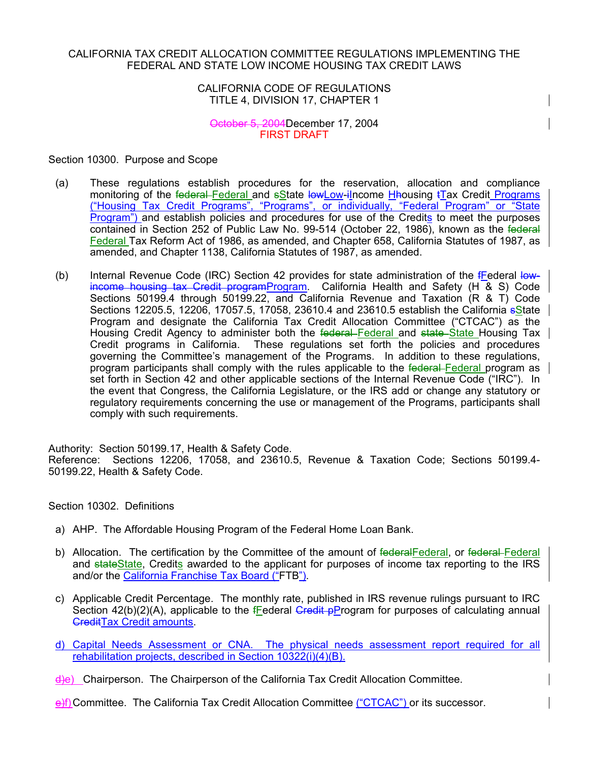CALIFORNIA TAX CREDIT ALLOCATION COMMITTEE REGULATIONS IMPLEMENTING THE FEDERAL AND STATE LOW INCOME HOUSING TAX CREDIT LAWS

CALIFORNIA CODE OF REGULATIONS
TITLE 4, DIVISION 17, CHAPTER 1

~~October 5, 2004~~December 17, 2004
FIRST DRAFT

Section 10300. Purpose and Scope

(a) These regulations establish procedures for the reservation, allocation and compliance monitoring of the ~~federal~~ Federal and ~~s~~State ~~low~~Low-~~i~~Income H~~h~~ousing ~~t~~Tax Credit Programs (“Housing Tax Credit Programs”, “Programs”, or individually, “Federal Program” or “State Program”) and establish policies and procedures for use of the Credits to meet the purposes contained in Section 252 of Public Law No. 99-514 (October 22, 1986), known as the ~~federal~~ Federal Tax Reform Act of 1986, as amended, and Chapter 658, California Statutes of 1987, as amended, and Chapter 1138, California Statutes of 1987, as amended.

(b) Internal Revenue Code (IRC) Section 42 provides for state administration of the ~~f~~Federal ~~low-income housing tax Credit program~~Program. California Health and Safety (H & S) Code Sections 50199.4 through 50199.22, and California Revenue and Taxation (R & T) Code Sections 12205.5, 12206, 17057.5, 17058, 23610.4 and 23610.5 establish the California ~~s~~State Program and designate the California Tax Credit Allocation Committee (“CTCAC”) as the Housing Credit Agency to administer both the ~~federal~~ Federal and ~~state~~ State Housing Tax Credit programs in California. These regulations set forth the policies and procedures governing the Committee’s management of the Programs. In addition to these regulations, program participants shall comply with the rules applicable to the ~~federal~~ Federal program as set forth in Section 42 and other applicable sections of the Internal Revenue Code (“IRC”). In the event that Congress, the California Legislature, or the IRS add or change any statutory or regulatory requirements concerning the use or management of the Programs, participants shall comply with such requirements.

Authority: Section 50199.17, Health & Safety Code.
Reference: Sections 12206, 17058, and 23610.5, Revenue & Taxation Code; Sections 50199.4-50199.22, Health & Safety Code.

Section 10302. Definitions

a) AHP. The Affordable Housing Program of the Federal Home Loan Bank.

b) Allocation. The certification by the Committee of the amount of ~~federal~~Federal, or ~~federal~~ Federal and ~~state~~State, Credits awarded to the applicant for purposes of income tax reporting to the IRS and/or the California Franchise Tax Board (“FTB”).

c) Applicable Credit Percentage. The monthly rate, published in IRS revenue rulings pursuant to IRC Section 42(b)(2)(A), applicable to the ~~f~~Federal ~~Credit p~~Program for purposes of calculating annual ~~Credit~~Tax Credit amounts.

d) Capital Needs Assessment or CNA. The physical needs assessment report required for all rehabilitation projects, described in Section 10322(i)(4)(B).

~~d)~~e) Chairperson. The Chairperson of the California Tax Credit Allocation Committee.

~~e)~~f) Committee. The California Tax Credit Allocation Committee (“CTCAC”) or its successor.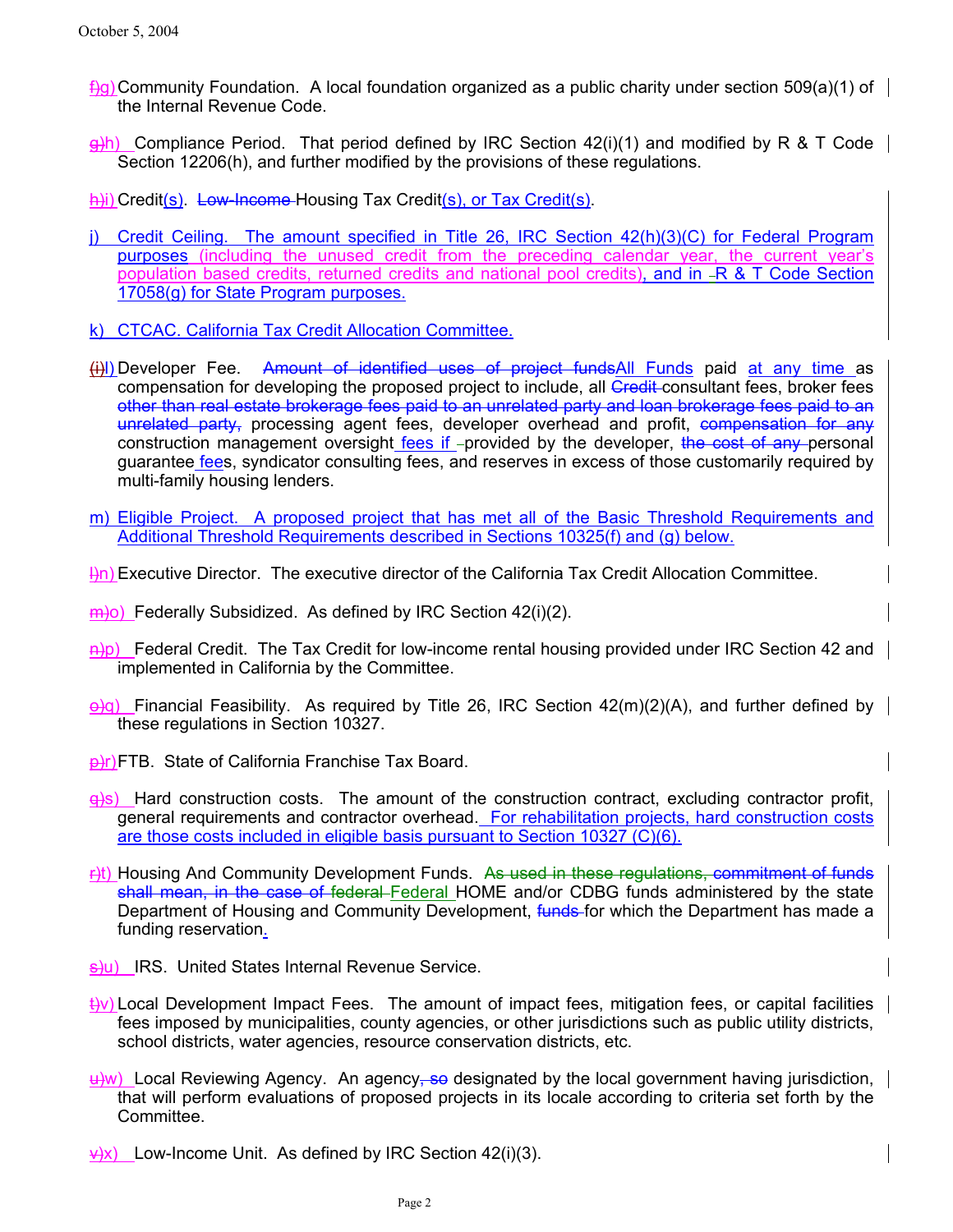f)g) Community Foundation. A local foundation organized as a public charity under section 509(a)(1) of the Internal Revenue Code.

g)h) Compliance Period. That period defined by IRC Section 42(i)(1) and modified by R & T Code Section 12206(h), and further modified by the provisions of these regulations.

h)i) Credit(s). Low-Income Housing Tax Credit(s), or Tax Credit(s).

j) Credit Ceiling. The amount specified in Title 26, IRC Section 42(h)(3)(C) for Federal Program purposes (including the unused credit from the preceding calendar year, the current year's population based credits, returned credits and national pool credits), and in R & T Code Section 17058(g) for State Program purposes.

k) CTCAC. California Tax Credit Allocation Committee.

(i)l) Developer Fee. Amount of identified uses of project funds All Funds paid at any time as compensation for developing the proposed project to include, all Credit consultant fees, broker fees other than real estate brokerage fees paid to an unrelated party and loan brokerage fees paid to an unrelated party, processing agent fees, developer overhead and profit, compensation for any construction management oversight fees if provided by the developer, the cost of any personal guarantee fees, syndicator consulting fees, and reserves in excess of those customarily required by multi-family housing lenders.

m) Eligible Project. A proposed project that has met all of the Basic Threshold Requirements and Additional Threshold Requirements described in Sections 10325(f) and (g) below.

l)n) Executive Director. The executive director of the California Tax Credit Allocation Committee.

m)o) Federally Subsidized. As defined by IRC Section 42(i)(2).

n)p) Federal Credit. The Tax Credit for low-income rental housing provided under IRC Section 42 and implemented in California by the Committee.

o)q) Financial Feasibility. As required by Title 26, IRC Section 42(m)(2)(A), and further defined by these regulations in Section 10327.

p)r) FTB. State of California Franchise Tax Board.

q)s) Hard construction costs. The amount of the construction contract, excluding contractor profit, general requirements and contractor overhead. For rehabilitation projects, hard construction costs are those costs included in eligible basis pursuant to Section 10327 (C)(6).

r)t) Housing And Community Development Funds. As used in these regulations, commitment of funds shall mean, in the case of federal Federal HOME and/or CDBG funds administered by the state Department of Housing and Community Development, funds for which the Department has made a funding reservation.

s)u) IRS. United States Internal Revenue Service.

t)v) Local Development Impact Fees. The amount of impact fees, mitigation fees, or capital facilities fees imposed by municipalities, county agencies, or other jurisdictions such as public utility districts, school districts, water agencies, resource conservation districts, etc.

u)w) Local Reviewing Agency. An agency, so designated by the local government having jurisdiction, that will perform evaluations of proposed projects in its locale according to criteria set forth by the Committee.

v)x) Low-Income Unit. As defined by IRC Section 42(i)(3).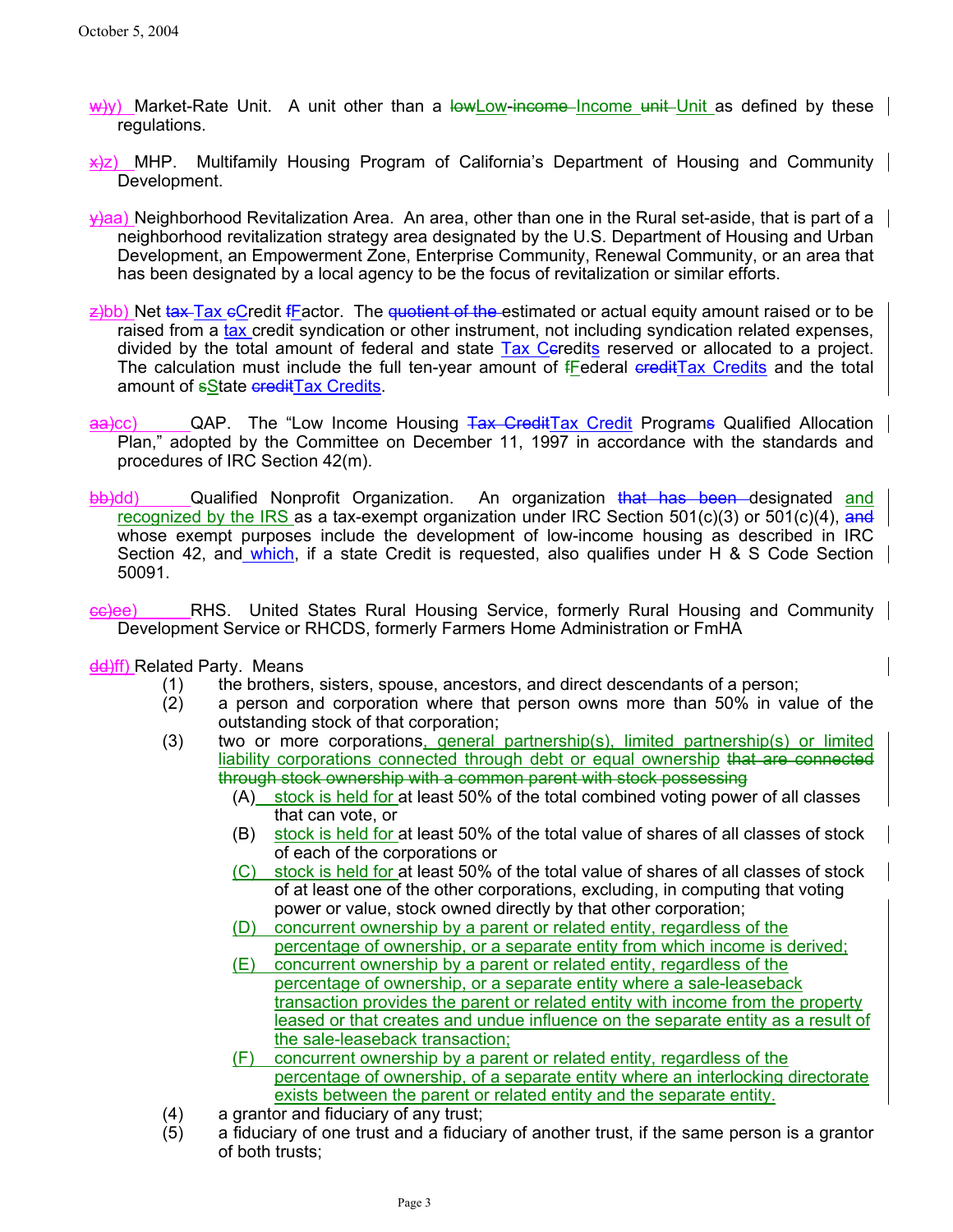~~w)~~y) Market-Rate Unit. A unit other than a ~~low~~Low-~~income~~ Income ~~unit~~ Unit as defined by these regulations.

~~x)~~z) MHP. Multifamily Housing Program of California's Department of Housing and Community Development.

~~y)~~aa) Neighborhood Revitalization Area. An area, other than one in the Rural set-aside, that is part of a neighborhood revitalization strategy area designated by the U.S. Department of Housing and Urban Development, an Empowerment Zone, Enterprise Community, Renewal Community, or an area that has been designated by a local agency to be the focus of revitalization or similar efforts.

~~z)~~bb) Net ~~tax~~ Tax ~~c~~Credit ~~f~~Factor. The ~~quotient of the~~ estimated or actual equity amount raised or to be raised from a tax credit syndication or other instrument, not including syndication related expenses, divided by the total amount of federal and state Tax C~~c~~redits reserved or allocated to a project. The calculation must include the full ten-year amount of ~~f~~Federal ~~credit~~Tax Credits and the total amount of ~~s~~State ~~credit~~Tax Credits.

~~aa)~~cc) QAP. The "Low Income Housing ~~Tax Credit~~Tax Credit Program~~s~~ Qualified Allocation Plan," adopted by the Committee on December 11, 1997 in accordance with the standards and procedures of IRC Section 42(m).

~~bb)~~dd) Qualified Nonprofit Organization. An organization ~~that has been~~ designated and recognized by the IRS as a tax-exempt organization under IRC Section 501(c)(3) or 501(c)(4), ~~and~~ whose exempt purposes include the development of low-income housing as described in IRC Section 42, and which, if a state Credit is requested, also qualifies under H & S Code Section 50091.

~~cc)~~ee) RHS. United States Rural Housing Service, formerly Rural Housing and Community Development Service or RHCDS, formerly Farmers Home Administration or FmHA

~~dd)~~ff) Related Party. Means

(1) the brothers, sisters, spouse, ancestors, and direct descendants of a person;

(2) a person and corporation where that person owns more than 50% in value of the outstanding stock of that corporation;

(3) two or more corporations, general partnership(s), limited partnership(s) or limited liability corporations connected through debt or equal ownership ~~that are connected through stock ownership with a common parent with stock possessing~~

   (A) stock is held for at least 50% of the total combined voting power of all classes that can vote, or

   (B) stock is held for at least 50% of the total value of shares of all classes of stock of each of the corporations or

   (C) stock is held for at least 50% of the total value of shares of all classes of stock of at least one of the other corporations, excluding, in computing that voting power or value, stock owned directly by that other corporation;

   (D) concurrent ownership by a parent or related entity, regardless of the percentage of ownership, or a separate entity from which income is derived;

   (E) concurrent ownership by a parent or related entity, regardless of the percentage of ownership, or a separate entity where a sale-leaseback transaction provides the parent or related entity with income from the property leased or that creates and undue influence on the separate entity as a result of the sale-leaseback transaction;

   (F) concurrent ownership by a parent or related entity, regardless of the percentage of ownership, of a separate entity where an interlocking directorate exists between the parent or related entity and the separate entity.

(4) a grantor and fiduciary of any trust;

(5) a fiduciary of one trust and a fiduciary of another trust, if the same person is a grantor of both trusts;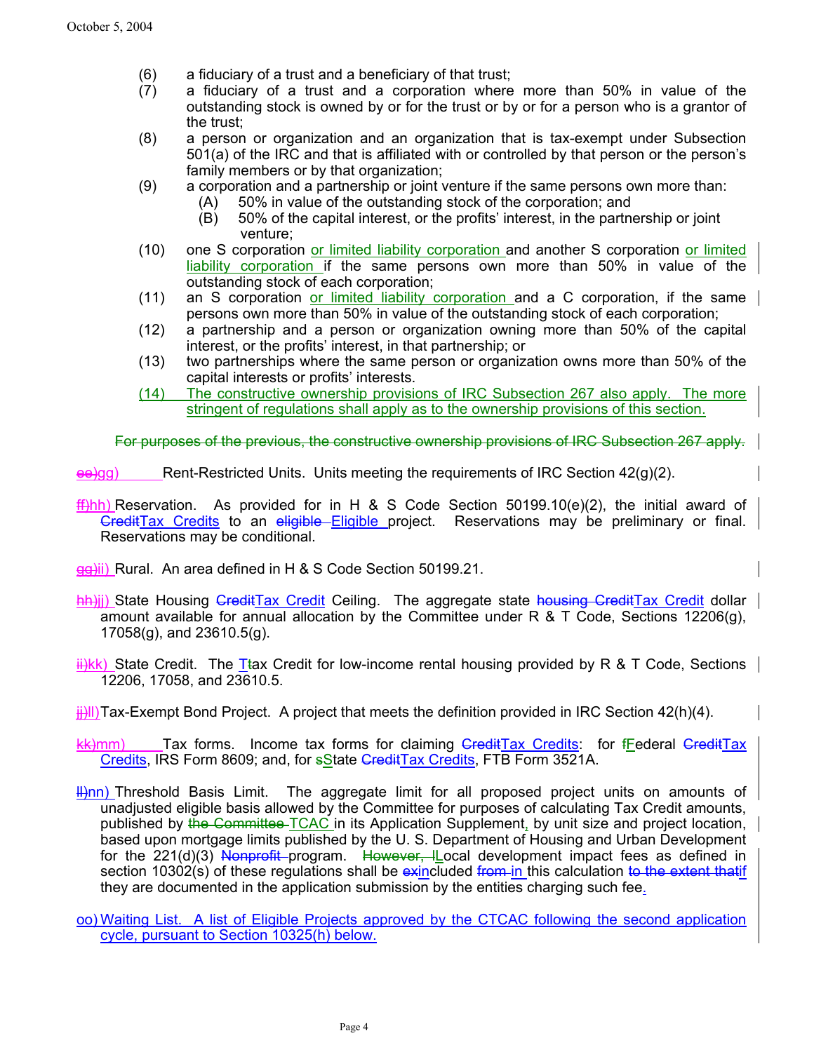(6) a fiduciary of a trust and a beneficiary of that trust;

(7) a fiduciary of a trust and a corporation where more than 50% in value of the outstanding stock is owned by or for the trust or by or for a person who is a grantor of the trust;

(8) a person or organization and an organization that is tax-exempt under Subsection 501(a) of the IRC and that is affiliated with or controlled by that person or the person's family members or by that organization;

(9) a corporation and a partnership or joint venture if the same persons own more than:
   - (A) 50% in value of the outstanding stock of the corporation; and
   - (B) 50% of the capital interest, or the profits' interest, in the partnership or joint venture;

(10) one S corporation <u>or limited liability corporation</u> and another S corporation <u>or limited liability corporation</u> if the same persons own more than 50% in value of the outstanding stock of each corporation;

(11) an S corporation <u>or limited liability corporation</u> and a C corporation, if the same persons own more than 50% in value of the outstanding stock of each corporation;

(12) a partnership and a person or organization owning more than 50% of the capital interest, or the profits' interest, in that partnership; or

(13) two partnerships where the same person or organization owns more than 50% of the capital interests or profits' interests.

<u>(14) The constructive ownership provisions of IRC Subsection 267 also apply. The more stringent of regulations shall apply as to the ownership provisions of this section.</u>

~~For purposes of the previous, the constructive ownership provisions of IRC Subsection 267 apply.~~

~~ee)~~<u>gg)</u> Rent-Restricted Units. Units meeting the requirements of IRC Section 42(g)(2).

~~ff)~~<u>hh)</u> Reservation. As provided for in H & S Code Section 50199.10(e)(2), the initial award of ~~Credit~~<u>Tax Credits</u> to an ~~eligible~~ <u>Eligible</u> project. Reservations may be preliminary or final. Reservations may be conditional.

~~gg)~~<u>ii)</u> Rural. An area defined in H & S Code Section 50199.21.

~~hh)~~<u>jj)</u> State Housing ~~Credit~~<u>Tax Credit</u> Ceiling. The aggregate state ~~housing Credit~~<u>Tax Credit</u> dollar amount available for annual allocation by the Committee under R & T Code, Sections 12206(g), 17058(g), and 23610.5(g).

~~ii)~~<u>kk)</u> State Credit. The <u>T</u>~~t~~ax Credit for low-income rental housing provided by R & T Code, Sections 12206, 17058, and 23610.5.

~~jj)~~<u>ll)</u> Tax-Exempt Bond Project. A project that meets the definition provided in IRC Section 42(h)(4).

~~kk)~~<u>mm)</u> Tax forms. Income tax forms for claiming ~~Credit~~<u>Tax Credits</u>: for ~~f~~<u>F</u>ederal ~~Credit~~<u>Tax Credits</u>, IRS Form 8609; and, for ~~s~~<u>S</u>tate ~~Credit~~<u>Tax Credits</u>, FTB Form 3521A.

~~ll)~~<u>nn)</u> Threshold Basis Limit. The aggregate limit for all proposed project units on amounts of unadjusted eligible basis allowed by the Committee for purposes of calculating Tax Credit amounts, published by ~~the Committee~~ <u>TCAC</u> in its Application Supplement<u>,</u> by unit size and project location, based upon mortgage limits published by the U. S. Department of Housing and Urban Development for the 221(d)(3) ~~Nonprofit~~ program. ~~However, l~~<u>L</u>ocal development impact fees as defined in section 10302(s) of these regulations shall be ~~ex~~<u>in</u>cluded ~~from~~ <u>in</u> this calculation ~~to the extent that~~<u>if</u> they are documented in the application submission by the entities charging such fee<u>.</u>

<u>oo) Waiting List. A list of Eligible Projects approved by the CTCAC following the second application cycle, pursuant to Section 10325(h) below.</u>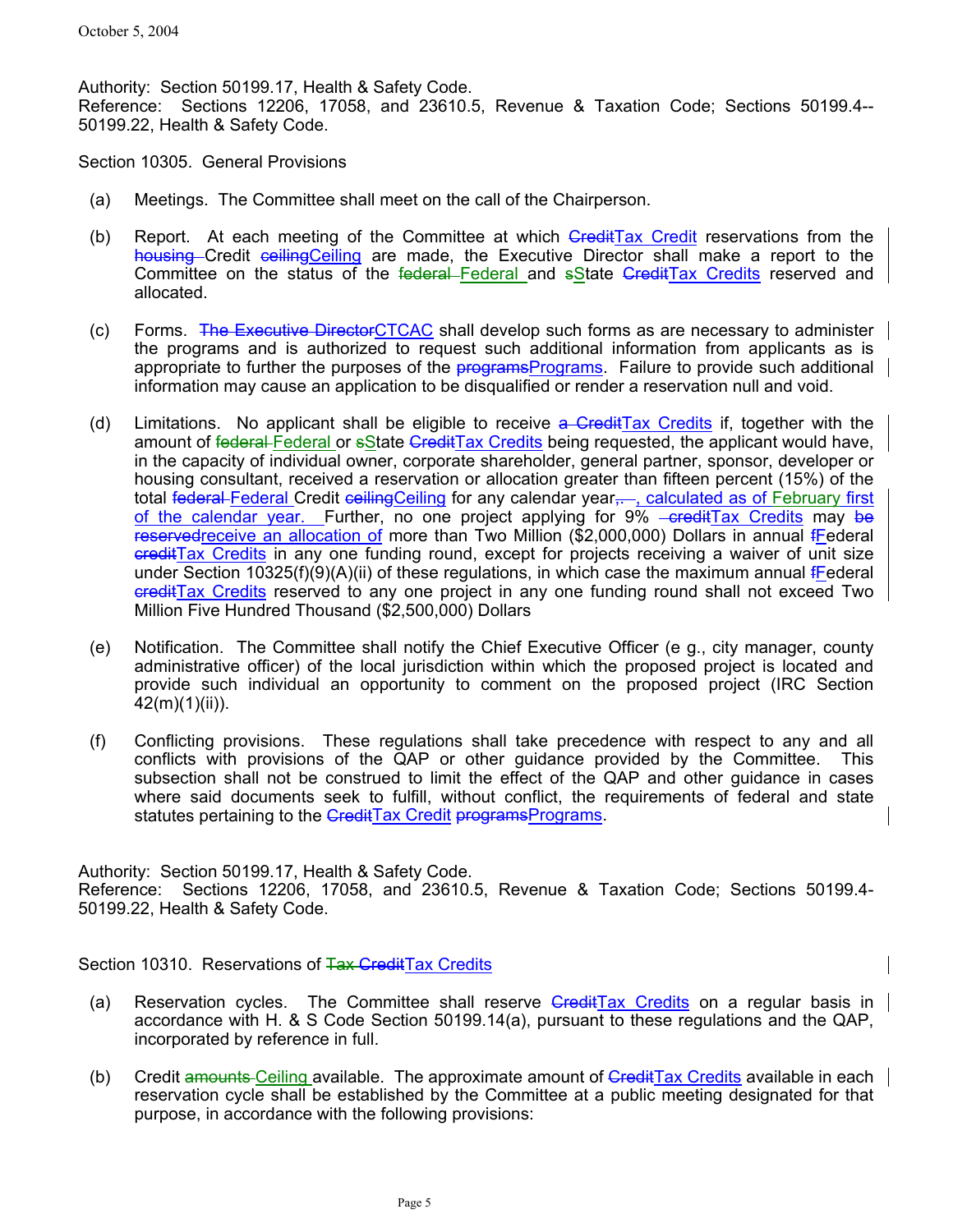October 5, 2004

Authority: Section 50199.17, Health & Safety Code.
Reference: Sections 12206, 17058, and 23610.5, Revenue & Taxation Code; Sections 50199.4--50199.22, Health & Safety Code.

Section 10305. General Provisions

(a) Meetings. The Committee shall meet on the call of the Chairperson.

(b) Report. At each meeting of the Committee at which ~~Credit~~Tax Credit reservations from the ~~housing~~ Credit ~~ceiling~~Ceiling are made, the Executive Director shall make a report to the Committee on the status of the ~~federal~~ Federal and ~~s~~State ~~Credit~~Tax Credits reserved and allocated.

(c) Forms. ~~The Executive Director~~CTCAC shall develop such forms as are necessary to administer the programs and is authorized to request such additional information from applicants as is appropriate to further the purposes of the ~~programs~~Programs. Failure to provide such additional information may cause an application to be disqualified or render a reservation null and void.

(d) Limitations. No applicant shall be eligible to receive ~~a Credit~~Tax Credits if, together with the amount of ~~federal~~ Federal or ~~s~~State ~~Credit~~Tax Credits being requested, the applicant would have, in the capacity of individual owner, corporate shareholder, general partner, sponsor, developer or housing consultant, received a reservation or allocation greater than fifteen percent (15%) of the total ~~federal~~ Federal Credit ~~ceiling~~Ceiling for any calendar year~~,.~~, calculated as of February first of the calendar year. Further, no one project applying for 9% ~~credit~~Tax Credits may ~~be reserved~~receive an allocation of more than Two Million ($2,000,000) Dollars in annual ~~f~~Federal ~~credit~~Tax Credits in any one funding round, except for projects receiving a waiver of unit size under Section 10325(f)(9)(A)(ii) of these regulations, in which case the maximum annual ~~f~~Federal ~~credit~~Tax Credits reserved to any one project in any one funding round shall not exceed Two Million Five Hundred Thousand ($2,500,000) Dollars

(e) Notification. The Committee shall notify the Chief Executive Officer (e g., city manager, county administrative officer) of the local jurisdiction within which the proposed project is located and provide such individual an opportunity to comment on the proposed project (IRC Section 42(m)(1)(ii)).

(f) Conflicting provisions. These regulations shall take precedence with respect to any and all conflicts with provisions of the QAP or other guidance provided by the Committee. This subsection shall not be construed to limit the effect of the QAP and other guidance in cases where said documents seek to fulfill, without conflict, the requirements of federal and state statutes pertaining to the ~~Credit~~Tax Credit ~~programs~~Programs.

Authority: Section 50199.17, Health & Safety Code.
Reference: Sections 12206, 17058, and 23610.5, Revenue & Taxation Code; Sections 50199.4-50199.22, Health & Safety Code.

Section 10310. Reservations of ~~Tax Credit~~Tax Credits

(a) Reservation cycles. The Committee shall reserve ~~Credit~~Tax Credits on a regular basis in accordance with H. & S Code Section 50199.14(a), pursuant to these regulations and the QAP, incorporated by reference in full.

(b) Credit ~~amounts~~ Ceiling available. The approximate amount of ~~Credit~~Tax Credits available in each reservation cycle shall be established by the Committee at a public meeting designated for that purpose, in accordance with the following provisions: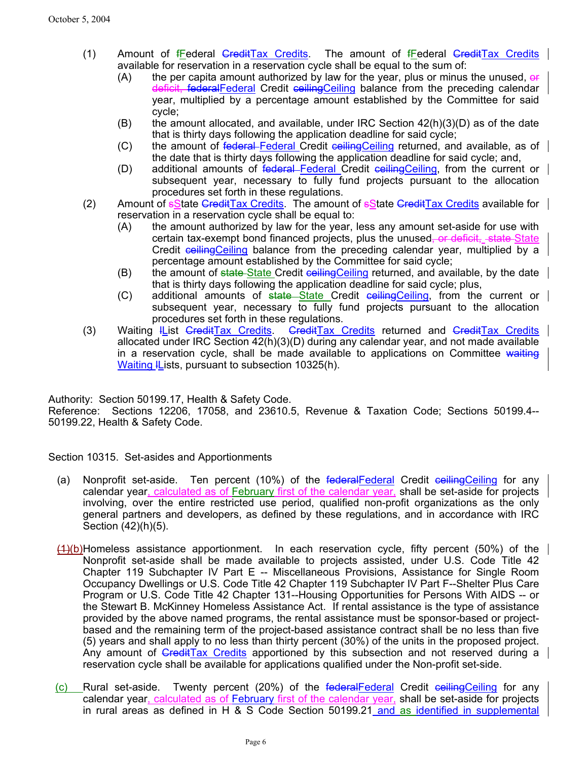(1) Amount of fFederal CreditTax Credits. The amount of fFederal CreditTax Credits available for reservation in a reservation cycle shall be equal to the sum of:

   (A) the per capita amount authorized by law for the year, plus or minus the unused, or deficit, federalFederal Credit ceilingCeiling balance from the preceding calendar year, multiplied by a percentage amount established by the Committee for said cycle;

   (B) the amount allocated, and available, under IRC Section 42(h)(3)(D) as of the date that is thirty days following the application deadline for said cycle;

   (C) the amount of federal Federal Credit ceilingCeiling returned, and available, as of the date that is thirty days following the application deadline for said cycle; and,

   (D) additional amounts of federal Federal Credit ceilingCeiling, from the current or subsequent year, necessary to fully fund projects pursuant to the allocation procedures set forth in these regulations.

(2) Amount of sState CreditTax Credits. The amount of sState CreditTax Credits available for reservation in a reservation cycle shall be equal to:

   (A) the amount authorized by law for the year, less any amount set-aside for use with certain tax-exempt bond financed projects, plus the unused, or deficit, state State Credit ceilingCeiling balance from the preceding calendar year, multiplied by a percentage amount established by the Committee for said cycle;

   (B) the amount of state State Credit ceilingCeiling returned, and available, by the date that is thirty days following the application deadline for said cycle; plus,

   (C) additional amounts of state State Credit ceilingCeiling, from the current or subsequent year, necessary to fully fund projects pursuant to the allocation procedures set forth in these regulations.

(3) Waiting lList CreditTax Credits. CreditTax Credits returned and CreditTax Credits allocated under IRC Section 42(h)(3)(D) during any calendar year, and not made available in a reservation cycle, shall be made available to applications on Committee waiting Waiting lLists, pursuant to subsection 10325(h).

Authority: Section 50199.17, Health & Safety Code.
Reference: Sections 12206, 17058, and 23610.5, Revenue & Taxation Code; Sections 50199.4--50199.22, Health & Safety Code.

Section 10315. Set-asides and Apportionments

(a) Nonprofit set-aside. Ten percent (10%) of the federalFederal Credit ceilingCeiling for any calendar year, calculated as of February first of the calendar year, shall be set-aside for projects involving, over the entire restricted use period, qualified non-profit organizations as the only general partners and developers, as defined by these regulations, and in accordance with IRC Section (42)(h)(5).

(1)(b) Homeless assistance apportionment. In each reservation cycle, fifty percent (50%) of the Nonprofit set-aside shall be made available to projects assisted, under U.S. Code Title 42 Chapter 119 Subchapter IV Part E -- Miscellaneous Provisions, Assistance for Single Room Occupancy Dwellings or U.S. Code Title 42 Chapter 119 Subchapter IV Part F--Shelter Plus Care Program or U.S. Code Title 42 Chapter 131--Housing Opportunities for Persons With AIDS -- or the Stewart B. McKinney Homeless Assistance Act. If rental assistance is the type of assistance provided by the above named programs, the rental assistance must be sponsor-based or project-based and the remaining term of the project-based assistance contract shall be no less than five (5) years and shall apply to no less than thirty percent (30%) of the units in the proposed project. Any amount of CreditTax Credits apportioned by this subsection and not reserved during a reservation cycle shall be available for applications qualified under the Non-profit set-side.

(c) Rural set-aside. Twenty percent (20%) of the federalFederal Credit ceilingCeiling for any calendar year, calculated as of February first of the calendar year, shall be set-aside for projects in rural areas as defined in H & S Code Section 50199.21 and as identified in supplemental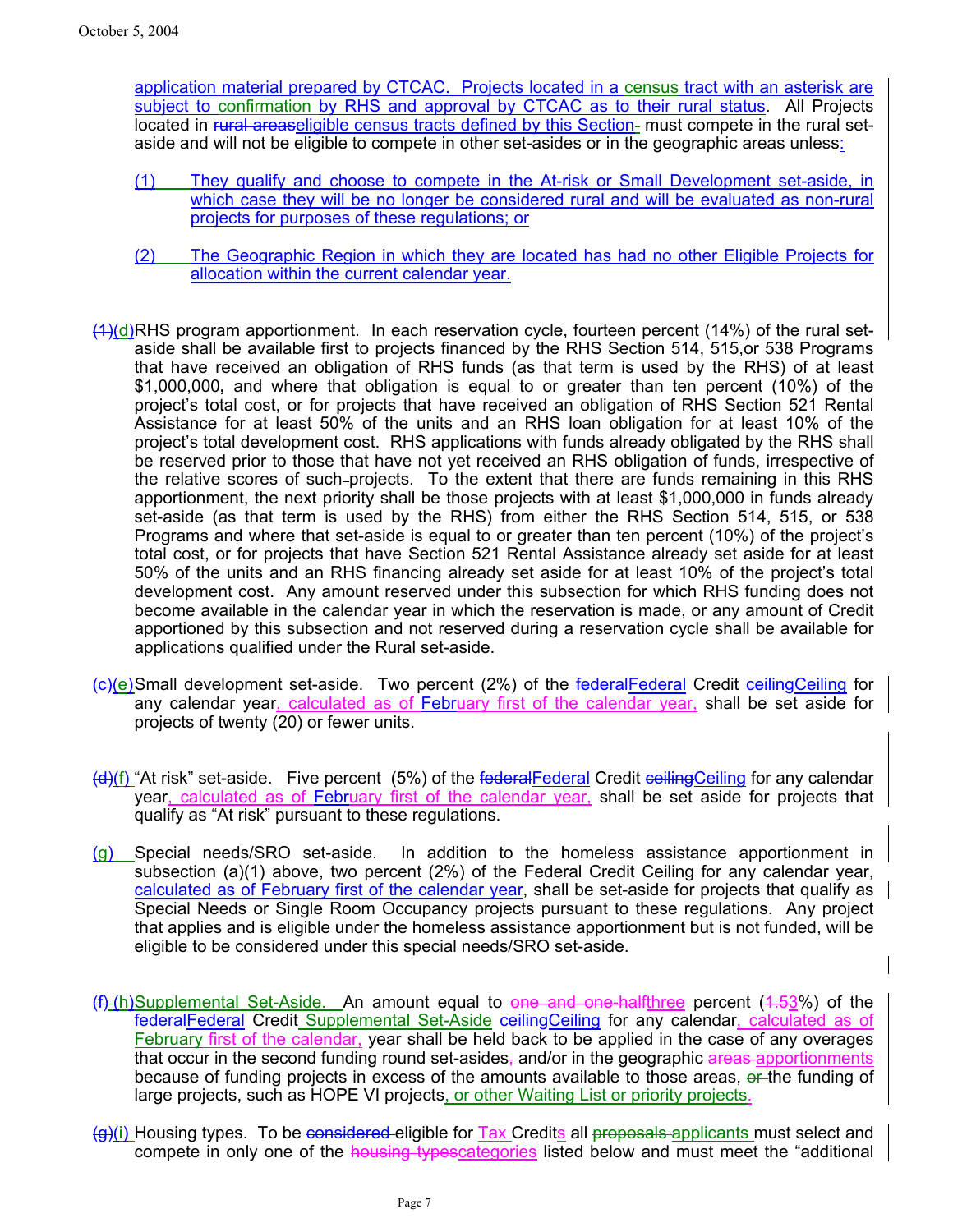application material prepared by CTCAC. Projects located in a census tract with an asterisk are subject to confirmation by RHS and approval by CTCAC as to their rural status. All Projects located in ~~rural areas~~eligible census tracts defined by this Section must compete in the rural set-aside and will not be eligible to compete in other set-asides or in the geographic areas unless:

(1) They qualify and choose to compete in the At-risk or Small Development set-aside, in which case they will be no longer be considered rural and will be evaluated as non-rural projects for purposes of these regulations; or

(2) The Geographic Region in which they are located has had no other Eligible Projects for allocation within the current calendar year.

~~(1)~~(d) RHS program apportionment. In each reservation cycle, fourteen percent (14%) of the rural set-aside shall be available first to projects financed by the RHS Section 514, 515,or 538 Programs that have received an obligation of RHS funds (as that term is used by the RHS) of at least $1,000,000**,** and where that obligation is equal to or greater than ten percent (10%) of the project's total cost, or for projects that have received an obligation of RHS Section 521 Rental Assistance for at least 50% of the units and an RHS loan obligation for at least 10% of the project's total development cost. RHS applications with funds already obligated by the RHS shall be reserved prior to those that have not yet received an RHS obligation of funds, irrespective of the relative scores of such projects. To the extent that there are funds remaining in this RHS apportionment, the next priority shall be those projects with at least $1,000,000 in funds already set-aside (as that term is used by the RHS) from either the RHS Section 514, 515, or 538 Programs and where that set-aside is equal to or greater than ten percent (10%) of the project's total cost, or for projects that have Section 521 Rental Assistance already set aside for at least 50% of the units and an RHS financing already set aside for at least 10% of the project's total development cost. Any amount reserved under this subsection for which RHS funding does not become available in the calendar year in which the reservation is made, or any amount of Credit apportioned by this subsection and not reserved during a reservation cycle shall be available for applications qualified under the Rural set-aside.

~~(c)~~(e) Small development set-aside. Two percent (2%) of the ~~federal~~Federal Credit ~~ceiling~~Ceiling for any calendar year, calculated as of February first of the calendar year, shall be set aside for projects of twenty (20) or fewer units.

~~(d)~~(f) "At risk" set-aside. Five percent (5%) of the ~~federal~~Federal Credit ~~ceiling~~Ceiling for any calendar year, calculated as of February first of the calendar year, shall be set aside for projects that qualify as "At risk" pursuant to these regulations.

(g) Special needs/SRO set-aside. In addition to the homeless assistance apportionment in subsection (a)(1) above, two percent (2%) of the Federal Credit Ceiling for any calendar year, calculated as of February first of the calendar year, shall be set-aside for projects that qualify as Special Needs or Single Room Occupancy projects pursuant to these regulations. Any project that applies and is eligible under the homeless assistance apportionment but is not funded, will be eligible to be considered under this special needs/SRO set-aside.

~~(f)~~ (h) Supplemental Set-Aside. An amount equal to ~~one and one-half~~three percent (~~1.5~~3%) of the ~~federal~~Federal Credit Supplemental Set-Aside ~~ceiling~~Ceiling for any calendar, calculated as of February first of the calendar, year shall be held back to be applied in the case of any overages that occur in the second funding round set-asides~~,~~ and/or in the geographic ~~areas~~ apportionments because of funding projects in excess of the amounts available to those areas, ~~or~~ the funding of large projects, such as HOPE VI projects, or other Waiting List or priority projects.

~~(g)~~(i) Housing types. To be ~~considered~~ eligible for Tax Credits all ~~proposals~~ applicants must select and compete in only one of the ~~housing types~~categories listed below and must meet the "additional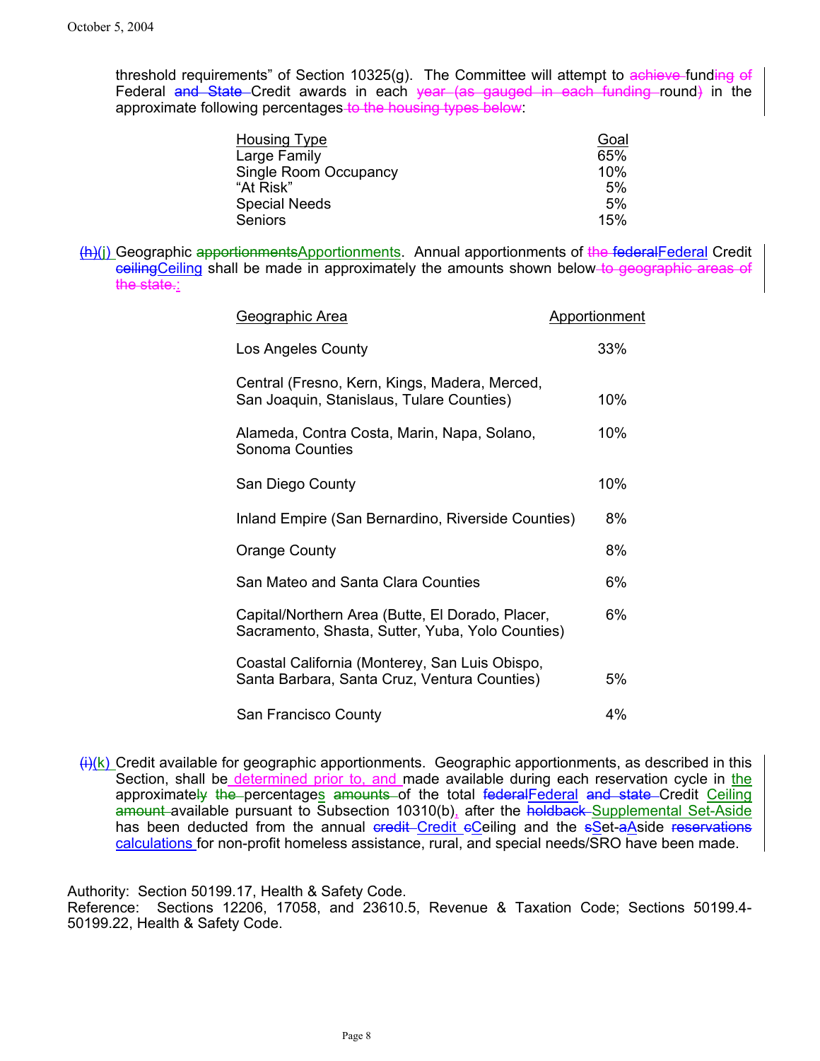threshold requirements" of Section 10325(g). The Committee will attempt to ~~achieve~~ funding ~~of~~ Federal ~~and State~~ Credit awards in each ~~year (as gauged in each funding~~ round~~)~~ in the approximate following percentages ~~to the housing types below~~:

| Housing Type | Goal |
|---|---|
| Large Family | 65% |
| Single Room Occupancy | 10% |
| "At Risk" | 5% |
| Special Needs | 5% |
| Seniors | 15% |

~~(h)~~(j) Geographic ~~apportionments~~Apportionments. Annual apportionments of ~~the federal~~Federal Credit ~~ceiling~~Ceiling shall be made in approximately the amounts shown below ~~to geographic areas of the state.~~:

| Geographic Area | Apportionment |
|---|---|
| Los Angeles County | 33% |
| Central (Fresno, Kern, Kings, Madera, Merced, San Joaquin, Stanislaus, Tulare Counties) | 10% |
| Alameda, Contra Costa, Marin, Napa, Solano, Sonoma Counties | 10% |
| San Diego County | 10% |
| Inland Empire (San Bernardino, Riverside Counties) | 8% |
| Orange County | 8% |
| San Mateo and Santa Clara Counties | 6% |
| Capital/Northern Area (Butte, El Dorado, Placer, Sacramento, Shasta, Sutter, Yuba, Yolo Counties) | 6% |
| Coastal California (Monterey, San Luis Obispo, Santa Barbara, Santa Cruz, Ventura Counties) | 5% |
| San Francisco County | 4% |

~~(i)~~(k) Credit available for geographic apportionments. Geographic apportionments, as described in this Section, shall be determined prior to, and made available during each reservation cycle in the approximate~~ly~~ ~~the~~ percentages ~~amounts~~ of the total ~~federal~~Federal ~~and state~~ Credit Ceiling ~~amount~~ available pursuant to Subsection 10310(b), after the ~~holdback~~ Supplemental Set-Aside has been deducted from the annual ~~credit~~ Credit ~~c~~Ceiling and the ~~s~~Set-~~a~~Aside ~~reservations~~ calculations for non-profit homeless assistance, rural, and special needs/SRO have been made.

Authority: Section 50199.17, Health & Safety Code.
Reference: Sections 12206, 17058, and 23610.5, Revenue & Taxation Code; Sections 50199.4-50199.22, Health & Safety Code.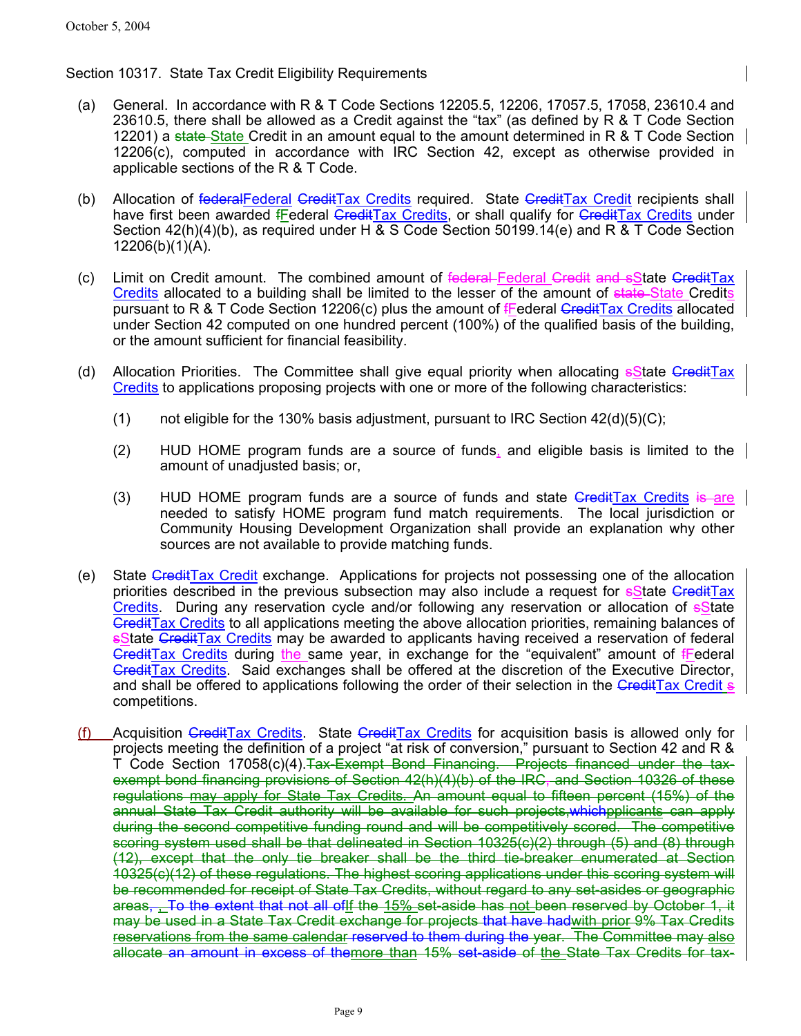October 5, 2004

Section 10317. State Tax Credit Eligibility Requirements

(a) General. In accordance with R & T Code Sections 12205.5, 12206, 17057.5, 17058, 23610.4 and 23610.5, there shall be allowed as a Credit against the "tax" (as defined by R & T Code Section 12201) a ~~state~~ State Credit in an amount equal to the amount determined in R & T Code Section 12206(c), computed in accordance with IRC Section 42, except as otherwise provided in applicable sections of the R & T Code.

(b) Allocation of ~~federal~~Federal ~~Credit~~Tax Credits required. State ~~Credit~~Tax Credit recipients shall have first been awarded ~~f~~Federal ~~Credit~~Tax Credits, or shall qualify for ~~Credit~~Tax Credits under Section 42(h)(4)(b), as required under H & S Code Section 50199.14(e) and R & T Code Section 12206(b)(1)(A).

(c) Limit on Credit amount. The combined amount of ~~federal~~ Federal ~~Credit and s~~State ~~Credit~~Tax Credits allocated to a building shall be limited to the lesser of the amount of ~~state~~ State Credits pursuant to R & T Code Section 12206(c) plus the amount of ~~f~~Federal ~~Credit~~Tax Credits allocated under Section 42 computed on one hundred percent (100%) of the qualified basis of the building, or the amount sufficient for financial feasibility.

(d) Allocation Priorities. The Committee shall give equal priority when allocating ~~s~~State ~~Credit~~Tax Credits to applications proposing projects with one or more of the following characteristics:

(1) not eligible for the 130% basis adjustment, pursuant to IRC Section 42(d)(5)(C);

(2) HUD HOME program funds are a source of funds, and eligible basis is limited to the amount of unadjusted basis; or,

(3) HUD HOME program funds are a source of funds and state ~~Credit~~Tax Credits ~~is~~ are needed to satisfy HOME program fund match requirements. The local jurisdiction or Community Housing Development Organization shall provide an explanation why other sources are not available to provide matching funds.

(e) State ~~Credit~~Tax Credit exchange. Applications for projects not possessing one of the allocation priorities described in the previous subsection may also include a request for ~~s~~State ~~Credit~~Tax Credits. During any reservation cycle and/or following any reservation or allocation of ~~s~~State ~~Credit~~Tax Credits to all applications meeting the above allocation priorities, remaining balances of ~~s~~State ~~Credit~~Tax Credits may be awarded to applicants having received a reservation of federal ~~Credit~~Tax Credits during the same year, in exchange for the "equivalent" amount of ~~f~~Federal ~~Credit~~Tax Credits. Said exchanges shall be offered at the discretion of the Executive Director, and shall be offered to applications following the order of their selection in the ~~Credit~~Tax Credit ~~s~~ competitions.

(f) Acquisition ~~Credit~~Tax Credits. State ~~Credit~~Tax Credits for acquisition basis is allowed only for projects meeting the definition of a project "at risk of conversion," pursuant to Section 42 and R & T Code Section 17058(c)(4).~~Tax-Exempt Bond Financing. Projects financed under the tax-exempt bond financing provisions of Section 42(h)(4)(b) of the IRC, and Section 10326 of these regulations may apply for State Tax Credits. An amount equal to fifteen percent (15%) of the annual State Tax Credit authority will be available for such projects,whichpplicants can apply during the second competitive funding round and will be competitively scored. The competitive scoring system used shall be that delineated in Section 10325(c)(2) through (5) and (8) through (12), except that the only tie breaker shall be the third tie-breaker enumerated at Section 10325(c)(12) of these regulations. The highest scoring applications under this scoring system will be recommended for receipt of State Tax Credits, without regard to any set-asides or geographic areas, , To the extent that not all ofIf the 15% set-aside has not been reserved by October 1, it may be used in a State Tax Credit exchange for projects that have hadwith prior 9% Tax Credits reservations from the same calendar reserved to them during the year. The Committee may also allocate an amount in excess of themore than 15% set-aside of the State Tax Credits for tax-~~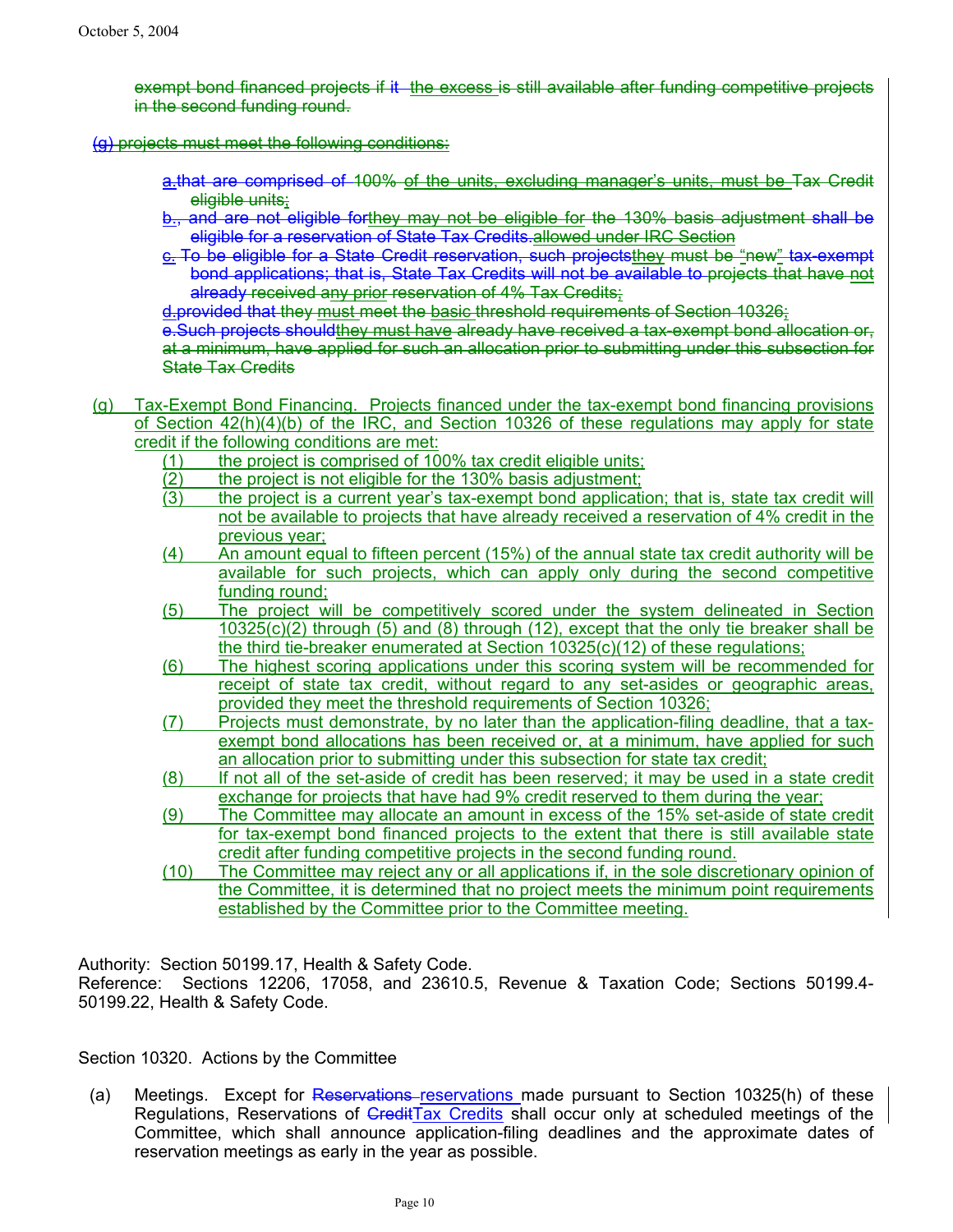exempt bond financed projects if it the excess is still available after funding competitive projects in the second funding round.

(g) projects must meet the following conditions:

a.that are comprised of 100% of the units, excluding manager's units, must be Tax Credit eligible units;

b., and are not eligible forthey may not be eligible for the 130% basis adjustment shall be eligible for a reservation of State Tax Credits.allowed under IRC Section

c. To be eligible for a State Credit reservation, such projectsthey must be "new" tax-exempt bond applications; that is, State Tax Credits will not be available to projects that have not already received any prior reservation of 4% Tax Credits;

d.provided that they must meet the basic threshold requirements of Section 10326;

e.Such projects shouldthey must have already have received a tax-exempt bond allocation or, at a minimum, have applied for such an allocation prior to submitting under this subsection for State Tax Credits

(g) Tax-Exempt Bond Financing. Projects financed under the tax-exempt bond financing provisions of Section 42(h)(4)(b) of the IRC, and Section 10326 of these regulations may apply for state credit if the following conditions are met:

(1) the project is comprised of 100% tax credit eligible units;

(2) the project is not eligible for the 130% basis adjustment;

(3) the project is a current year's tax-exempt bond application; that is, state tax credit will not be available to projects that have already received a reservation of 4% credit in the previous year;

(4) An amount equal to fifteen percent (15%) of the annual state tax credit authority will be available for such projects, which can apply only during the second competitive funding round;

(5) The project will be competitively scored under the system delineated in Section 10325(c)(2) through (5) and (8) through (12), except that the only tie breaker shall be the third tie-breaker enumerated at Section 10325(c)(12) of these regulations;

(6) The highest scoring applications under this scoring system will be recommended for receipt of state tax credit, without regard to any set-asides or geographic areas, provided they meet the threshold requirements of Section 10326;

(7) Projects must demonstrate, by no later than the application-filing deadline, that a tax-exempt bond allocations has been received or, at a minimum, have applied for such an allocation prior to submitting under this subsection for state tax credit;

(8) If not all of the set-aside of credit has been reserved; it may be used in a state credit exchange for projects that have had 9% credit reserved to them during the year;

(9) The Committee may allocate an amount in excess of the 15% set-aside of state credit for tax-exempt bond financed projects to the extent that there is still available state credit after funding competitive projects in the second funding round.

(10) The Committee may reject any or all applications if, in the sole discretionary opinion of the Committee, it is determined that no project meets the minimum point requirements established by the Committee prior to the Committee meeting.

Authority: Section 50199.17, Health & Safety Code.
Reference: Sections 12206, 17058, and 23610.5, Revenue & Taxation Code; Sections 50199.4-50199.22, Health & Safety Code.

## Section 10320. Actions by the Committee

(a) Meetings. Except for Reservations reservations made pursuant to Section 10325(h) of these Regulations, Reservations of CreditTax Credits shall occur only at scheduled meetings of the Committee, which shall announce application-filing deadlines and the approximate dates of reservation meetings as early in the year as possible.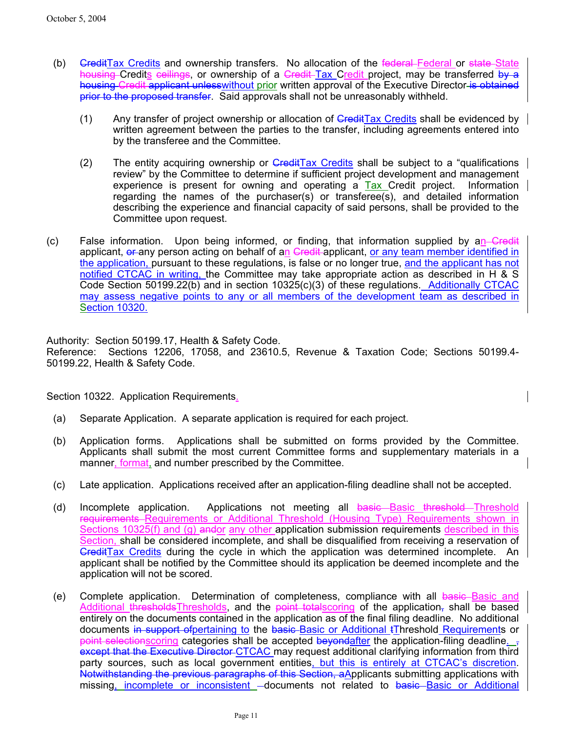(b) ~~Credit~~Tax Credits and ownership transfers. No allocation of the ~~federal~~ Federal or ~~state~~ State ~~housing~~ Credits ~~ceilings~~, or ownership of a ~~Credit~~ Tax Credit project, may be transferred ~~by a housing Credit applicant unless~~without prior written approval of the Executive Director ~~is obtained prior to the proposed transfer~~. Said approvals shall not be unreasonably withheld.

(1) Any transfer of project ownership or allocation of ~~Credit~~Tax Credits shall be evidenced by written agreement between the parties to the transfer, including agreements entered into by the transferee and the Committee.

(2) The entity acquiring ownership or ~~Credit~~Tax Credits shall be subject to a "qualifications review" by the Committee to determine if sufficient project development and management experience is present for owning and operating a Tax Credit project. Information regarding the names of the purchaser(s) or transferee(s), and detailed information describing the experience and financial capacity of said persons, shall be provided to the Committee upon request.

(c) False information. Upon being informed, or finding, that information supplied by an ~~Credit~~ applicant, ~~or~~ any person acting on behalf of an ~~Credit~~ applicant, or any team member identified in the application, pursuant to these regulations, is false or no longer true, and the applicant has not notified CTCAC in writing, the Committee may take appropriate action as described in H & S Code Section 50199.22(b) and in section 10325(c)(3) of these regulations. Additionally CTCAC may assess negative points to any or all members of the development team as described in Section 10320.

Authority: Section 50199.17, Health & Safety Code.
Reference: Sections 12206, 17058, and 23610.5, Revenue & Taxation Code; Sections 50199.4-50199.22, Health & Safety Code.

Section 10322. Application Requirements.

(a) Separate Application. A separate application is required for each project.

(b) Application forms. Applications shall be submitted on forms provided by the Committee. Applicants shall submit the most current Committee forms and supplementary materials in a manner, format, and number prescribed by the Committee.

(c) Late application. Applications received after an application-filing deadline shall not be accepted.

(d) Incomplete application. Applications not meeting all ~~basic~~ Basic ~~threshold~~ Threshold ~~requirements~~ Requirements or Additional Threshold (Housing Type) Requirements shown in Sections 10325(f) and (g) ~~and~~or any other application submission requirements described in this Section, shall be considered incomplete, and shall be disqualified from receiving a reservation of ~~Credit~~Tax Credits during the cycle in which the application was determined incomplete. An applicant shall be notified by the Committee should its application be deemed incomplete and the application will not be scored.

(e) Complete application. Determination of completeness, compliance with all ~~basic~~ Basic and Additional ~~thresholds~~Thresholds, and the ~~point total~~scoring of the application~~,~~ shall be based entirely on the documents contained in the application as of the final filing deadline. No additional documents ~~in support of~~pertaining to the ~~basic~~ Basic or Additional ~~t~~Threshold Requirements or ~~point selection~~scoring categories shall be accepted ~~beyond~~after the application-filing deadline. ~~, except that the Executive Director~~ CTCAC may request additional clarifying information from third party sources, such as local government entities, but this is entirely at CTCAC's discretion. ~~Notwithstanding the previous paragraphs of this Section, a~~Applicants submitting applications with missing, incomplete or inconsistent documents not related to ~~basic~~ Basic or Additional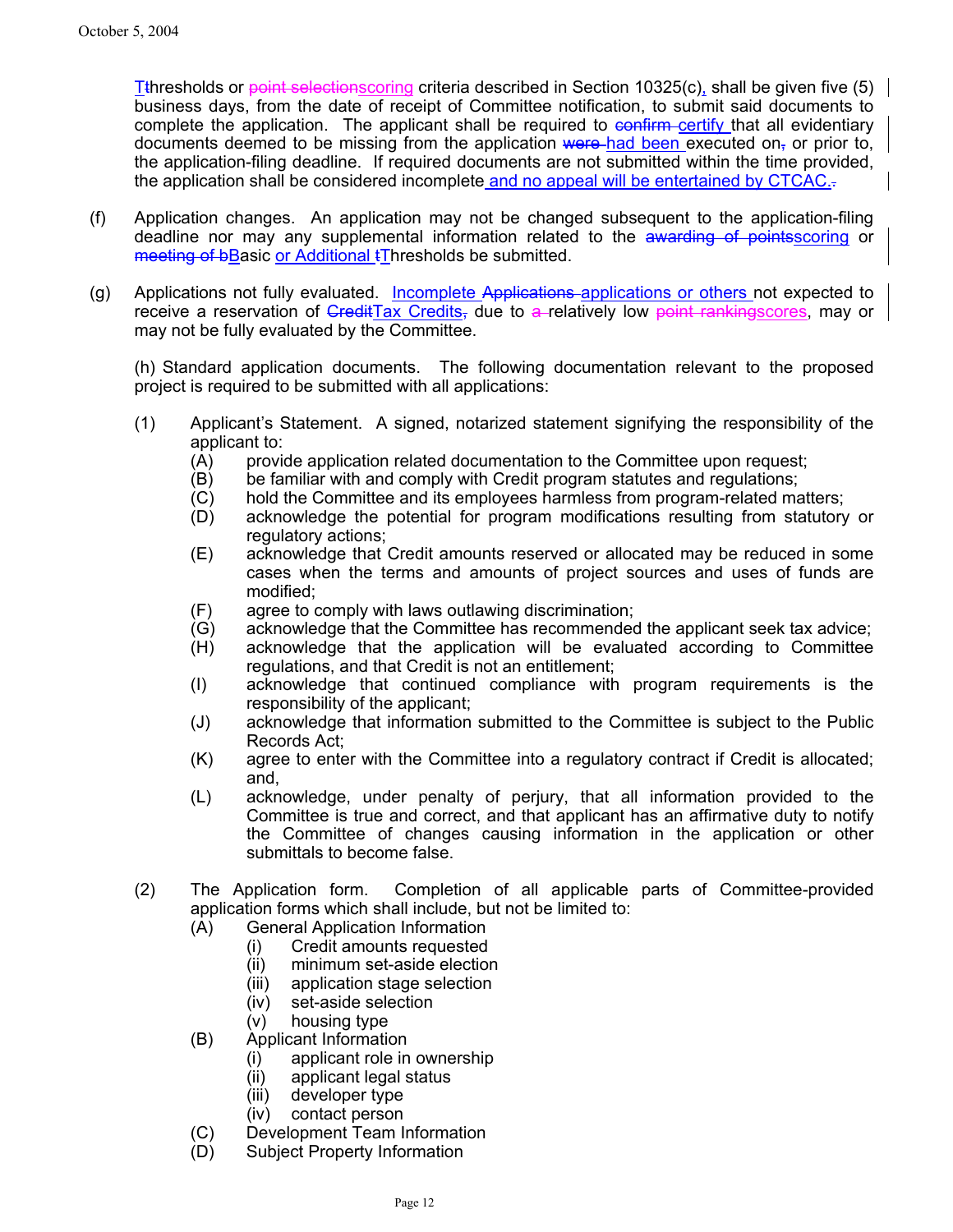Tthresholds or point selectionscoring criteria described in Section 10325(c), shall be given five (5) business days, from the date of receipt of Committee notification, to submit said documents to complete the application. The applicant shall be required to confirm certify that all evidentiary documents deemed to be missing from the application were had been executed on, or prior to, the application-filing deadline. If required documents are not submitted within the time provided, the application shall be considered incomplete and no appeal will be entertained by CTCAC..

(f) Application changes. An application may not be changed subsequent to the application-filing deadline nor may any supplemental information related to the awarding of pointsscoring or meeting of bBasic or Additional tThresholds be submitted.

(g) Applications not fully evaluated. Incomplete Applications applications or others not expected to receive a reservation of CreditTax Credits, due to a relatively low point rankingscores, may or may not be fully evaluated by the Committee.

(h) Standard application documents. The following documentation relevant to the proposed project is required to be submitted with all applications:

(1) Applicant's Statement. A signed, notarized statement signifying the responsibility of the applicant to:
   - (A) provide application related documentation to the Committee upon request;
   - (B) be familiar with and comply with Credit program statutes and regulations;
   - (C) hold the Committee and its employees harmless from program-related matters;
   - (D) acknowledge the potential for program modifications resulting from statutory or regulatory actions;
   - (E) acknowledge that Credit amounts reserved or allocated may be reduced in some cases when the terms and amounts of project sources and uses of funds are modified;
   - (F) agree to comply with laws outlawing discrimination;
   - (G) acknowledge that the Committee has recommended the applicant seek tax advice;
   - (H) acknowledge that the application will be evaluated according to Committee regulations, and that Credit is not an entitlement;
   - (I) acknowledge that continued compliance with program requirements is the responsibility of the applicant;
   - (J) acknowledge that information submitted to the Committee is subject to the Public Records Act;
   - (K) agree to enter with the Committee into a regulatory contract if Credit is allocated; and,
   - (L) acknowledge, under penalty of perjury, that all information provided to the Committee is true and correct, and that applicant has an affirmative duty to notify the Committee of changes causing information in the application or other submittals to become false.

(2) The Application form. Completion of all applicable parts of Committee-provided application forms which shall include, but not be limited to:
   - (A) General Application Information
     - (i) Credit amounts requested
     - (ii) minimum set-aside election
     - (iii) application stage selection
     - (iv) set-aside selection
     - (v) housing type
   - (B) Applicant Information
     - (i) applicant role in ownership
     - (ii) applicant legal status
     - (iii) developer type
     - (iv) contact person
   - (C) Development Team Information
   - (D) Subject Property Information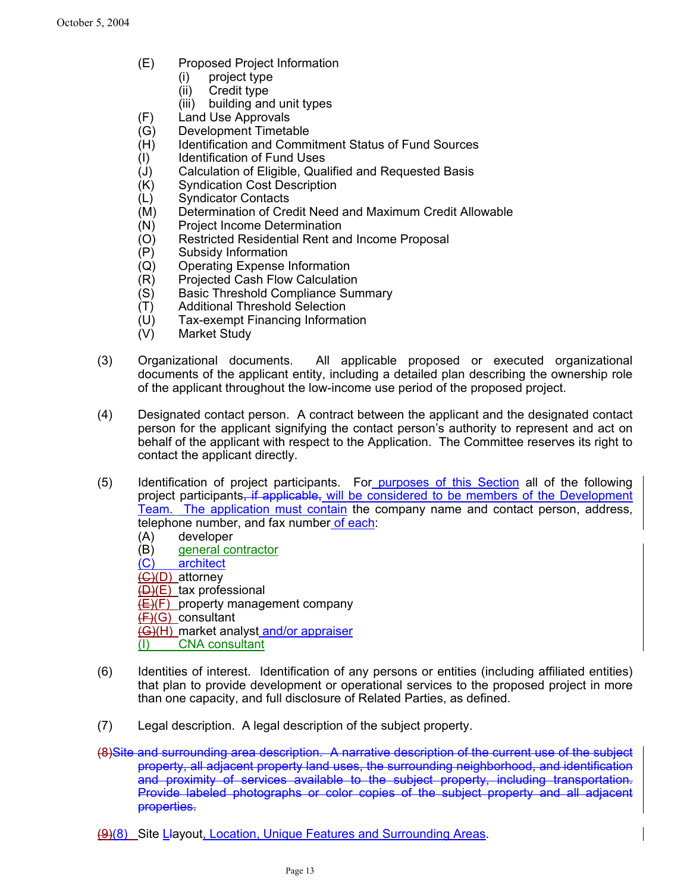(E) Proposed Project Information
  (i) project type
  (ii) Credit type
  (iii) building and unit types
(F) Land Use Approvals
(G) Development Timetable
(H) Identification and Commitment Status of Fund Sources
(I) Identification of Fund Uses
(J) Calculation of Eligible, Qualified and Requested Basis
(K) Syndication Cost Description
(L) Syndicator Contacts
(M) Determination of Credit Need and Maximum Credit Allowable
(N) Project Income Determination
(O) Restricted Residential Rent and Income Proposal
(P) Subsidy Information
(Q) Operating Expense Information
(R) Projected Cash Flow Calculation
(S) Basic Threshold Compliance Summary
(T) Additional Threshold Selection
(U) Tax-exempt Financing Information
(V) Market Study

(3) Organizational documents. All applicable proposed or executed organizational documents of the applicant entity, including a detailed plan describing the ownership role of the applicant throughout the low-income use period of the proposed project.

(4) Designated contact person. A contract between the applicant and the designated contact person for the applicant signifying the contact person's authority to represent and act on behalf of the applicant with respect to the Application. The Committee reserves its right to contact the applicant directly.

(5) Identification of project participants. For <u>purposes of this Section</u> all of the following project participants~~, if applicable,~~ <u>will be considered to be members of the Development Team. The application must contain</u> the company name and contact person, address, telephone number, and fax number <u>of each</u>:
(A) developer
(B) <u>general contractor</u>
<u>(C) architect</u>
~~(C)~~(D) attorney
~~(D)~~(E) tax professional
~~(E)~~(F) property management company
~~(F)~~(G) consultant
~~(G)~~(H) market analyst <u>and/or appraiser</u>
<u>(I) CNA consultant</u>

(6) Identities of interest. Identification of any persons or entities (including affiliated entities) that plan to provide development or operational services to the proposed project in more than one capacity, and full disclosure of Related Parties, as defined.

(7) Legal description. A legal description of the subject property.

~~(8) Site and surrounding area description. A narrative description of the current use of the subject property, all adjacent property land uses, the surrounding neighborhood, and identification and proximity of services available to the subject property, including transportation. Provide labeled photographs or color copies of the subject property and all adjacent properties.~~

~~(9)~~(8) Site <u>L</u>~~l~~ayout<u>, Location, Unique Features and Surrounding Areas</u>.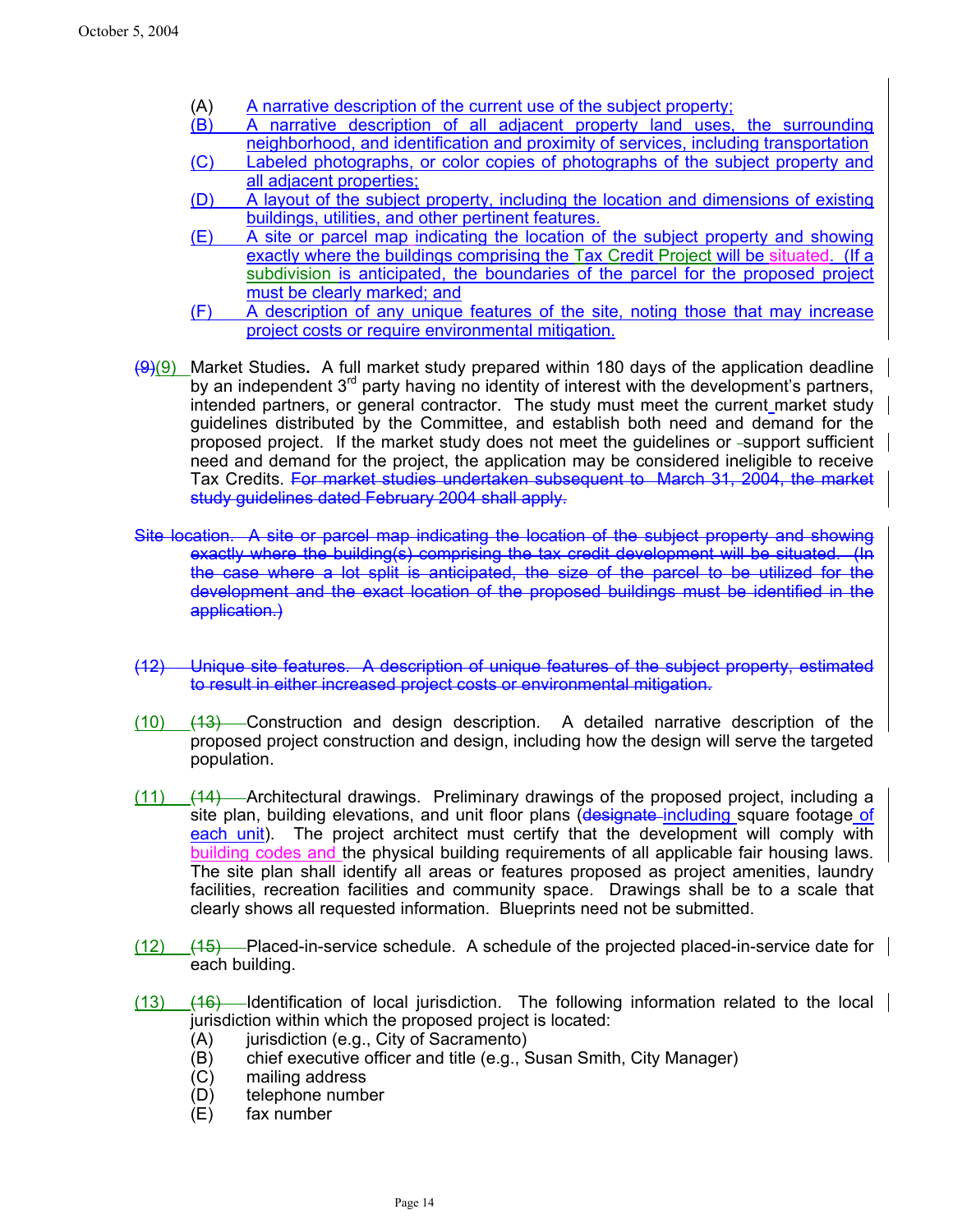(A) A narrative description of the current use of the subject property;

(B) A narrative description of all adjacent property land uses, the surrounding neighborhood, and identification and proximity of services, including transportation

(C) Labeled photographs, or color copies of photographs of the subject property and all adjacent properties;

(D) A layout of the subject property, including the location and dimensions of existing buildings, utilities, and other pertinent features.

(E) A site or parcel map indicating the location of the subject property and showing exactly where the buildings comprising the Tax Credit Project will be situated. (If a subdivision is anticipated, the boundaries of the parcel for the proposed project must be clearly marked; and

(F) A description of any unique features of the site, noting those that may increase project costs or require environmental mitigation.

~~(9)~~(9) Market Studies. A full market study prepared within 180 days of the application deadline by an independent 3rd party having no identity of interest with the development's partners, intended partners, or general contractor. The study must meet the current market study guidelines distributed by the Committee, and establish both need and demand for the proposed project. If the market study does not meet the guidelines or support sufficient need and demand for the project, the application may be considered ineligible to receive Tax Credits. ~~For market studies undertaken subsequent to March 31, 2004, the market study guidelines dated February 2004 shall apply.~~

~~Site location. A site or parcel map indicating the location of the subject property and showing exactly where the building(s) comprising the tax credit development will be situated. (In the case where a lot split is anticipated, the size of the parcel to be utilized for the development and the exact location of the proposed buildings must be identified in the application.)~~

~~(12) Unique site features. A description of unique features of the subject property, estimated to result in either increased project costs or environmental mitigation.~~

(10) ~~(13)~~ Construction and design description. A detailed narrative description of the proposed project construction and design, including how the design will serve the targeted population.

(11) ~~(14)~~ Architectural drawings. Preliminary drawings of the proposed project, including a site plan, building elevations, and unit floor plans (~~designate~~ including square footage of each unit). The project architect must certify that the development will comply with building codes and the physical building requirements of all applicable fair housing laws. The site plan shall identify all areas or features proposed as project amenities, laundry facilities, recreation facilities and community space. Drawings shall be to a scale that clearly shows all requested information. Blueprints need not be submitted.

(12) ~~(15)~~ Placed-in-service schedule. A schedule of the projected placed-in-service date for each building.

(13) ~~(16)~~ Identification of local jurisdiction. The following information related to the local jurisdiction within which the proposed project is located:

(A) jurisdiction (e.g., City of Sacramento)

(B) chief executive officer and title (e.g., Susan Smith, City Manager)

(C) mailing address

(D) telephone number

(E) fax number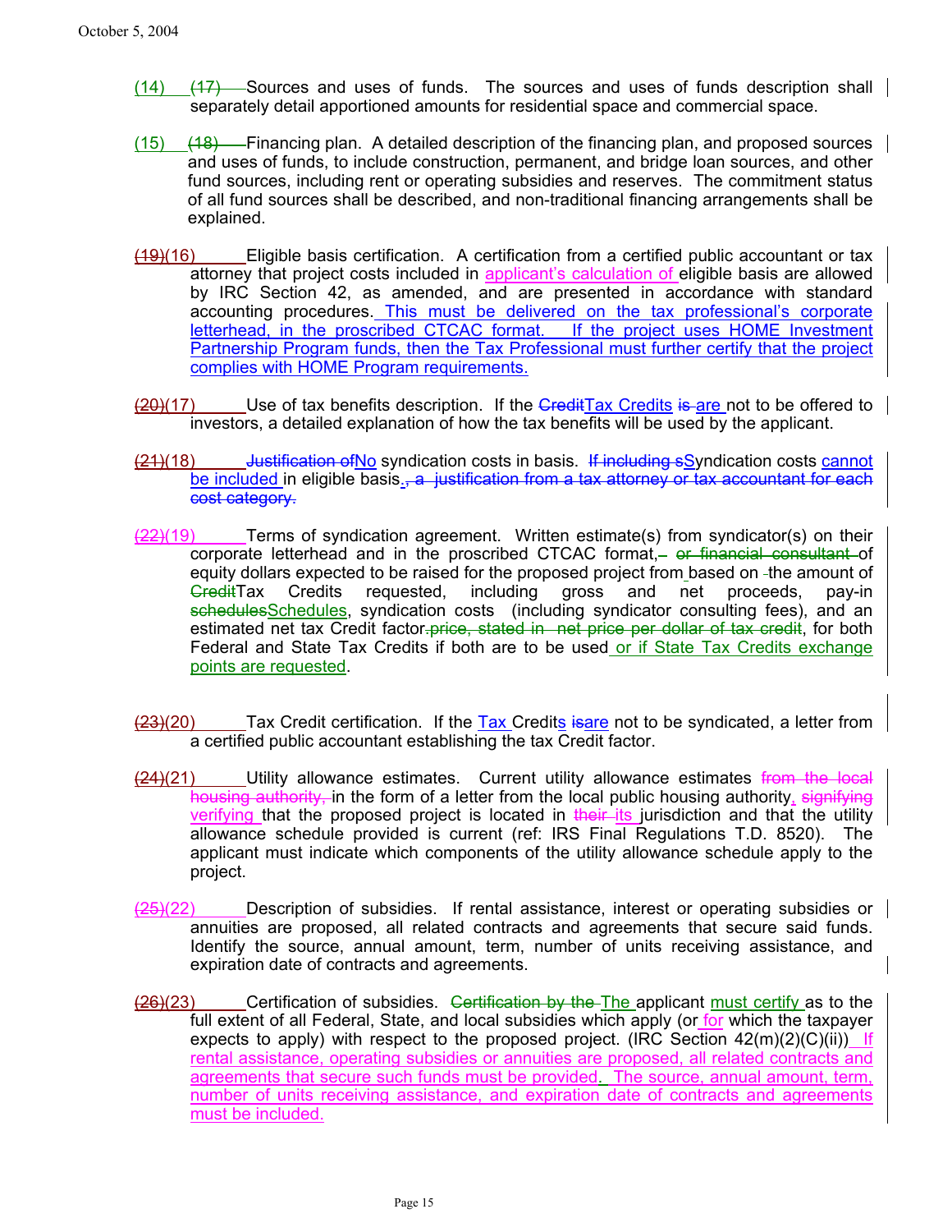(14) ~~(17)~~ Sources and uses of funds. The sources and uses of funds description shall separately detail apportioned amounts for residential space and commercial space.

(15) ~~(18)~~ Financing plan. A detailed description of the financing plan, and proposed sources and uses of funds, to include construction, permanent, and bridge loan sources, and other fund sources, including rent or operating subsidies and reserves. The commitment status of all fund sources shall be described, and non-traditional financing arrangements shall be explained.

~~(19)~~(16) Eligible basis certification. A certification from a certified public accountant or tax attorney that project costs included in applicant's calculation of eligible basis are allowed by IRC Section 42, as amended, and are presented in accordance with standard accounting procedures. This must be delivered on the tax professional's corporate letterhead, in the proscribed CTCAC format. If the project uses HOME Investment Partnership Program funds, then the Tax Professional must further certify that the project complies with HOME Program requirements.

~~(20)~~(17) Use of tax benefits description. If the ~~Credit~~Tax Credits ~~is~~ are not to be offered to investors, a detailed explanation of how the tax benefits will be used by the applicant.

~~(21)~~(18) ~~Justification of~~No syndication costs in basis. ~~If including s~~Syndication costs cannot be included in eligible basis.~~, a justification from a tax attorney or tax accountant for each cost category.~~

~~(22)~~(19) Terms of syndication agreement. Written estimate(s) from syndicator(s) on their corporate letterhead and in the proscribed CTCAC format,~~- or financial consultant~~ of equity dollars expected to be raised for the proposed project from based on the amount of ~~Credit~~Tax Credits requested, including gross and net proceeds, pay-in ~~schedules~~Schedules, syndication costs (including syndicator consulting fees), and an estimated net tax Credit factor.~~price, stated in net price per dollar of tax credit~~, for both Federal and State Tax Credits if both are to be used or if State Tax Credits exchange points are requested.

~~(23)~~(20) Tax Credit certification. If the Tax Credits ~~is~~are not to be syndicated, a letter from a certified public accountant establishing the tax Credit factor.

~~(24)~~(21) Utility allowance estimates. Current utility allowance estimates ~~from the local housing authority,~~ in the form of a letter from the local public housing authority, ~~signifying~~ verifying that the proposed project is located in ~~their~~ its jurisdiction and that the utility allowance schedule provided is current (ref: IRS Final Regulations T.D. 8520). The applicant must indicate which components of the utility allowance schedule apply to the project.

~~(25)~~(22) Description of subsidies. If rental assistance, interest or operating subsidies or annuities are proposed, all related contracts and agreements that secure said funds. Identify the source, annual amount, term, number of units receiving assistance, and expiration date of contracts and agreements.

~~(26)~~(23) Certification of subsidies. ~~Certification by the~~ The applicant must certify as to the full extent of all Federal, State, and local subsidies which apply (or for which the taxpayer expects to apply) with respect to the proposed project. (IRC Section 42(m)(2)(C)(ii)) If rental assistance, operating subsidies or annuities are proposed, all related contracts and agreements that secure such funds must be provided. The source, annual amount, term, number of units receiving assistance, and expiration date of contracts and agreements must be included.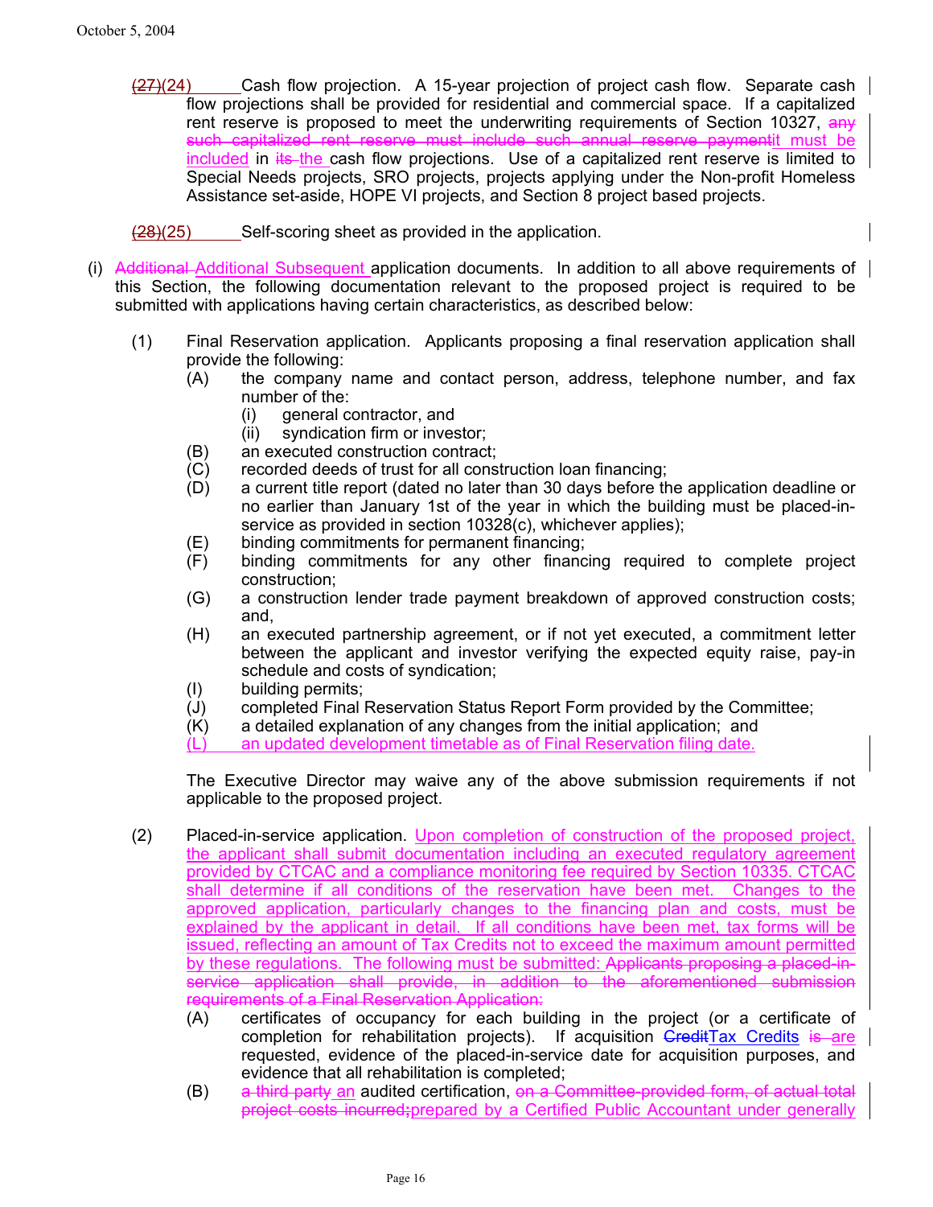~~(27)~~(24) Cash flow projection. A 15-year projection of project cash flow. Separate cash flow projections shall be provided for residential and commercial space. If a capitalized rent reserve is proposed to meet the underwriting requirements of Section 10327, ~~any such capitalized rent reserve must include such annual reserve payment~~it must be included in ~~its~~ the cash flow projections. Use of a capitalized rent reserve is limited to Special Needs projects, SRO projects, projects applying under the Non-profit Homeless Assistance set-aside, HOPE VI projects, and Section 8 project based projects.

~~(28)~~(25) Self-scoring sheet as provided in the application.

(i) ~~Additional~~ Additional Subsequent application documents. In addition to all above requirements of this Section, the following documentation relevant to the proposed project is required to be submitted with applications having certain characteristics, as described below:

(1) Final Reservation application. Applicants proposing a final reservation application shall provide the following:

- (A) the company name and contact person, address, telephone number, and fax number of the:
  - (i) general contractor, and
  - (ii) syndication firm or investor;
- (B) an executed construction contract;
- (C) recorded deeds of trust for all construction loan financing;
- (D) a current title report (dated no later than 30 days before the application deadline or no earlier than January 1st of the year in which the building must be placed-in-service as provided in section 10328(c), whichever applies);
- (E) binding commitments for permanent financing;
- (F) binding commitments for any other financing required to complete project construction;
- (G) a construction lender trade payment breakdown of approved construction costs; and,
- (H) an executed partnership agreement, or if not yet executed, a commitment letter between the applicant and investor verifying the expected equity raise, pay-in schedule and costs of syndication;
- (I) building permits;
- (J) completed Final Reservation Status Report Form provided by the Committee;
- (K) a detailed explanation of any changes from the initial application; and
- (L) an updated development timetable as of Final Reservation filing date.

The Executive Director may waive any of the above submission requirements if not applicable to the proposed project.

(2) Placed-in-service application. Upon completion of construction of the proposed project, the applicant shall submit documentation including an executed regulatory agreement provided by CTCAC and a compliance monitoring fee required by Section 10335. CTCAC shall determine if all conditions of the reservation have been met. Changes to the approved application, particularly changes to the financing plan and costs, must be explained by the applicant in detail. If all conditions have been met, tax forms will be issued, reflecting an amount of Tax Credits not to exceed the maximum amount permitted by these regulations. The following must be submitted: ~~Applicants proposing a placed-in-service application shall provide, in addition to the aforementioned submission requirements of a Final Reservation Application:~~

- (A) certificates of occupancy for each building in the project (or a certificate of completion for rehabilitation projects). If acquisition ~~Credit~~Tax Credits ~~is~~ are requested, evidence of the placed-in-service date for acquisition purposes, and evidence that all rehabilitation is completed;
- (B) ~~a third party~~ an audited certification, ~~on a Committee-provided form, of actual total project costs incurred;~~prepared by a Certified Public Accountant under generally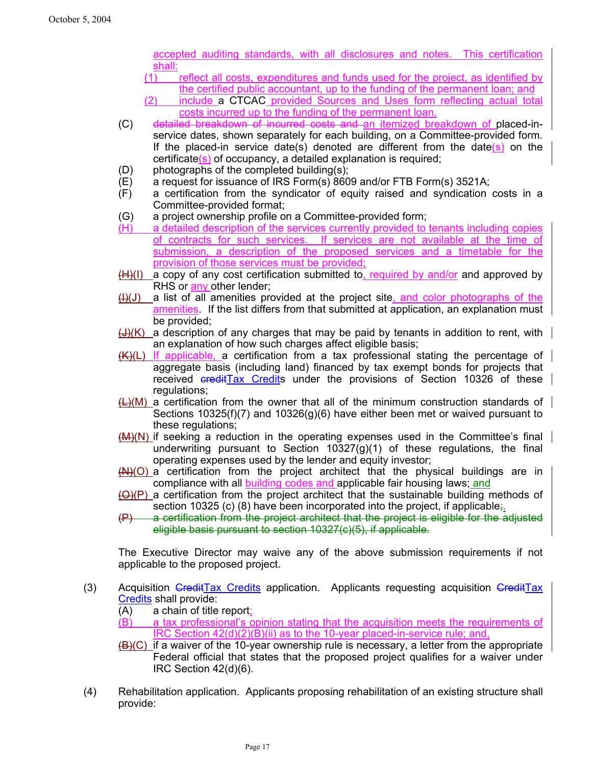accepted auditing standards, with all disclosures and notes. This certification shall:

(1) reflect all costs, expenditures and funds used for the project, as identified by the certified public accountant, up to the funding of the permanent loan; and

(2) include a CTCAC provided Sources and Uses form reflecting actual total costs incurred up to the funding of the permanent loan.

(C) ~~detailed breakdown of incurred costs and~~ an itemized breakdown of placed-in-service dates, shown separately for each building, on a Committee-provided form. If the placed-in service date(s) denoted are different from the date(s) on the certificate(s) of occupancy, a detailed explanation is required;

(D) photographs of the completed building(s);

(E) a request for issuance of IRS Form(s) 8609 and/or FTB Form(s) 3521A;

(F) a certification from the syndicator of equity raised and syndication costs in a Committee-provided format;

(G) a project ownership profile on a Committee-provided form;

(H) a detailed description of the services currently provided to tenants including copies of contracts for such services. If services are not available at the time of submission, a description of the proposed services and a timetable for the provision of those services must be provided;

~~(H)~~(I) a copy of any cost certification submitted to, required by and/or and approved by RHS or any other lender;

~~(I)~~(J) a list of all amenities provided at the project site, and color photographs of the amenities. If the list differs from that submitted at application, an explanation must be provided;

~~(J)~~(K) a description of any charges that may be paid by tenants in addition to rent, with an explanation of how such charges affect eligible basis;

~~(K)~~(L) If applicable, a certification from a tax professional stating the percentage of aggregate basis (including land) financed by tax exempt bonds for projects that received ~~credit~~Tax Credits under the provisions of Section 10326 of these regulations;

~~(L)~~(M) a certification from the owner that all of the minimum construction standards of Sections 10325(f)(7) and 10326(g)(6) have either been met or waived pursuant to these regulations;

~~(M)~~(N) if seeking a reduction in the operating expenses used in the Committee's final underwriting pursuant to Section 10327(g)(1) of these regulations, the final operating expenses used by the lender and equity investor;

~~(N)~~(O) a certification from the project architect that the physical buildings are in compliance with all building codes and applicable fair housing laws; and

~~(O)~~(P) a certification from the project architect that the sustainable building methods of section 10325 (c) (8) have been incorporated into the project, if applicable~~;~~.

~~(P) a certification from the project architect that the project is eligible for the adjusted eligible basis pursuant to section 10327(c)(5), if applicable.~~

The Executive Director may waive any of the above submission requirements if not applicable to the proposed project.

(3) Acquisition ~~Credit~~Tax Credits application. Applicants requesting acquisition ~~Credit~~Tax Credits shall provide:

(A) a chain of title report;

(B) a tax professional's opinion stating that the acquisition meets the requirements of IRC Section 42(d)(2)(B)(ii) as to the 10-year placed-in-service rule; and,

~~(B)~~(C) if a waiver of the 10-year ownership rule is necessary, a letter from the appropriate Federal official that states that the proposed project qualifies for a waiver under IRC Section 42(d)(6).

(4) Rehabilitation application. Applicants proposing rehabilitation of an existing structure shall provide: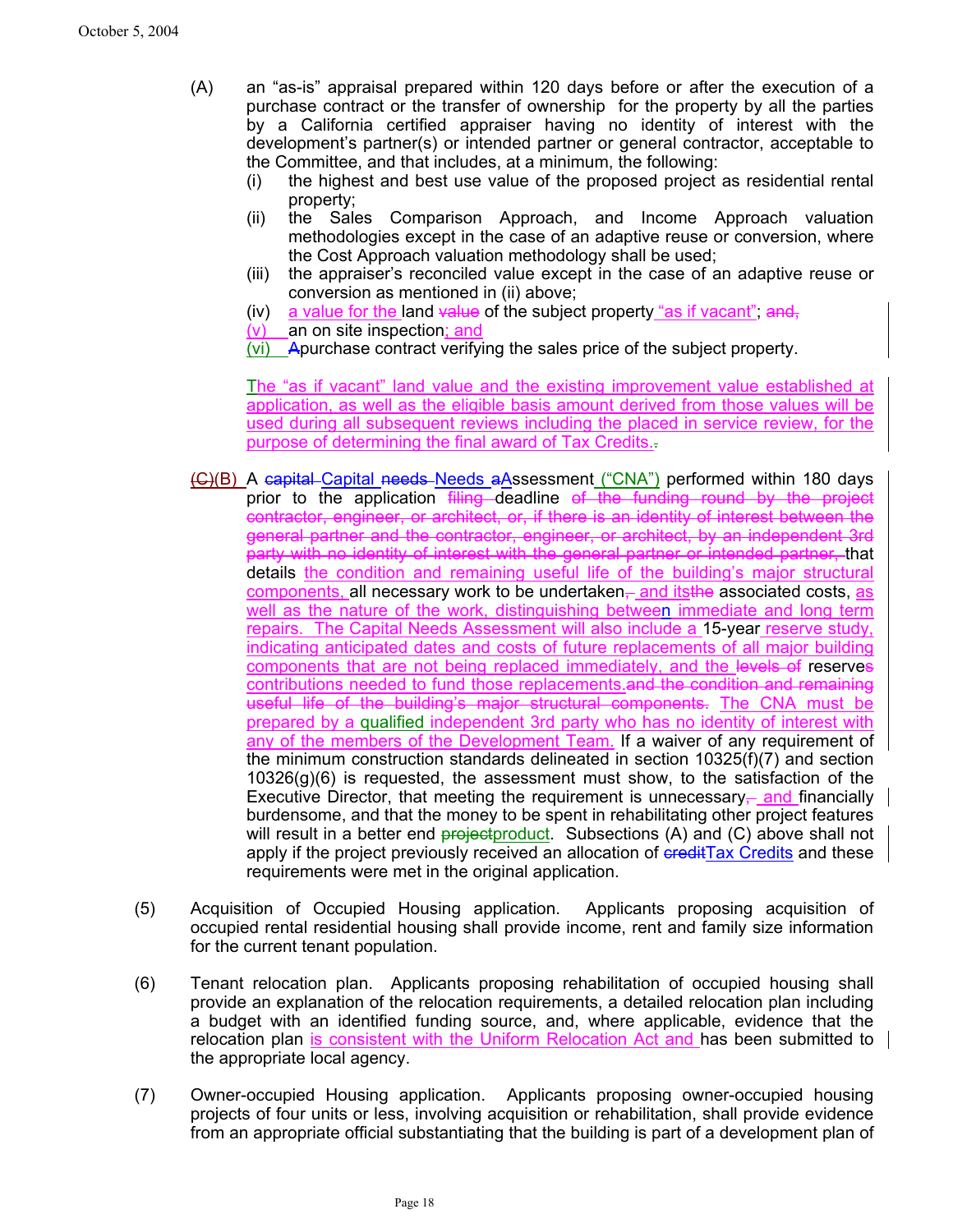(A) an "as-is" appraisal prepared within 120 days before or after the execution of a purchase contract or the transfer of ownership for the property by all the parties by a California certified appraiser having no identity of interest with the development's partner(s) or intended partner or general contractor, acceptable to the Committee, and that includes, at a minimum, the following:

(i) the highest and best use value of the proposed project as residential rental property;

(ii) the Sales Comparison Approach, and Income Approach valuation methodologies except in the case of an adaptive reuse or conversion, where the Cost Approach valuation methodology shall be used;

(iii) the appraiser's reconciled value except in the case of an adaptive reuse or conversion as mentioned in (ii) above;

(iv) a value for the land ~~value~~ of the subject property "as if vacant"; ~~and,~~

(v) an on site inspection; and

(vi) ~~A~~purchase contract verifying the sales price of the subject property.

The "as if vacant" land value and the existing improvement value established at application, as well as the eligible basis amount derived from those values will be used during all subsequent reviews including the placed in service review, for the purpose of determining the final award of Tax Credits.~~.~~

~~(C)~~(B) A ~~capital~~ Capital ~~needs~~ Needs ~~a~~Assessment ("CNA") performed within 180 days prior to the application ~~filing~~ deadline ~~of the funding round by the project contractor, engineer, or architect, or, if there is an identity of interest between the general partner and the contractor, engineer, or architect, by an independent 3rd party with no identity of interest with the general partner or intended partner,~~ that details the condition and remaining useful life of the building's major structural components, all necessary work to be undertaken~~,~~ and its~~the~~ associated costs, as well as the nature of the work, distinguishing between immediate and long term repairs. The Capital Needs Assessment will also include a 15-year reserve study, indicating anticipated dates and costs of future replacements of all major building components that are not being replaced immediately, and the ~~levels of~~ reserve~~s~~ contributions needed to fund those replacements.~~and the condition and remaining useful life of the building's major structural components.~~ The CNA must be prepared by a qualified independent 3rd party who has no identity of interest with any of the members of the Development Team. If a waiver of any requirement of the minimum construction standards delineated in section 10325(f)(7) and section 10326(g)(6) is requested, the assessment must show, to the satisfaction of the Executive Director, that meeting the requirement is unnecessary~~,~~ and financially burdensome, and that the money to be spent in rehabilitating other project features will result in a better end ~~project~~product. Subsections (A) and (C) above shall not apply if the project previously received an allocation of ~~credit~~Tax Credits and these requirements were met in the original application.

(5) Acquisition of Occupied Housing application. Applicants proposing acquisition of occupied rental residential housing shall provide income, rent and family size information for the current tenant population.

(6) Tenant relocation plan. Applicants proposing rehabilitation of occupied housing shall provide an explanation of the relocation requirements, a detailed relocation plan including a budget with an identified funding source, and, where applicable, evidence that the relocation plan is consistent with the Uniform Relocation Act and has been submitted to the appropriate local agency.

(7) Owner-occupied Housing application. Applicants proposing owner-occupied housing projects of four units or less, involving acquisition or rehabilitation, shall provide evidence from an appropriate official substantiating that the building is part of a development plan of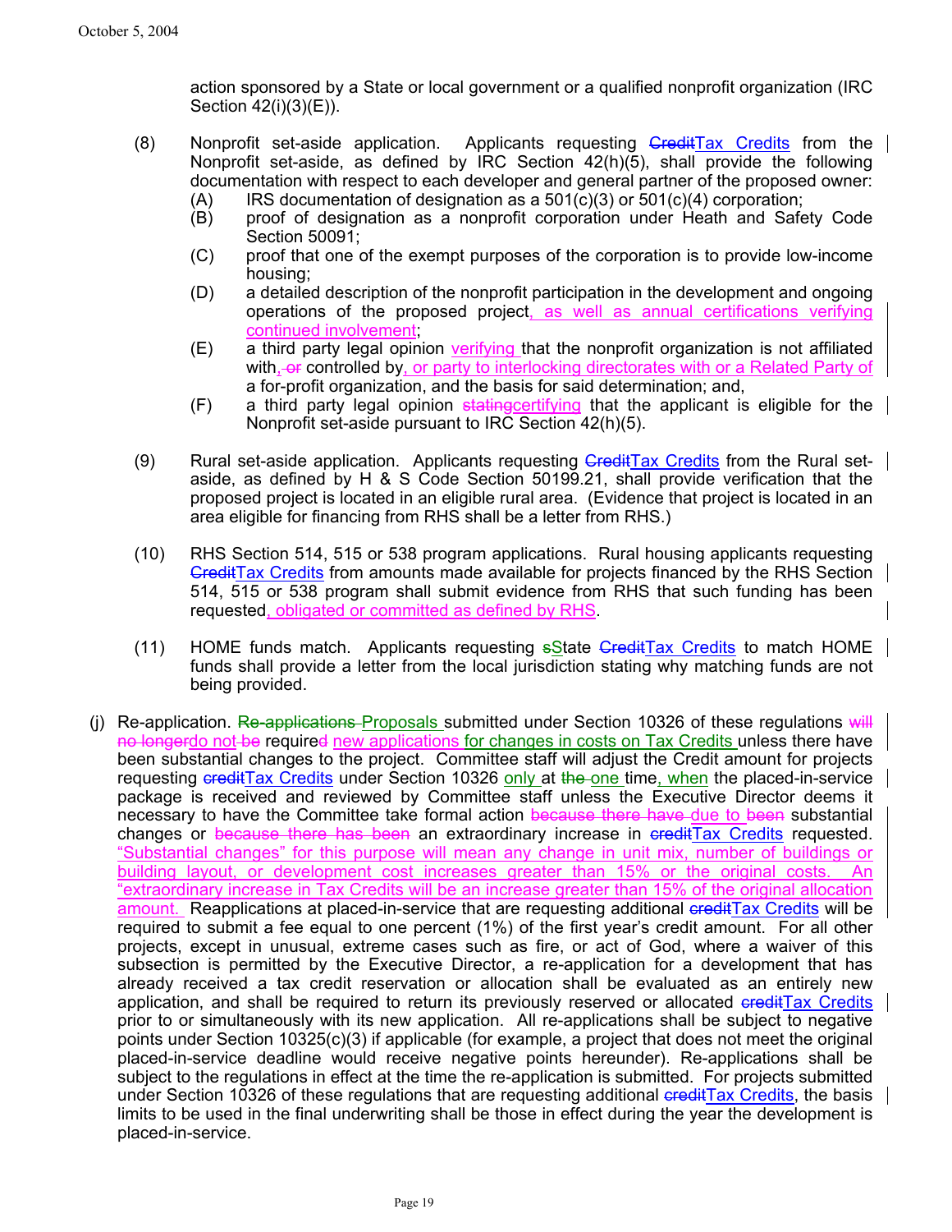action sponsored by a State or local government or a qualified nonprofit organization (IRC Section 42(i)(3)(E)).

(8) Nonprofit set-aside application. Applicants requesting ~~Credit~~Tax Credits from the Nonprofit set-aside, as defined by IRC Section 42(h)(5), shall provide the following documentation with respect to each developer and general partner of the proposed owner:

- (A) IRS documentation of designation as a 501(c)(3) or 501(c)(4) corporation;
- (B) proof of designation as a nonprofit corporation under Heath and Safety Code Section 50091;
- (C) proof that one of the exempt purposes of the corporation is to provide low-income housing;
- (D) a detailed description of the nonprofit participation in the development and ongoing operations of the proposed project, as well as annual certifications verifying continued involvement;
- (E) a third party legal opinion verifying that the nonprofit organization is not affiliated with, ~~or~~ controlled by, or party to interlocking directorates with or a Related Party of a for-profit organization, and the basis for said determination; and,
- (F) a third party legal opinion ~~stating~~certifying that the applicant is eligible for the Nonprofit set-aside pursuant to IRC Section 42(h)(5).

(9) Rural set-aside application. Applicants requesting ~~Credit~~Tax Credits from the Rural set-aside, as defined by H & S Code Section 50199.21, shall provide verification that the proposed project is located in an eligible rural area. (Evidence that project is located in an area eligible for financing from RHS shall be a letter from RHS.)

(10) RHS Section 514, 515 or 538 program applications. Rural housing applicants requesting ~~Credit~~Tax Credits from amounts made available for projects financed by the RHS Section 514, 515 or 538 program shall submit evidence from RHS that such funding has been requested, obligated or committed as defined by RHS.

(11) HOME funds match. Applicants requesting ~~s~~State ~~Credit~~Tax Credits to match HOME funds shall provide a letter from the local jurisdiction stating why matching funds are not being provided.

(j) Re-application. ~~Re-applications~~ Proposals submitted under Section 10326 of these regulations ~~will no longer~~do not ~~be~~ require~~d~~ new applications for changes in costs on Tax Credits unless there have been substantial changes to the project. Committee staff will adjust the Credit amount for projects requesting ~~credit~~Tax Credits under Section 10326 only at ~~the~~ one time, when the placed-in-service package is received and reviewed by Committee staff unless the Executive Director deems it necessary to have the Committee take formal action ~~because there have~~ due to ~~been~~ substantial changes or ~~because there has been~~ an extraordinary increase in ~~credit~~Tax Credits requested. "Substantial changes" for this purpose will mean any change in unit mix, number of buildings or building layout, or development cost increases greater than 15% or the original costs. An "extraordinary increase in Tax Credits will be an increase greater than 15% of the original allocation amount. Reapplications at placed-in-service that are requesting additional ~~credit~~Tax Credits will be required to submit a fee equal to one percent (1%) of the first year's credit amount. For all other projects, except in unusual, extreme cases such as fire, or act of God, where a waiver of this subsection is permitted by the Executive Director, a re-application for a development that has already received a tax credit reservation or allocation shall be evaluated as an entirely new application, and shall be required to return its previously reserved or allocated ~~credit~~Tax Credits prior to or simultaneously with its new application. All re-applications shall be subject to negative points under Section 10325(c)(3) if applicable (for example, a project that does not meet the original placed-in-service deadline would receive negative points hereunder). Re-applications shall be subject to the regulations in effect at the time the re-application is submitted. For projects submitted under Section 10326 of these regulations that are requesting additional ~~credit~~Tax Credits, the basis limits to be used in the final underwriting shall be those in effect during the year the development is placed-in-service.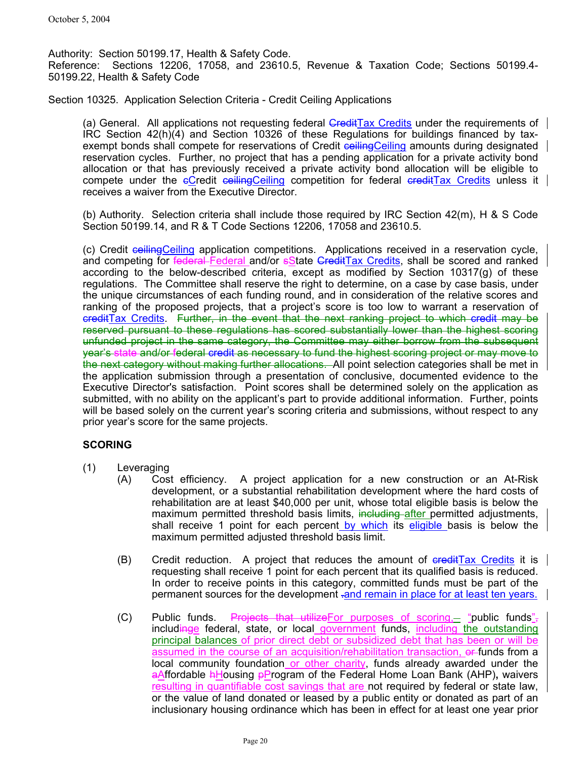Authority: Section 50199.17, Health & Safety Code.
Reference: Sections 12206, 17058, and 23610.5, Revenue & Taxation Code; Sections 50199.4-50199.22, Health & Safety Code

Section 10325. Application Selection Criteria - Credit Ceiling Applications

(a) General. All applications not requesting federal ~~Credit~~Tax Credits under the requirements of IRC Section 42(h)(4) and Section 10326 of these Regulations for buildings financed by tax-exempt bonds shall compete for reservations of Credit ~~ceiling~~Ceiling amounts during designated reservation cycles. Further, no project that has a pending application for a private activity bond allocation or that has previously received a private activity bond allocation will be eligible to compete under the ~~c~~Credit ~~ceiling~~Ceiling competition for federal ~~credit~~Tax Credits unless it receives a waiver from the Executive Director.

(b) Authority. Selection criteria shall include those required by IRC Section 42(m), H & S Code Section 50199.14, and R & T Code Sections 12206, 17058 and 23610.5.

(c) Credit ~~ceiling~~Ceiling application competitions. Applications received in a reservation cycle, and competing for ~~federal~~ Federal and/or ~~s~~State ~~Credit~~Tax Credits, shall be scored and ranked according to the below-described criteria, except as modified by Section 10317(g) of these regulations. The Committee shall reserve the right to determine, on a case by case basis, under the unique circumstances of each funding round, and in consideration of the relative scores and ranking of the proposed projects, that a project's score is too low to warrant a reservation of ~~credit~~Tax Credits. ~~Further, in the event that the next ranking project to which credit may be reserved pursuant to these regulations has scored substantially lower than the highest scoring unfunded project in the same category, the Committee may either borrow from the subsequent year's state and/or federal credit as necessary to fund the highest scoring project or may move to the next category without making further allocations.~~ All point selection categories shall be met in the application submission through a presentation of conclusive, documented evidence to the Executive Director's satisfaction. Point scores shall be determined solely on the application as submitted, with no ability on the applicant's part to provide additional information. Further, points will be based solely on the current year's scoring criteria and submissions, without respect to any prior year's score for the same projects.

**SCORING**

(1) Leveraging

(A) Cost efficiency. A project application for a new construction or an At-Risk development, or a substantial rehabilitation development where the hard costs of rehabilitation are at least $40,000 per unit, whose total eligible basis is below the maximum permitted threshold basis limits, ~~including~~ after permitted adjustments, shall receive 1 point for each percent by which its eligible basis is below the maximum permitted adjusted threshold basis limit.

(B) Credit reduction. A project that reduces the amount of ~~credit~~Tax Credits it is requesting shall receive 1 point for each percent that its qualified basis is reduced. In order to receive points in this category, committed funds must be part of the permanent sources for the development ~~.~~and remain in place for at least ten years.

(C) Public funds. ~~Projects that utilize~~For purposes of scoring, ~~–~~ "public funds"~~,~~ includ~~inge~~ federal, state, or local government funds, including the outstanding principal balances of prior direct debt or subsidized debt that has been or will be assumed in the course of an acquisition/rehabilitation transaction, ~~or~~ funds from a local community foundation or other charity, funds already awarded under the ~~a~~Affordable ~~h~~Housing ~~p~~Program of the Federal Home Loan Bank (AHP), waivers resulting in quantifiable cost savings that are not required by federal or state law, or the value of land donated or leased by a public entity or donated as part of an inclusionary housing ordinance which has been in effect for at least one year prior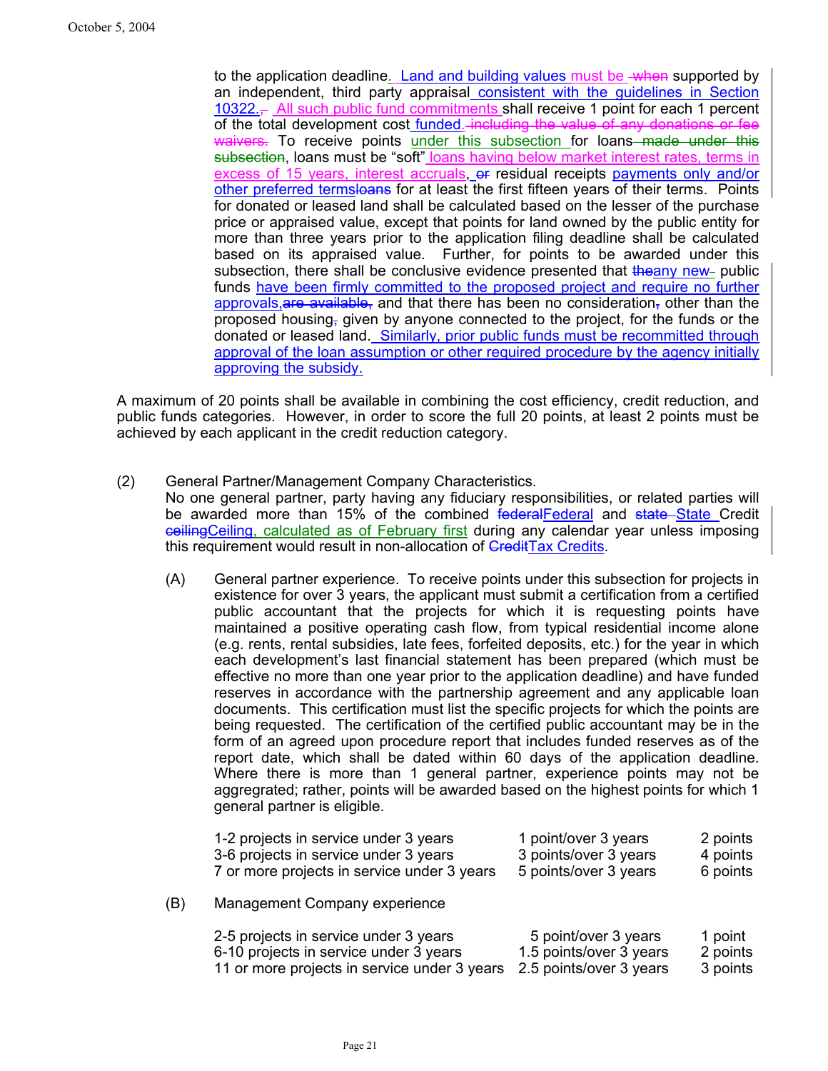to the application deadline. Land and building values must be when supported by an independent, third party appraisal consistent with the guidelines in Section 10322., All such public fund commitments shall receive 1 point for each 1 percent of the total development cost funded. including the value of any donations or fee waivers. To receive points under this subsection for loans made under this subsection, loans must be "soft" loans having below market interest rates, terms in excess of 15 years, interest accruals, or residual receipts payments only and/or other preferred termsloans for at least the first fifteen years of their terms. Points for donated or leased land shall be calculated based on the lesser of the purchase price or appraised value, except that points for land owned by the public entity for more than three years prior to the application filing deadline shall be calculated based on its appraised value. Further, for points to be awarded under this subsection, there shall be conclusive evidence presented that theany new public funds have been firmly committed to the proposed project and require no further approvals,are available, and that there has been no consideration, other than the proposed housing, given by anyone connected to the project, for the funds or the donated or leased land. Similarly, prior public funds must be recommitted through approval of the loan assumption or other required procedure by the agency initially approving the subsidy.

A maximum of 20 points shall be available in combining the cost efficiency, credit reduction, and public funds categories. However, in order to score the full 20 points, at least 2 points must be achieved by each applicant in the credit reduction category.

(2) General Partner/Management Company Characteristics.
No one general partner, party having any fiduciary responsibilities, or related parties will be awarded more than 15% of the combined federalFederal and state State Credit ceilingCeiling, calculated as of February first during any calendar year unless imposing this requirement would result in non-allocation of CreditTax Credits.

(A) General partner experience. To receive points under this subsection for projects in existence for over 3 years, the applicant must submit a certification from a certified public accountant that the projects for which it is requesting points have maintained a positive operating cash flow, from typical residential income alone (e.g. rents, rental subsidies, late fees, forfeited deposits, etc.) for the year in which each development's last financial statement has been prepared (which must be effective no more than one year prior to the application deadline) and have funded reserves in accordance with the partnership agreement and any applicable loan documents. This certification must list the specific projects for which the points are being requested. The certification of the certified public accountant may be in the form of an agreed upon procedure report that includes funded reserves as of the report date, which shall be dated within 60 days of the application deadline. Where there is more than 1 general partner, experience points may not be aggregrated; rather, points will be awarded based on the highest points for which 1 general partner is eligible.

| | | |
|---|---|---|
| 1-2 projects in service under 3 years | 1 point/over 3 years | 2 points |
| 3-6 projects in service under 3 years | 3 points/over 3 years | 4 points |
| 7 or more projects in service under 3 years | 5 points/over 3 years | 6 points |

(B) Management Company experience

| | | |
|---|---|---|
| 2-5 projects in service under 3 years | 5 point/over 3 years | 1 point |
| 6-10 projects in service under 3 years | 1.5 points/over 3 years | 2 points |
| 11 or more projects in service under 3 years | 2.5 points/over 3 years | 3 points |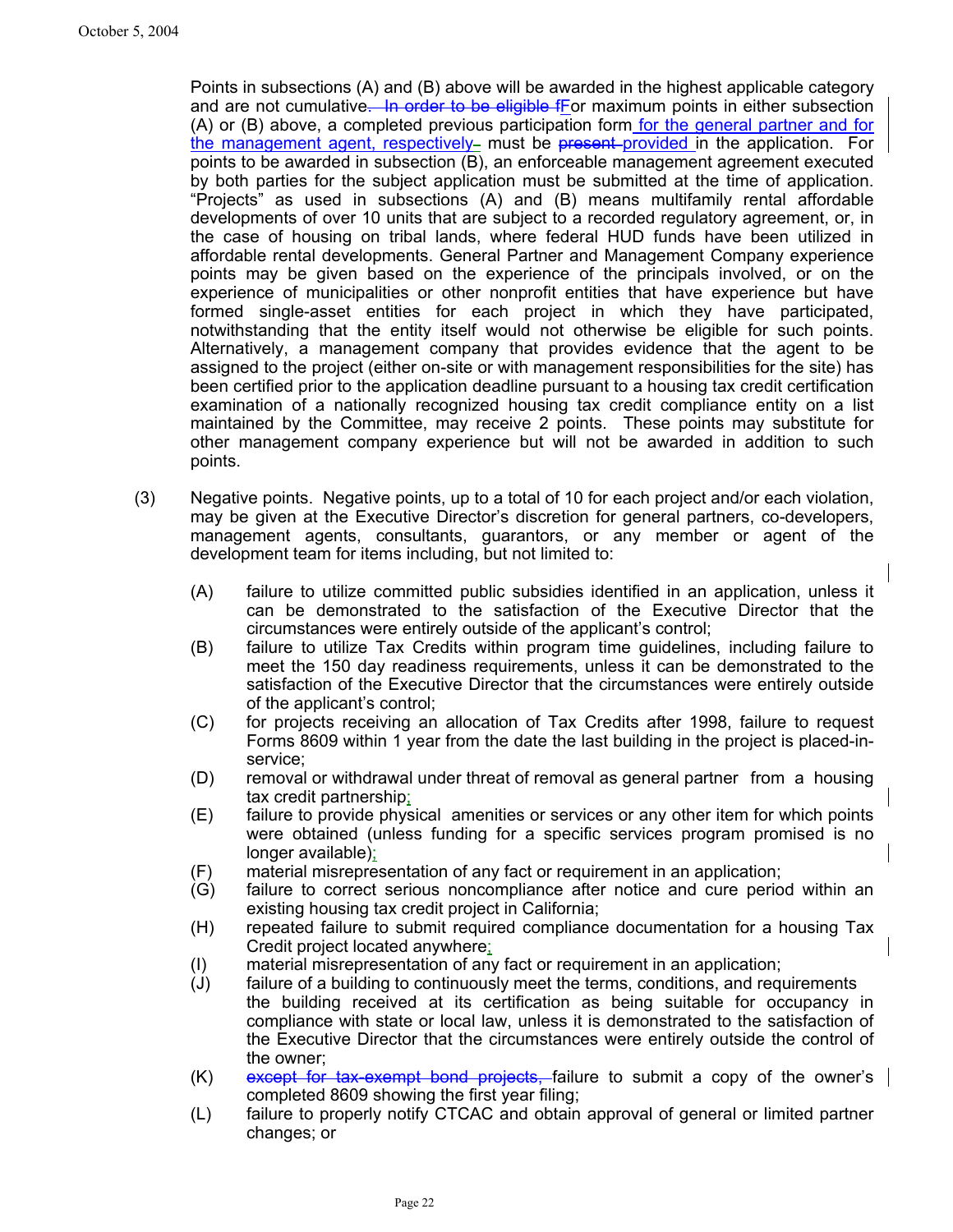Points in subsections (A) and (B) above will be awarded in the highest applicable category and are not cumulative. ~~In order to be eligible f~~For maximum points in either subsection (A) or (B) above, a completed previous participation form for the general partner and for the management agent, respectively must be ~~present~~ provided in the application. For points to be awarded in subsection (B), an enforceable management agreement executed by both parties for the subject application must be submitted at the time of application. "Projects" as used in subsections (A) and (B) means multifamily rental affordable developments of over 10 units that are subject to a recorded regulatory agreement, or, in the case of housing on tribal lands, where federal HUD funds have been utilized in affordable rental developments. General Partner and Management Company experience points may be given based on the experience of the principals involved, or on the experience of municipalities or other nonprofit entities that have experience but have formed single-asset entities for each project in which they have participated, notwithstanding that the entity itself would not otherwise be eligible for such points. Alternatively, a management company that provides evidence that the agent to be assigned to the project (either on-site or with management responsibilities for the site) has been certified prior to the application deadline pursuant to a housing tax credit certification examination of a nationally recognized housing tax credit compliance entity on a list maintained by the Committee, may receive 2 points. These points may substitute for other management company experience but will not be awarded in addition to such points.

(3) Negative points. Negative points, up to a total of 10 for each project and/or each violation, may be given at the Executive Director's discretion for general partners, co-developers, management agents, consultants, guarantors, or any member or agent of the development team for items including, but not limited to:

- (A) failure to utilize committed public subsidies identified in an application, unless it can be demonstrated to the satisfaction of the Executive Director that the circumstances were entirely outside of the applicant's control;
- (B) failure to utilize Tax Credits within program time guidelines, including failure to meet the 150 day readiness requirements, unless it can be demonstrated to the satisfaction of the Executive Director that the circumstances were entirely outside of the applicant's control;
- (C) for projects receiving an allocation of Tax Credits after 1998, failure to request Forms 8609 within 1 year from the date the last building in the project is placed-in-service;
- (D) removal or withdrawal under threat of removal as general partner from a housing tax credit partnership;
- (E) failure to provide physical amenities or services or any other item for which points were obtained (unless funding for a specific services program promised is no longer available);
- (F) material misrepresentation of any fact or requirement in an application;
- (G) failure to correct serious noncompliance after notice and cure period within an existing housing tax credit project in California;
- (H) repeated failure to submit required compliance documentation for a housing Tax Credit project located anywhere;
- (I) material misrepresentation of any fact or requirement in an application;
- (J) failure of a building to continuously meet the terms, conditions, and requirements the building received at its certification as being suitable for occupancy in compliance with state or local law, unless it is demonstrated to the satisfaction of the Executive Director that the circumstances were entirely outside the control of the owner;
- (K) ~~except for tax-exempt bond projects,~~ failure to submit a copy of the owner's completed 8609 showing the first year filing;
- (L) failure to properly notify CTCAC and obtain approval of general or limited partner changes; or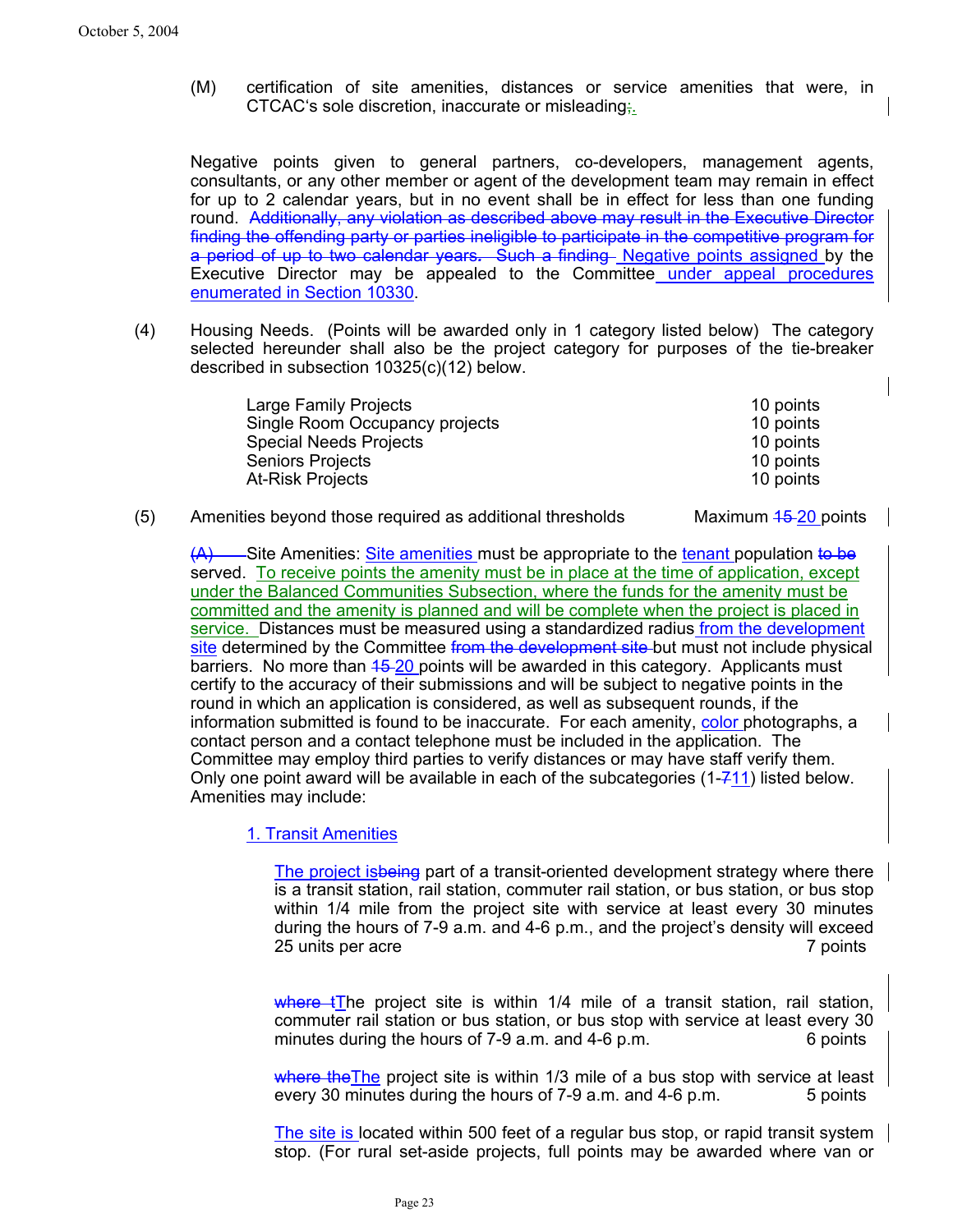(M) certification of site amenities, distances or service amenities that were, in CTCAC's sole discretion, inaccurate or misleading;.

Negative points given to general partners, co-developers, management agents, consultants, or any other member or agent of the development team may remain in effect for up to 2 calendar years, but in no event shall be in effect for less than one funding round. ~~Additionally, any violation as described above may result in the Executive Director finding the offending party or parties ineligible to participate in the competitive program for a period of up to two calendar years. Such a finding~~ Negative points assigned by the Executive Director may be appealed to the Committee under appeal procedures enumerated in Section 10330.

(4) Housing Needs. (Points will be awarded only in 1 category listed below) The category selected hereunder shall also be the project category for purposes of the tie-breaker described in subsection 10325(c)(12) below.

| | |
|---|---|
| Large Family Projects | 10 points |
| Single Room Occupancy projects | 10 points |
| Special Needs Projects | 10 points |
| Seniors Projects | 10 points |
| At-Risk Projects | 10 points |

(5) Amenities beyond those required as additional thresholds — Maximum ~~15~~ 20 points

~~(A)~~ Site Amenities: Site amenities must be appropriate to the tenant population ~~to be~~ served. To receive points the amenity must be in place at the time of application, except under the Balanced Communities Subsection, where the funds for the amenity must be committed and the amenity is planned and will be complete when the project is placed in service. Distances must be measured using a standardized radius from the development site determined by the Committee ~~from the development site~~ but must not include physical barriers. No more than ~~15~~ 20 points will be awarded in this category. Applicants must certify to the accuracy of their submissions and will be subject to negative points in the round in which an application is considered, as well as subsequent rounds, if the information submitted is found to be inaccurate. For each amenity, color photographs, a contact person and a contact telephone must be included in the application. The Committee may employ third parties to verify distances or may have staff verify them. Only one point award will be available in each of the subcategories (1-~~7~~11) listed below. Amenities may include:

1. Transit Amenities

The project is~~being~~ part of a transit-oriented development strategy where there is a transit station, rail station, commuter rail station, or bus station, or bus stop within 1/4 mile from the project site with service at least every 30 minutes during the hours of 7-9 a.m. and 4-6 p.m., and the project's density will exceed 25 units per acre — 7 points

~~where t~~The project site is within 1/4 mile of a transit station, rail station, commuter rail station or bus station, or bus stop with service at least every 30 minutes during the hours of 7-9 a.m. and 4-6 p.m. — 6 points

~~where the~~The project site is within 1/3 mile of a bus stop with service at least every 30 minutes during the hours of 7-9 a.m. and 4-6 p.m. — 5 points

The site is located within 500 feet of a regular bus stop, or rapid transit system stop. (For rural set-aside projects, full points may be awarded where van or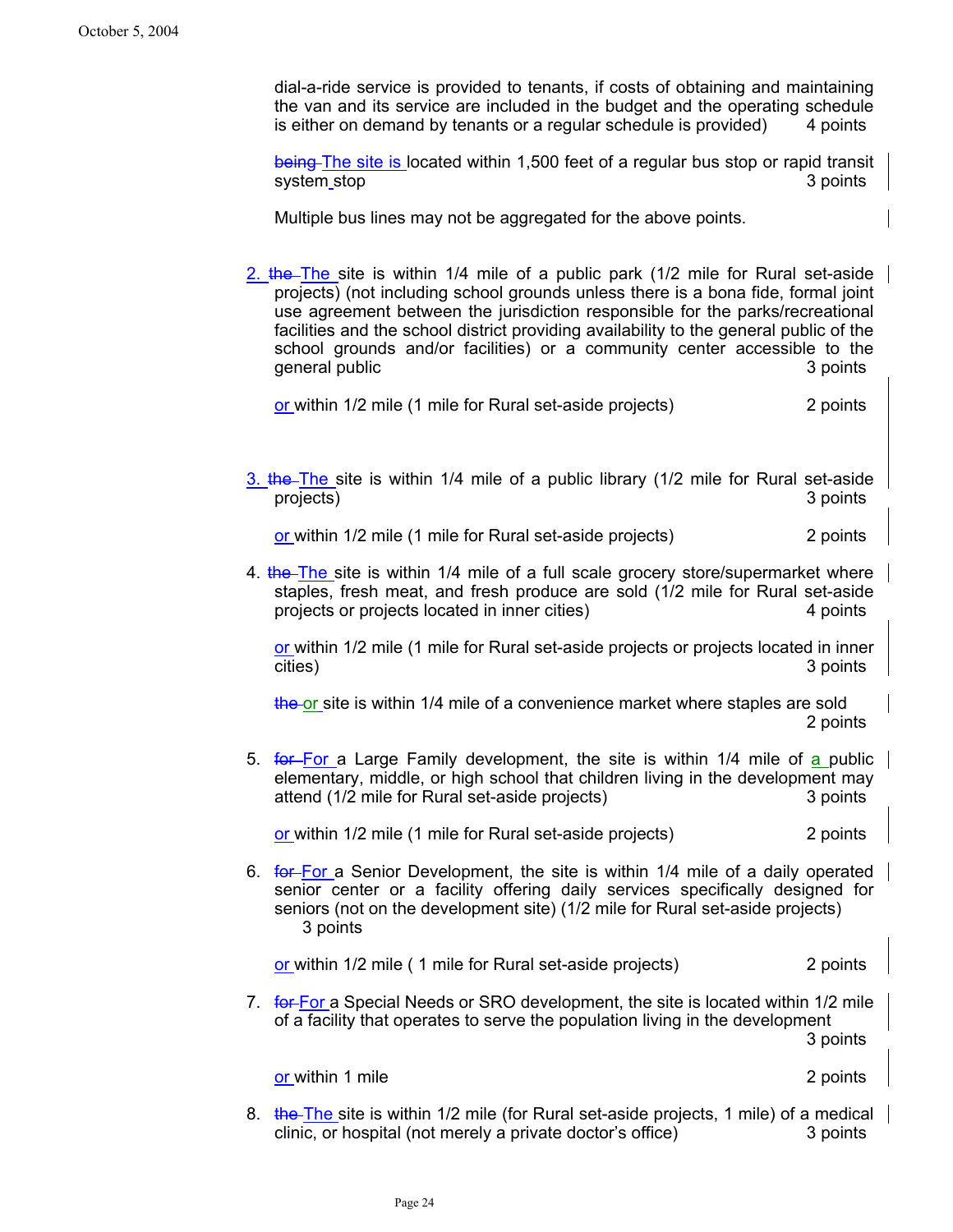dial-a-ride service is provided to tenants, if costs of obtaining and maintaining the van and its service are included in the budget and the operating schedule is either on demand by tenants or a regular schedule is provided) 4 points

~~being~~ The site is located within 1,500 feet of a regular bus stop or rapid transit system stop 3 points

Multiple bus lines may not be aggregated for the above points.

2. ~~the~~ The site is within 1/4 mile of a public park (1/2 mile for Rural set-aside projects) (not including school grounds unless there is a bona fide, formal joint use agreement between the jurisdiction responsible for the parks/recreational facilities and the school district providing availability to the general public of the school grounds and/or facilities) or a community center accessible to the general public 3 points

   or within 1/2 mile (1 mile for Rural set-aside projects) 2 points

3. ~~the~~ The site is within 1/4 mile of a public library (1/2 mile for Rural set-aside projects) 3 points

   or within 1/2 mile (1 mile for Rural set-aside projects) 2 points

4. ~~the~~ The site is within 1/4 mile of a full scale grocery store/supermarket where staples, fresh meat, and fresh produce are sold (1/2 mile for Rural set-aside projects or projects located in inner cities) 4 points

   or within 1/2 mile (1 mile for Rural set-aside projects or projects located in inner cities) 3 points

   ~~the~~ or site is within 1/4 mile of a convenience market where staples are sold 2 points

5. ~~for~~ For a Large Family development, the site is within 1/4 mile of a public elementary, middle, or high school that children living in the development may attend (1/2 mile for Rural set-aside projects) 3 points

   or within 1/2 mile (1 mile for Rural set-aside projects) 2 points

6. ~~for~~ For a Senior Development, the site is within 1/4 mile of a daily operated senior center or a facility offering daily services specifically designed for seniors (not on the development site) (1/2 mile for Rural set-aside projects) 3 points

   or within 1/2 mile ( 1 mile for Rural set-aside projects) 2 points

7. ~~for~~ For a Special Needs or SRO development, the site is located within 1/2 mile of a facility that operates to serve the population living in the development 3 points

   or within 1 mile 2 points

8. ~~the~~ The site is within 1/2 mile (for Rural set-aside projects, 1 mile) of a medical clinic, or hospital (not merely a private doctor's office) 3 points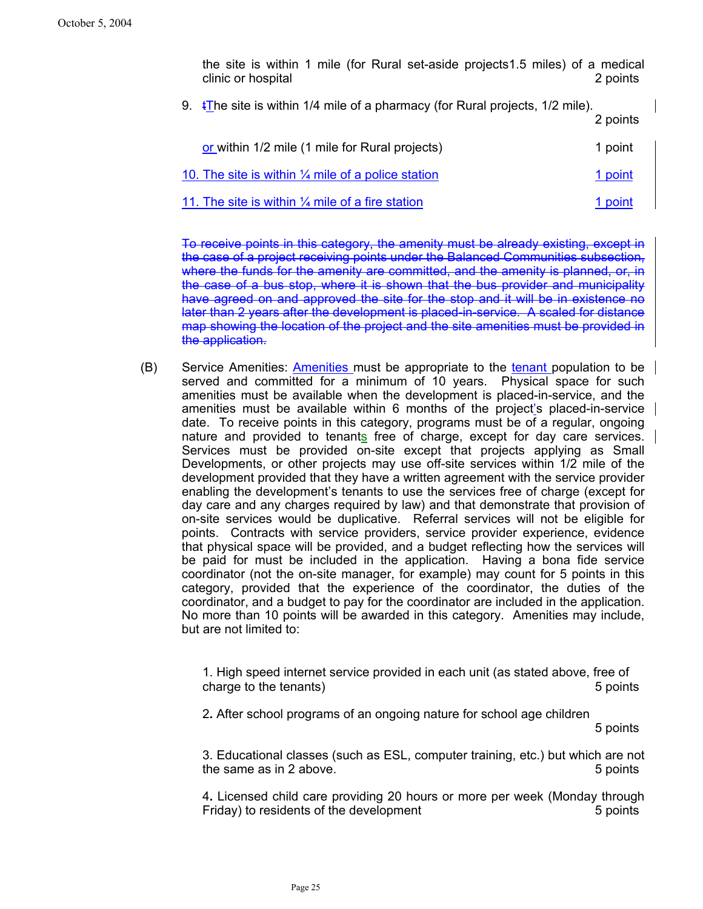the site is within 1 mile (for Rural set-aside projects1.5 miles) of a medical clinic or hospital 2 points

9. ~~t~~The site is within 1/4 mile of a pharmacy (for Rural projects, 1/2 mile). 2 points

or within 1/2 mile (1 mile for Rural projects) 1 point

10. The site is within ¼ mile of a police station 1 point

11. The site is within ¼ mile of a fire station 1 point

~~To receive points in this category, the amenity must be already existing, except in the case of a project receiving points under the Balanced Communities subsection, where the funds for the amenity are committed, and the amenity is planned, or, in the case of a bus stop, where it is shown that the bus provider and municipality have agreed on and approved the site for the stop and it will be in existence no later than 2 years after the development is placed-in-service. A scaled for distance map showing the location of the project and the site amenities must be provided in the application.~~

(B) Service Amenities: Amenities must be appropriate to the tenant population to be served and committed for a minimum of 10 years. Physical space for such amenities must be available when the development is placed-in-service, and the amenities must be available within 6 months of the project's placed-in-service date. To receive points in this category, programs must be of a regular, ongoing nature and provided to tenants free of charge, except for day care services. Services must be provided on-site except that projects applying as Small Developments, or other projects may use off-site services within 1/2 mile of the development provided that they have a written agreement with the service provider enabling the development's tenants to use the services free of charge (except for day care and any charges required by law) and that demonstrate that provision of on-site services would be duplicative. Referral services will not be eligible for points. Contracts with service providers, service provider experience, evidence that physical space will be provided, and a budget reflecting how the services will be paid for must be included in the application. Having a bona fide service coordinator (not the on-site manager, for example) may count for 5 points in this category, provided that the experience of the coordinator, the duties of the coordinator, and a budget to pay for the coordinator are included in the application. No more than 10 points will be awarded in this category. Amenities may include, but are not limited to:

1. High speed internet service provided in each unit (as stated above, free of charge to the tenants) 5 points

2. After school programs of an ongoing nature for school age children 5 points

3. Educational classes (such as ESL, computer training, etc.) but which are not the same as in 2 above. 5 points

4. Licensed child care providing 20 hours or more per week (Monday through Friday) to residents of the development 5 points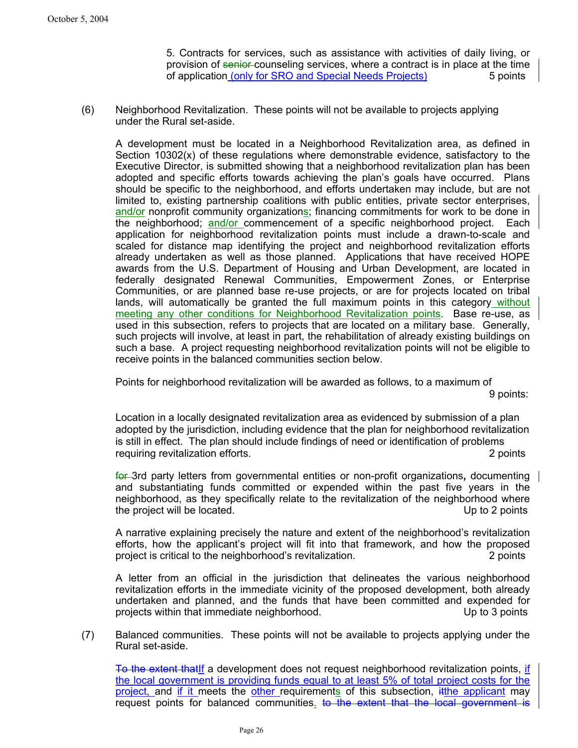October 5, 2004

5. Contracts for services, such as assistance with activities of daily living, or provision of ~~senior~~ counseling services, where a contract is in place at the time of application (only for SRO and Special Needs Projects) 5 points

(6) Neighborhood Revitalization. These points will not be available to projects applying under the Rural set-aside.

A development must be located in a Neighborhood Revitalization area, as defined in Section 10302(x) of these regulations where demonstrable evidence, satisfactory to the Executive Director, is submitted showing that a neighborhood revitalization plan has been adopted and specific efforts towards achieving the plan's goals have occurred. Plans should be specific to the neighborhood, and efforts undertaken may include, but are not limited to, existing partnership coalitions with public entities, private sector enterprises, and/or nonprofit community organizations; financing commitments for work to be done in the neighborhood; and/or commencement of a specific neighborhood project. Each application for neighborhood revitalization points must include a drawn-to-scale and scaled for distance map identifying the project and neighborhood revitalization efforts already undertaken as well as those planned. Applications that have received HOPE awards from the U.S. Department of Housing and Urban Development, are located in federally designated Renewal Communities, Empowerment Zones, or Enterprise Communities, or are planned base re-use projects, or are for projects located on tribal lands, will automatically be granted the full maximum points in this category without meeting any other conditions for Neighborhood Revitalization points. Base re-use, as used in this subsection, refers to projects that are located on a military base. Generally, such projects will involve, at least in part, the rehabilitation of already existing buildings on such a base. A project requesting neighborhood revitalization points will not be eligible to receive points in the balanced communities section below.

Points for neighborhood revitalization will be awarded as follows, to a maximum of 9 points:

Location in a locally designated revitalization area as evidenced by submission of a plan adopted by the jurisdiction, including evidence that the plan for neighborhood revitalization is still in effect. The plan should include findings of need or identification of problems requiring revitalization efforts. 2 points

~~for~~ 3rd party letters from governmental entities or non-profit organizations, documenting and substantiating funds committed or expended within the past five years in the neighborhood, as they specifically relate to the revitalization of the neighborhood where the project will be located. Up to 2 points

A narrative explaining precisely the nature and extent of the neighborhood's revitalization efforts, how the applicant's project will fit into that framework, and how the proposed project is critical to the neighborhood's revitalization. 2 points

A letter from an official in the jurisdiction that delineates the various neighborhood revitalization efforts in the immediate vicinity of the proposed development, both already undertaken and planned, and the funds that have been committed and expended for projects within that immediate neighborhood. Up to 3 points

(7) Balanced communities. These points will not be available to projects applying under the Rural set-aside.

~~To the extent that~~If a development does not request neighborhood revitalization points, if the local government is providing funds equal to at least 5% of total project costs for the project, and if it meets the other requirements of this subsection, ~~it~~the applicant may request points for balanced communities. ~~to the extent that the local government is~~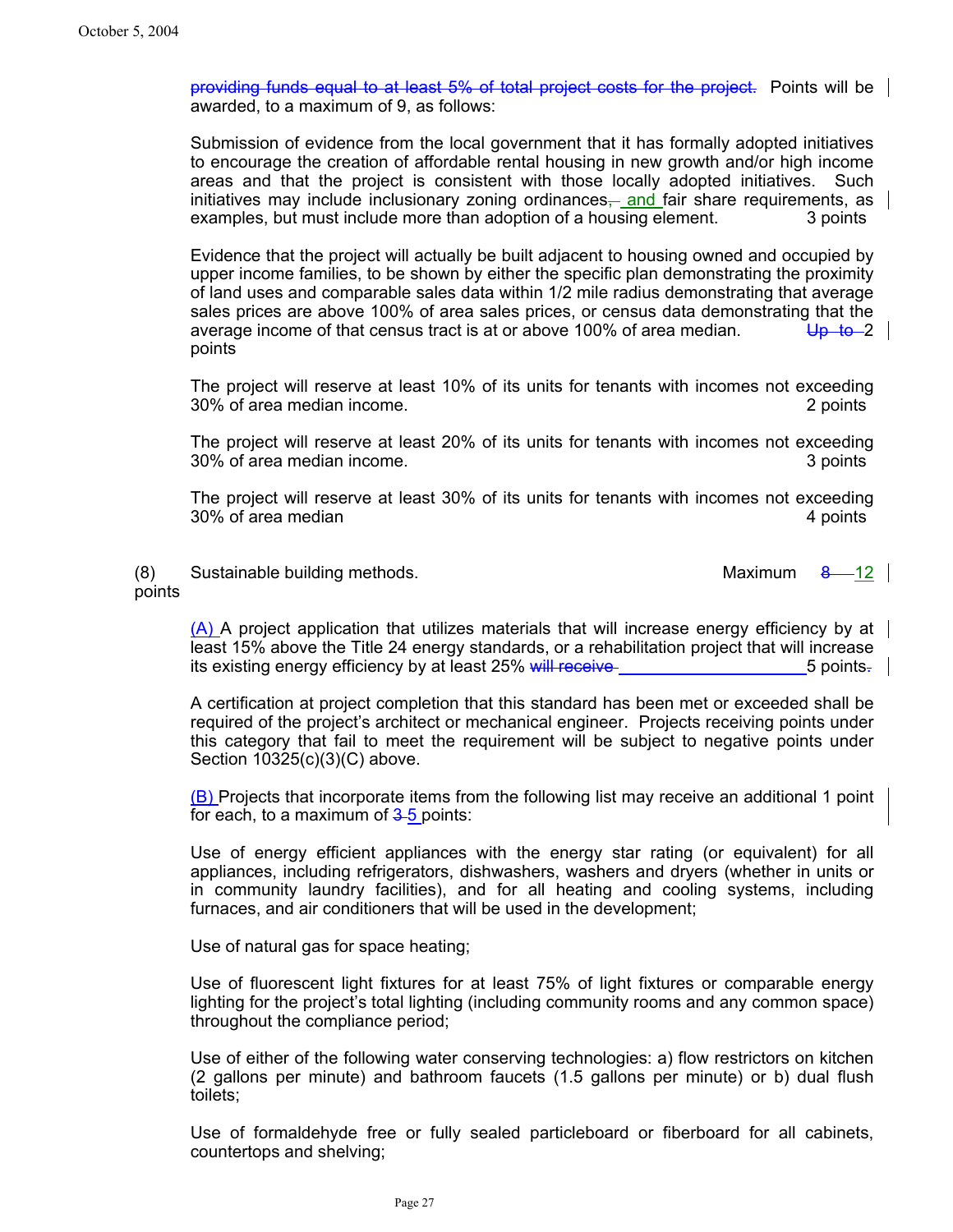~~providing funds equal to at least 5% of total project costs for the project.~~ Points will be awarded, to a maximum of 9, as follows:

Submission of evidence from the local government that it has formally adopted initiatives to encourage the creation of affordable rental housing in new growth and/or high income areas and that the project is consistent with those locally adopted initiatives. Such initiatives may include inclusionary zoning ordinances~~,~~ and fair share requirements, as examples, but must include more than adoption of a housing element. 3 points

Evidence that the project will actually be built adjacent to housing owned and occupied by upper income families, to be shown by either the specific plan demonstrating the proximity of land uses and comparable sales data within 1/2 mile radius demonstrating that average sales prices are above 100% of area sales prices, or census data demonstrating that the average income of that census tract is at or above 100% of area median. ~~Up to~~ 2 points

The project will reserve at least 10% of its units for tenants with incomes not exceeding 30% of area median income. 2 points

The project will reserve at least 20% of its units for tenants with incomes not exceeding 30% of area median income. 3 points

The project will reserve at least 30% of its units for tenants with incomes not exceeding 30% of area median 4 points

(8) Sustainable building methods. Maximum ~~8~~ 12 points

(A) A project application that utilizes materials that will increase energy efficiency by at least 15% above the Title 24 energy standards, or a rehabilitation project that will increase its existing energy efficiency by at least 25% ~~will receive~~ 5 points~~.~~

A certification at project completion that this standard has been met or exceeded shall be required of the project's architect or mechanical engineer. Projects receiving points under this category that fail to meet the requirement will be subject to negative points under Section 10325(c)(3)(C) above.

(B) Projects that incorporate items from the following list may receive an additional 1 point for each, to a maximum of ~~3~~ 5 points:

Use of energy efficient appliances with the energy star rating (or equivalent) for all appliances, including refrigerators, dishwashers, washers and dryers (whether in units or in community laundry facilities), and for all heating and cooling systems, including furnaces, and air conditioners that will be used in the development;

Use of natural gas for space heating;

Use of fluorescent light fixtures for at least 75% of light fixtures or comparable energy lighting for the project's total lighting (including community rooms and any common space) throughout the compliance period;

Use of either of the following water conserving technologies: a) flow restrictors on kitchen (2 gallons per minute) and bathroom faucets (1.5 gallons per minute) or b) dual flush toilets;

Use of formaldehyde free or fully sealed particleboard or fiberboard for all cabinets, countertops and shelving;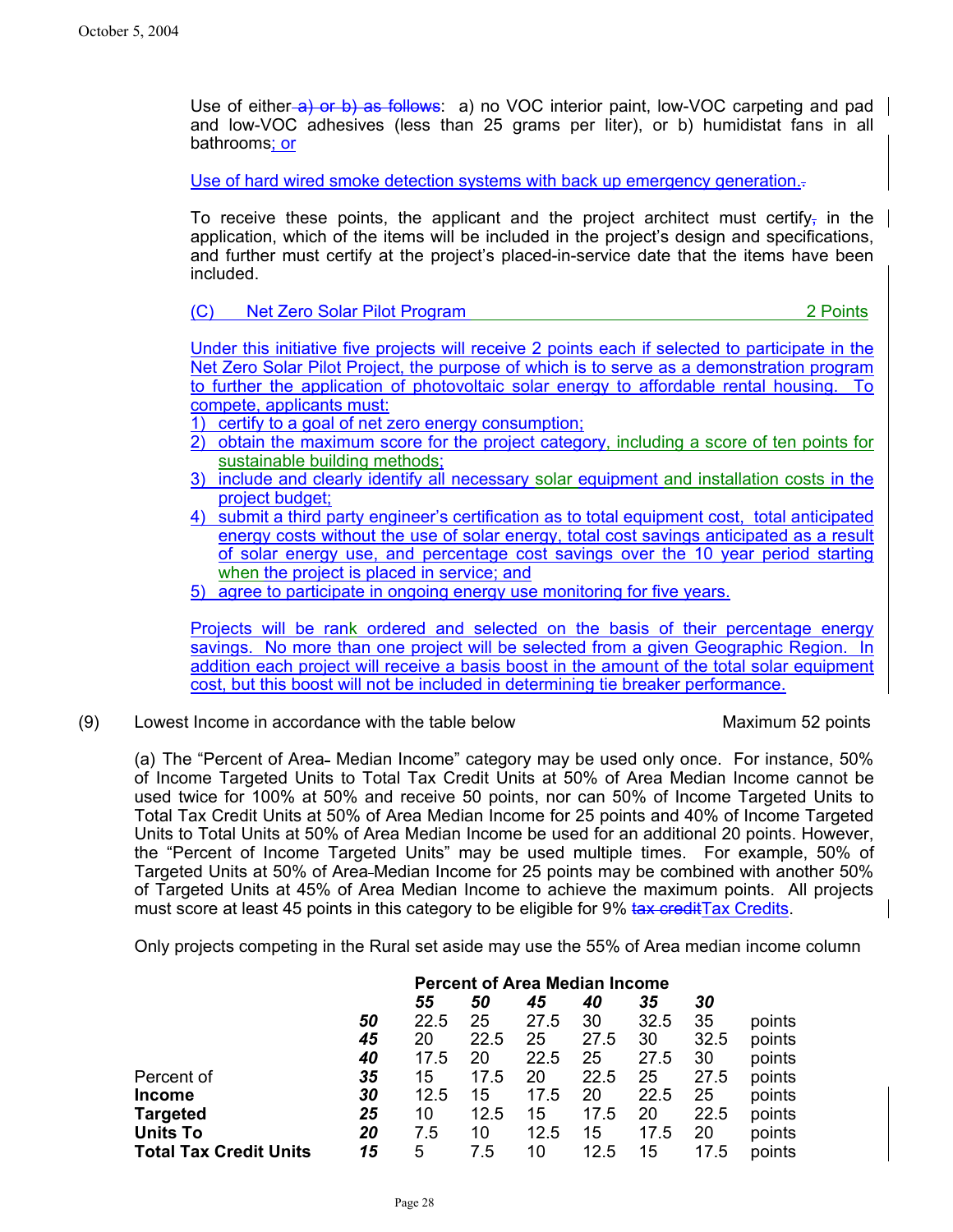Use of either a) or b) as follows: a) no VOC interior paint, low-VOC carpeting and pad and low-VOC adhesives (less than 25 grams per liter), or b) humidistat fans in all bathrooms; or

Use of hard wired smoke detection systems with back up emergency generation.

To receive these points, the applicant and the project architect must certify, in the application, which of the items will be included in the project's design and specifications, and further must certify at the project's placed-in-service date that the items have been included.

(C) Net Zero Solar Pilot Program — 2 Points

Under this initiative five projects will receive 2 points each if selected to participate in the Net Zero Solar Pilot Project, the purpose of which is to serve as a demonstration program to further the application of photovoltaic solar energy to affordable rental housing. To compete, applicants must:

1) certify to a goal of net zero energy consumption;
2) obtain the maximum score for the project category, including a score of ten points for sustainable building methods;
3) include and clearly identify all necessary solar equipment and installation costs in the project budget;
4) submit a third party engineer's certification as to total equipment cost, total anticipated energy costs without the use of solar energy, total cost savings anticipated as a result of solar energy use, and percentage cost savings over the 10 year period starting when the project is placed in service; and
5) agree to participate in ongoing energy use monitoring for five years.

Projects will be rank ordered and selected on the basis of their percentage energy savings. No more than one project will be selected from a given Geographic Region. In addition each project will receive a basis boost in the amount of the total solar equipment cost, but this boost will not be included in determining tie breaker performance.

(9) Lowest Income in accordance with the table below — Maximum 52 points

(a) The "Percent of Area Median Income" category may be used only once. For instance, 50% of Income Targeted Units to Total Tax Credit Units at 50% of Area Median Income cannot be used twice for 100% at 50% and receive 50 points, nor can 50% of Income Targeted Units to Total Tax Credit Units at 50% of Area Median Income be used for 25 points and 40% of Income Targeted Units to Total Units at 50% of Area Median Income be used for an additional 20 points. However, the "Percent of Income Targeted Units" may be used multiple times. For example, 50% of Targeted Units at 50% of Area Median Income for 25 points may be combined with another 50% of Targeted Units at 45% of Area Median Income to achieve the maximum points. All projects must score at least 45 points in this category to be eligible for 9% tax credit Tax Credits.

Only projects competing in the Rural set aside may use the 55% of Area median income column

| Percent of Income Targeted Units To Total Tax Credit Units | | **Percent of Area Median Income** | | | | | | |
|---|---|---|---|---|---|---|---|---|
| | | ***55*** | ***50*** | ***45*** | ***40*** | ***35*** | ***30*** | |
| | ***50*** | 22.5 | 25 | 27.5 | 30 | 32.5 | 35 | points |
| | ***45*** | 20 | 22.5 | 25 | 27.5 | 30 | 32.5 | points |
| | ***40*** | 17.5 | 20 | 22.5 | 25 | 27.5 | 30 | points |
| | ***35*** | 15 | 17.5 | 20 | 22.5 | 25 | 27.5 | points |
| | ***30*** | 12.5 | 15 | 17.5 | 20 | 22.5 | 25 | points |
| | ***25*** | 10 | 12.5 | 15 | 17.5 | 20 | 22.5 | points |
| | ***20*** | 7.5 | 10 | 12.5 | 15 | 17.5 | 20 | points |
| | ***15*** | 5 | 7.5 | 10 | 12.5 | 15 | 17.5 | points |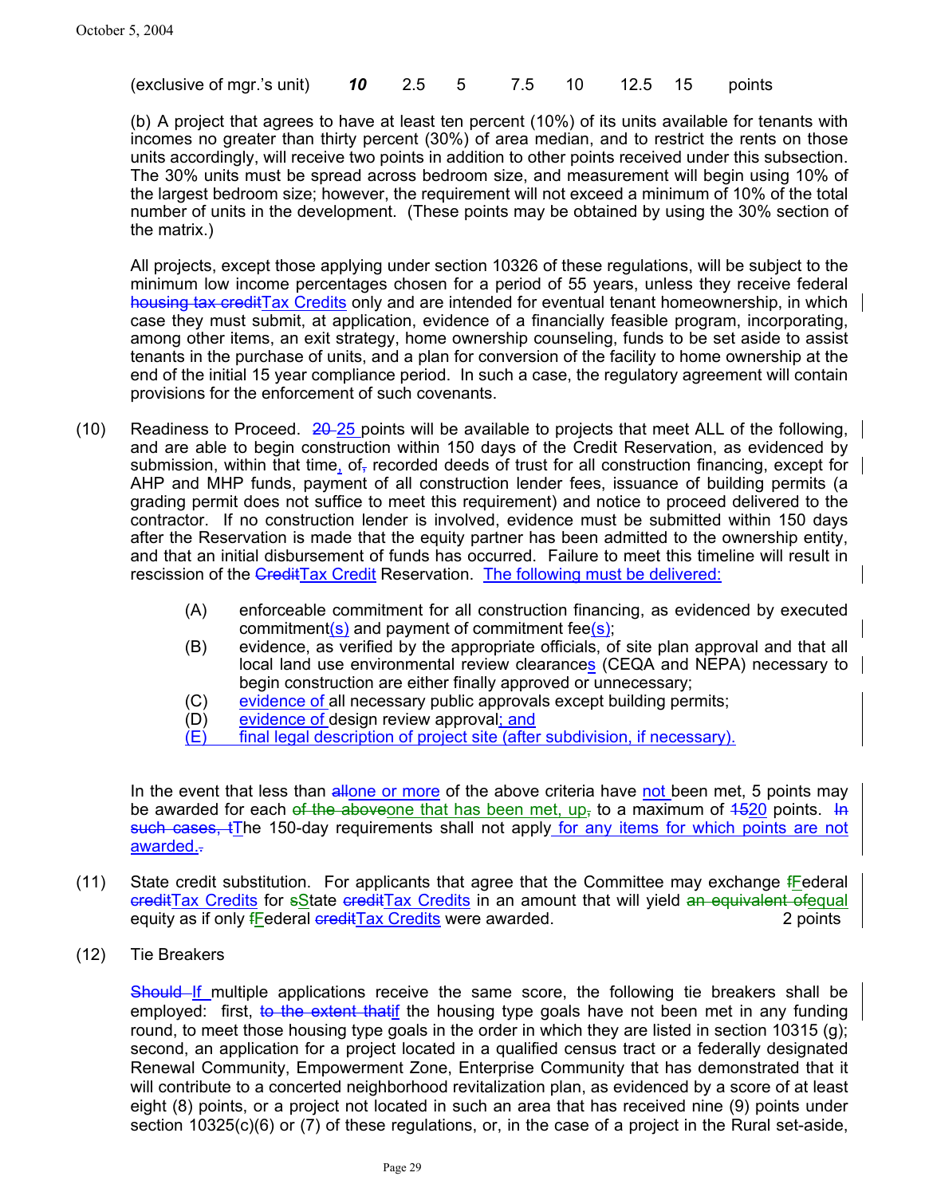(exclusive of mgr.'s unit) ***10*** 2.5 5 7.5 10 12.5 15 points

(b) A project that agrees to have at least ten percent (10%) of its units available for tenants with incomes no greater than thirty percent (30%) of area median, and to restrict the rents on those units accordingly, will receive two points in addition to other points received under this subsection. The 30% units must be spread across bedroom size, and measurement will begin using 10% of the largest bedroom size; however, the requirement will not exceed a minimum of 10% of the total number of units in the development. (These points may be obtained by using the 30% section of the matrix.)

All projects, except those applying under section 10326 of these regulations, will be subject to the minimum low income percentages chosen for a period of 55 years, unless they receive federal ~~housing tax credit~~Tax Credits only and are intended for eventual tenant homeownership, in which case they must submit, at application, evidence of a financially feasible program, incorporating, among other items, an exit strategy, home ownership counseling, funds to be set aside to assist tenants in the purchase of units, and a plan for conversion of the facility to home ownership at the end of the initial 15 year compliance period. In such a case, the regulatory agreement will contain provisions for the enforcement of such covenants.

(10) Readiness to Proceed. ~~20~~ 25 points will be available to projects that meet ALL of the following, and are able to begin construction within 150 days of the Credit Reservation, as evidenced by submission, within that time, of~~,~~ recorded deeds of trust for all construction financing, except for AHP and MHP funds, payment of all construction lender fees, issuance of building permits (a grading permit does not suffice to meet this requirement) and notice to proceed delivered to the contractor. If no construction lender is involved, evidence must be submitted within 150 days after the Reservation is made that the equity partner has been admitted to the ownership entity, and that an initial disbursement of funds has occurred. Failure to meet this timeline will result in rescission of the ~~Credit~~Tax Credit Reservation. The following must be delivered:

- (A) enforceable commitment for all construction financing, as evidenced by executed commitment(s) and payment of commitment fee(s);
- (B) evidence, as verified by the appropriate officials, of site plan approval and that all local land use environmental review clearances (CEQA and NEPA) necessary to begin construction are either finally approved or unnecessary;
- (C) evidence of all necessary public approvals except building permits;
- (D) evidence of design review approval; and
- (E) final legal description of project site (after subdivision, if necessary).

In the event that less than ~~all~~one or more of the above criteria have not been met, 5 points may be awarded for each ~~of the above~~one that has been met, up~~,~~ to a maximum of ~~15~~20 points. ~~In such cases, t~~The 150-day requirements shall not apply for any items for which points are not awarded.~~.~~

(11) State credit substitution. For applicants that agree that the Committee may exchange ~~f~~Federal ~~credit~~Tax Credits for ~~s~~State ~~credit~~Tax Credits in an amount that will yield ~~an equivalent of~~equal equity as if only ~~f~~Federal ~~credit~~Tax Credits were awarded. 2 points

(12) Tie Breakers

~~Should~~ If multiple applications receive the same score, the following tie breakers shall be employed: first, ~~to the extent that~~if the housing type goals have not been met in any funding round, to meet those housing type goals in the order in which they are listed in section 10315 (g); second, an application for a project located in a qualified census tract or a federally designated Renewal Community, Empowerment Zone, Enterprise Community that has demonstrated that it will contribute to a concerted neighborhood revitalization plan, as evidenced by a score of at least eight (8) points, or a project not located in such an area that has received nine (9) points under section 10325(c)(6) or (7) of these regulations, or, in the case of a project in the Rural set-aside,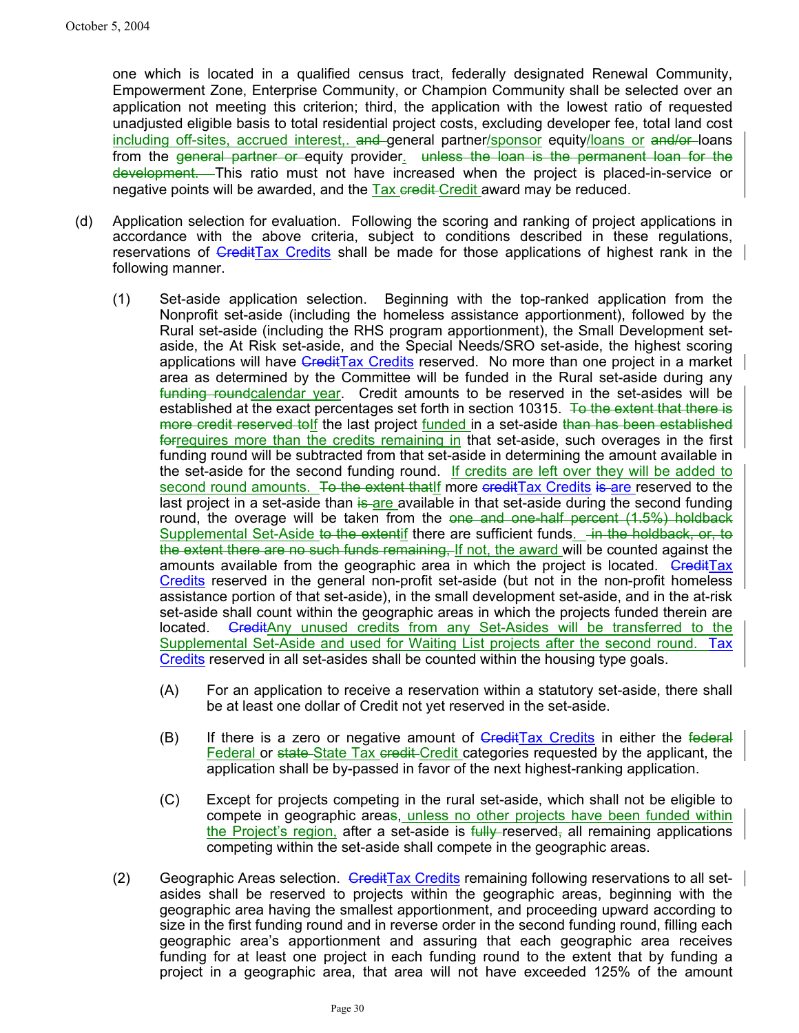one which is located in a qualified census tract, federally designated Renewal Community, Empowerment Zone, Enterprise Community, or Champion Community shall be selected over an application not meeting this criterion; third, the application with the lowest ratio of requested unadjusted eligible basis to total residential project costs, excluding developer fee, total land cost <u>including off-sites, accrued interest,</u>. ~~and~~ general partner<u>/sponsor</u> equity<u>/loans or</u> ~~and/or~~ loans from the ~~general partner or~~ equity provider<u>.</u> ~~unless the loan is the permanent loan for the development.~~ This ratio must not have increased when the project is placed-in-service or negative points will be awarded, and the <u>Tax</u> ~~credit~~ <u>Credit</u> award may be reduced.

(d) Application selection for evaluation. Following the scoring and ranking of project applications in accordance with the above criteria, subject to conditions described in these regulations, reservations of ~~Credit~~<u>Tax Credits</u> shall be made for those applications of highest rank in the following manner.

(1) Set-aside application selection. Beginning with the top-ranked application from the Nonprofit set-aside (including the homeless assistance apportionment), followed by the Rural set-aside (including the RHS program apportionment), the Small Development set-aside, the At Risk set-aside, and the Special Needs/SRO set-aside, the highest scoring applications will have ~~Credit~~<u>Tax Credits</u> reserved. No more than one project in a market area as determined by the Committee will be funded in the Rural set-aside during any ~~funding round~~<u>calendar year</u>. Credit amounts to be reserved in the set-asides will be established at the exact percentages set forth in section 10315. ~~To the extent that there is more credit reserved to~~<u>If</u> the last project <u>funded</u> in a set-aside ~~than has been established for~~<u>requires more than the credits remaining in</u> that set-aside, such overages in the first funding round will be subtracted from that set-aside in determining the amount available in the set-aside for the second funding round. <u>If credits are left over they will be added to second round amounts.</u> ~~To the extent that~~<u>If</u> more ~~credit~~<u>Tax Credits</u> ~~is~~ <u>are</u> reserved to the last project in a set-aside than ~~is~~ <u>are</u> available in that set-aside during the second funding round, the overage will be taken from the ~~one and one-half percent (1.5%) holdback~~ <u>Supplemental Set-Aside</u> ~~to the extent~~<u>if</u> there are sufficient funds<u>.</u> ~~in the holdback, or, to the extent there are no such funds remaining,~~ <u>If not, the award</u> will be counted against the amounts available from the geographic area in which the project is located. ~~Credit~~<u>Tax Credits</u> reserved in the general non-profit set-aside (but not in the non-profit homeless assistance portion of that set-aside), in the small development set-aside, and in the at-risk set-aside shall count within the geographic areas in which the projects funded therein are located. ~~Credit~~<u>Any unused credits from any Set-Asides will be transferred to the Supplemental Set-Aside and used for Waiting List projects after the second round. Tax Credits</u> reserved in all set-asides shall be counted within the housing type goals.

(A) For an application to receive a reservation within a statutory set-aside, there shall be at least one dollar of Credit not yet reserved in the set-aside.

(B) If there is a zero or negative amount of ~~Credit~~<u>Tax Credits</u> in either the ~~federal~~ <u>Federal</u> or ~~state~~ <u>State Tax</u> ~~credit~~ <u>Credit</u> categories requested by the applicant, the application shall be by-passed in favor of the next highest-ranking application.

(C) Except for projects competing in the rural set-aside, which shall not be eligible to compete in geographic area~~s~~<u>, unless no other projects have been funded within the Project's region,</u> after a set-aside is ~~fully~~ reserved~~,~~ all remaining applications competing within the set-aside shall compete in the geographic areas.

(2) Geographic Areas selection. ~~Credit~~<u>Tax Credits</u> remaining following reservations to all set-asides shall be reserved to projects within the geographic areas, beginning with the geographic area having the smallest apportionment, and proceeding upward according to size in the first funding round and in reverse order in the second funding round, filling each geographic area's apportionment and assuring that each geographic area receives funding for at least one project in each funding round to the extent that by funding a project in a geographic area, that area will not have exceeded 125% of the amount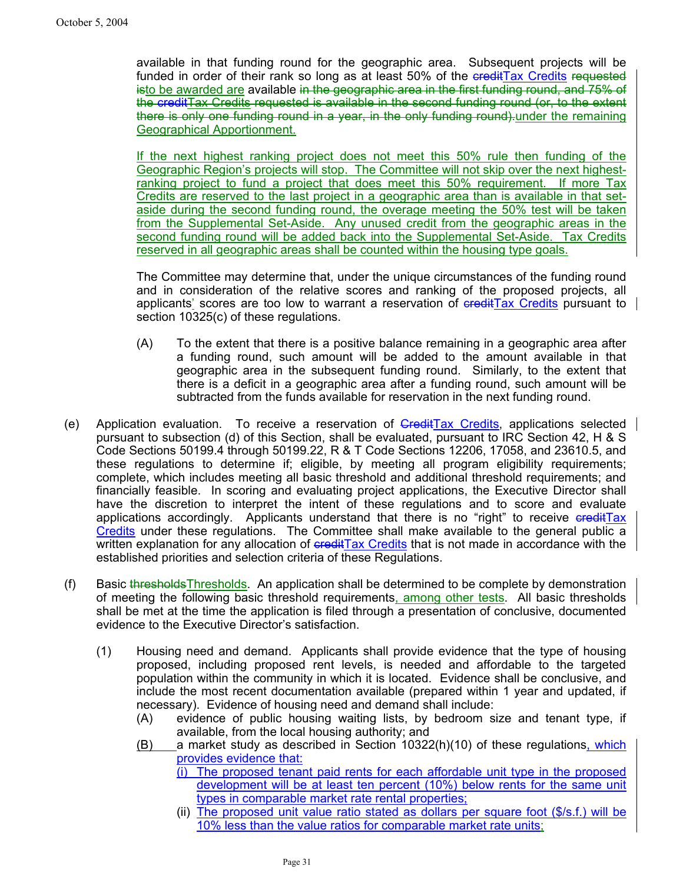available in that funding round for the geographic area. Subsequent projects will be funded in order of their rank so long as at least 50% of the ~~credit~~Tax Credits ~~requested is~~to be awarded are available ~~in the geographic area in the first funding round, and 75% of the credit~~Tax Credits ~~requested is available in the second funding round (or, to the extent there is only one funding round in a year, in the only funding round).~~under the remaining Geographical Apportionment.

If the next highest ranking project does not meet this 50% rule then funding of the Geographic Region's projects will stop. The Committee will not skip over the next highest-ranking project to fund a project that does meet this 50% requirement. If more Tax Credits are reserved to the last project in a geographic area than is available in that set-aside during the second funding round, the overage meeting the 50% test will be taken from the Supplemental Set-Aside. Any unused credit from the geographic areas in the second funding round will be added back into the Supplemental Set-Aside. Tax Credits reserved in all geographic areas shall be counted within the housing type goals.

The Committee may determine that, under the unique circumstances of the funding round and in consideration of the relative scores and ranking of the proposed projects, all applicants' scores are too low to warrant a reservation of ~~credit~~Tax Credits pursuant to section 10325(c) of these regulations.

(A) To the extent that there is a positive balance remaining in a geographic area after a funding round, such amount will be added to the amount available in that geographic area in the subsequent funding round. Similarly, to the extent that there is a deficit in a geographic area after a funding round, such amount will be subtracted from the funds available for reservation in the next funding round.

(e) Application evaluation. To receive a reservation of ~~Credit~~Tax Credits, applications selected pursuant to subsection (d) of this Section, shall be evaluated, pursuant to IRC Section 42, H & S Code Sections 50199.4 through 50199.22, R & T Code Sections 12206, 17058, and 23610.5, and these regulations to determine if; eligible, by meeting all program eligibility requirements; complete, which includes meeting all basic threshold and additional threshold requirements; and financially feasible. In scoring and evaluating project applications, the Executive Director shall have the discretion to interpret the intent of these regulations and to score and evaluate applications accordingly. Applicants understand that there is no "right" to receive ~~credit~~Tax Credits under these regulations. The Committee shall make available to the general public a written explanation for any allocation of ~~credit~~Tax Credits that is not made in accordance with the established priorities and selection criteria of these Regulations.

(f) Basic ~~thresholds~~Thresholds. An application shall be determined to be complete by demonstration of meeting the following basic threshold requirements, among other tests. All basic thresholds shall be met at the time the application is filed through a presentation of conclusive, documented evidence to the Executive Director's satisfaction.

(1) Housing need and demand. Applicants shall provide evidence that the type of housing proposed, including proposed rent levels, is needed and affordable to the targeted population within the community in which it is located. Evidence shall be conclusive, and include the most recent documentation available (prepared within 1 year and updated, if necessary). Evidence of housing need and demand shall include:

(A) evidence of public housing waiting lists, by bedroom size and tenant type, if available, from the local housing authority; and

(B) a market study as described in Section 10322(h)(10) of these regulations, which provides evidence that:

(i) The proposed tenant paid rents for each affordable unit type in the proposed development will be at least ten percent (10%) below rents for the same unit types in comparable market rate rental properties;

(ii) The proposed unit value ratio stated as dollars per square foot ($/s.f.) will be 10% less than the value ratios for comparable market rate units;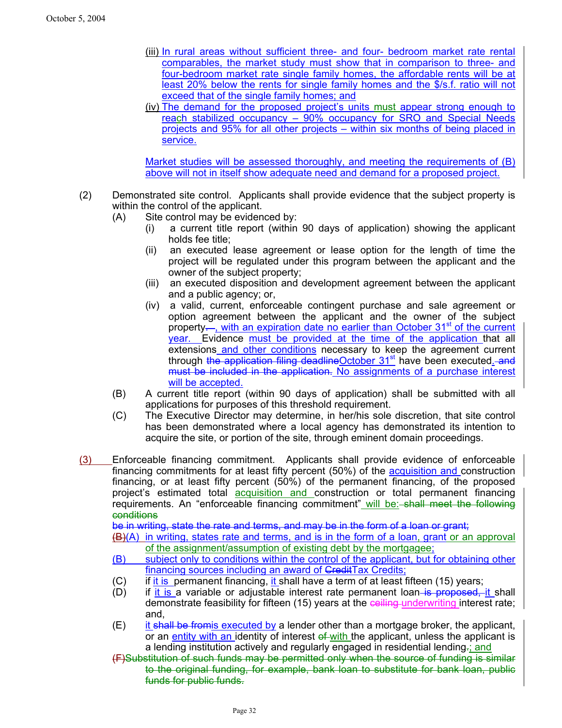(iii) In rural areas without sufficient three- and four- bedroom market rate rental comparables, the market study must show that in comparison to three- and four-bedroom market rate single family homes, the affordable rents will be at least 20% below the rents for single family homes and the $/s.f. ratio will not exceed that of the single family homes; and

(iv) The demand for the proposed project's units must appear strong enough to reach stabilized occupancy – 90% occupancy for SRO and Special Needs projects and 95% for all other projects – within six months of being placed in service.

Market studies will be assessed thoroughly, and meeting the requirements of (B) above will not in itself show adequate need and demand for a proposed project.

(2) Demonstrated site control. Applicants shall provide evidence that the subject property is within the control of the applicant.

(A) Site control may be evidenced by:

(i) a current title report (within 90 days of application) showing the applicant holds fee title;

(ii) an executed lease agreement or lease option for the length of time the project will be regulated under this program between the applicant and the owner of the subject property;

(iii) an executed disposition and development agreement between the applicant and a public agency; or,

(iv) a valid, current, enforceable contingent purchase and sale agreement or option agreement between the applicant and the owner of the subject property. –, with an expiration date no earlier than October 31st of the current year. Evidence must be provided at the time of the application that all extensions and other conditions necessary to keep the agreement current through ~~the application filing deadline~~October 31st have been executed. ~~and must be included in the application.~~ No assignments of a purchase interest will be accepted.

(B) A current title report (within 90 days of application) shall be submitted with all applications for purposes of this threshold requirement.

(C) The Executive Director may determine, in her/his sole discretion, that site control has been demonstrated where a local agency has demonstrated its intention to acquire the site, or portion of the site, through eminent domain proceedings.

(3) Enforceable financing commitment. Applicants shall provide evidence of enforceable financing commitments for at least fifty percent (50%) of the acquisition and construction financing, or at least fifty percent (50%) of the permanent financing, of the proposed project's estimated total acquisition and construction or total permanent financing requirements. An "enforceable financing commitment" will be: ~~shall meet the following conditions~~

~~be in writing, state the rate and terms, and may be in the form of a loan or grant;~~

~~(B)~~(A) in writing, states rate and terms, and is in the form of a loan, grant or an approval of the assignment/assumption of existing debt by the mortgagee;

(B) subject only to conditions within the control of the applicant, but for obtaining other financing sources including an award of ~~Credit~~Tax Credits;

(C) if it is permanent financing, it shall have a term of at least fifteen (15) years;

(D) if it is a variable or adjustable interest rate permanent loan ~~is proposed,~~ it shall demonstrate feasibility for fifteen (15) years at the ~~ceiling~~ underwriting interest rate; and,

(E) it ~~shall be from~~is executed by a lender other than a mortgage broker, the applicant, or an entity with an identity of interest ~~of~~ with the applicant, unless the applicant is a lending institution actively and regularly engaged in residential lending.; and

~~(F)Substitution of such funds may be permitted only when the source of funding is similar to the original funding, for example, bank loan to substitute for bank loan, public funds for public funds.~~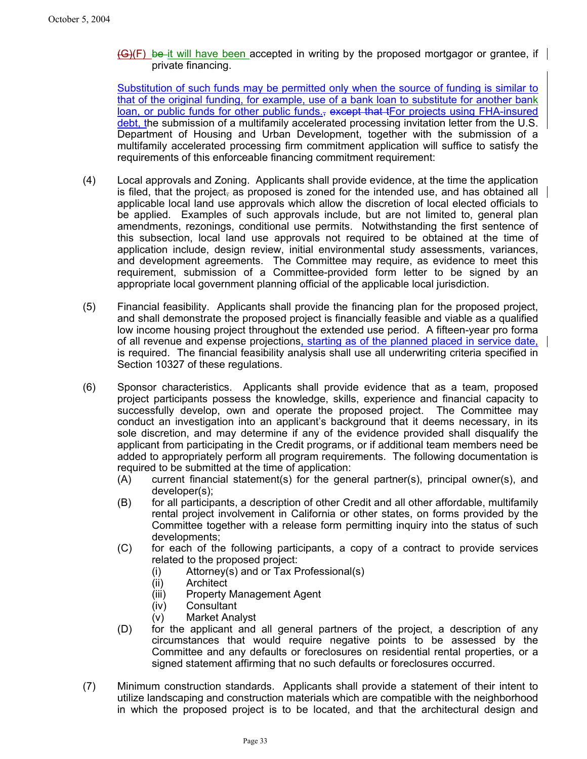(G)(F) be it will have been accepted in writing by the proposed mortgagor or grantee, if private financing.

Substitution of such funds may be permitted only when the source of funding is similar to that of the original funding, for example, use of a bank loan to substitute for another bank loan, or public funds for other public funds., except that tFor projects using FHA-insured debt, the submission of a multifamily accelerated processing invitation letter from the U.S. Department of Housing and Urban Development, together with the submission of a multifamily accelerated processing firm commitment application will suffice to satisfy the requirements of this enforceable financing commitment requirement:

(4) Local approvals and Zoning. Applicants shall provide evidence, at the time the application is filed, that the project, as proposed is zoned for the intended use, and has obtained all applicable local land use approvals which allow the discretion of local elected officials to be applied. Examples of such approvals include, but are not limited to, general plan amendments, rezonings, conditional use permits. Notwithstanding the first sentence of this subsection, local land use approvals not required to be obtained at the time of application include, design review, initial environmental study assessments, variances, and development agreements. The Committee may require, as evidence to meet this requirement, submission of a Committee-provided form letter to be signed by an appropriate local government planning official of the applicable local jurisdiction.

(5) Financial feasibility. Applicants shall provide the financing plan for the proposed project, and shall demonstrate the proposed project is financially feasible and viable as a qualified low income housing project throughout the extended use period. A fifteen-year pro forma of all revenue and expense projections, starting as of the planned placed in service date, is required. The financial feasibility analysis shall use all underwriting criteria specified in Section 10327 of these regulations.

(6) Sponsor characteristics. Applicants shall provide evidence that as a team, proposed project participants possess the knowledge, skills, experience and financial capacity to successfully develop, own and operate the proposed project. The Committee may conduct an investigation into an applicant's background that it deems necessary, in its sole discretion, and may determine if any of the evidence provided shall disqualify the applicant from participating in the Credit programs, or if additional team members need be added to appropriately perform all program requirements. The following documentation is required to be submitted at the time of application:
   (A) current financial statement(s) for the general partner(s), principal owner(s), and developer(s);
   (B) for all participants, a description of other Credit and all other affordable, multifamily rental project involvement in California or other states, on forms provided by the Committee together with a release form permitting inquiry into the status of such developments;
   (C) for each of the following participants, a copy of a contract to provide services related to the proposed project:
      (i) Attorney(s) and or Tax Professional(s)
      (ii) Architect
      (iii) Property Management Agent
      (iv) Consultant
      (v) Market Analyst
   (D) for the applicant and all general partners of the project, a description of any circumstances that would require negative points to be assessed by the Committee and any defaults or foreclosures on residential rental properties, or a signed statement affirming that no such defaults or foreclosures occurred.

(7) Minimum construction standards. Applicants shall provide a statement of their intent to utilize landscaping and construction materials which are compatible with the neighborhood in which the proposed project is to be located, and that the architectural design and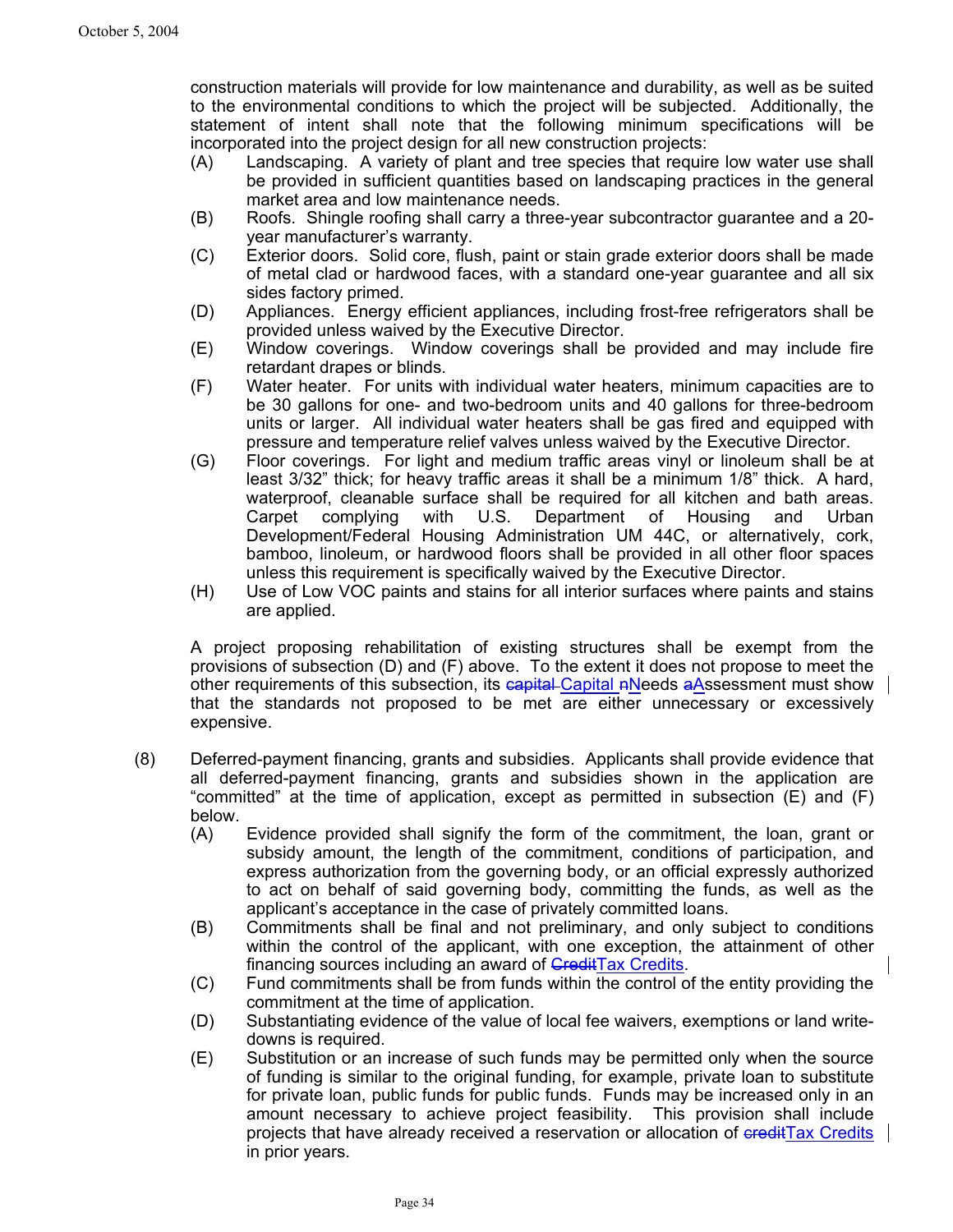construction materials will provide for low maintenance and durability, as well as be suited to the environmental conditions to which the project will be subjected. Additionally, the statement of intent shall note that the following minimum specifications will be incorporated into the project design for all new construction projects:

(A) Landscaping. A variety of plant and tree species that require low water use shall be provided in sufficient quantities based on landscaping practices in the general market area and low maintenance needs.

(B) Roofs. Shingle roofing shall carry a three-year subcontractor guarantee and a 20-year manufacturer's warranty.

(C) Exterior doors. Solid core, flush, paint or stain grade exterior doors shall be made of metal clad or hardwood faces, with a standard one-year guarantee and all six sides factory primed.

(D) Appliances. Energy efficient appliances, including frost-free refrigerators shall be provided unless waived by the Executive Director.

(E) Window coverings. Window coverings shall be provided and may include fire retardant drapes or blinds.

(F) Water heater. For units with individual water heaters, minimum capacities are to be 30 gallons for one- and two-bedroom units and 40 gallons for three-bedroom units or larger. All individual water heaters shall be gas fired and equipped with pressure and temperature relief valves unless waived by the Executive Director.

(G) Floor coverings. For light and medium traffic areas vinyl or linoleum shall be at least 3/32" thick; for heavy traffic areas it shall be a minimum 1/8" thick. A hard, waterproof, cleanable surface shall be required for all kitchen and bath areas. Carpet complying with U.S. Department of Housing and Urban Development/Federal Housing Administration UM 44C, or alternatively, cork, bamboo, linoleum, or hardwood floors shall be provided in all other floor spaces unless this requirement is specifically waived by the Executive Director.

(H) Use of Low VOC paints and stains for all interior surfaces where paints and stains are applied.

A project proposing rehabilitation of existing structures shall be exempt from the provisions of subsection (D) and (F) above. To the extent it does not propose to meet the other requirements of this subsection, its ~~capital~~ Capital ~~n~~Needs ~~a~~Assessment must show that the standards not proposed to be met are either unnecessary or excessively expensive.

(8) Deferred-payment financing, grants and subsidies. Applicants shall provide evidence that all deferred-payment financing, grants and subsidies shown in the application are "committed" at the time of application, except as permitted in subsection (E) and (F) below.

(A) Evidence provided shall signify the form of the commitment, the loan, grant or subsidy amount, the length of the commitment, conditions of participation, and express authorization from the governing body, or an official expressly authorized to act on behalf of said governing body, committing the funds, as well as the applicant's acceptance in the case of privately committed loans.

(B) Commitments shall be final and not preliminary, and only subject to conditions within the control of the applicant, with one exception, the attainment of other financing sources including an award of ~~Credit~~Tax Credits.

(C) Fund commitments shall be from funds within the control of the entity providing the commitment at the time of application.

(D) Substantiating evidence of the value of local fee waivers, exemptions or land write-downs is required.

(E) Substitution or an increase of such funds may be permitted only when the source of funding is similar to the original funding, for example, private loan to substitute for private loan, public funds for public funds. Funds may be increased only in an amount necessary to achieve project feasibility. This provision shall include projects that have already received a reservation or allocation of ~~credit~~Tax Credits in prior years.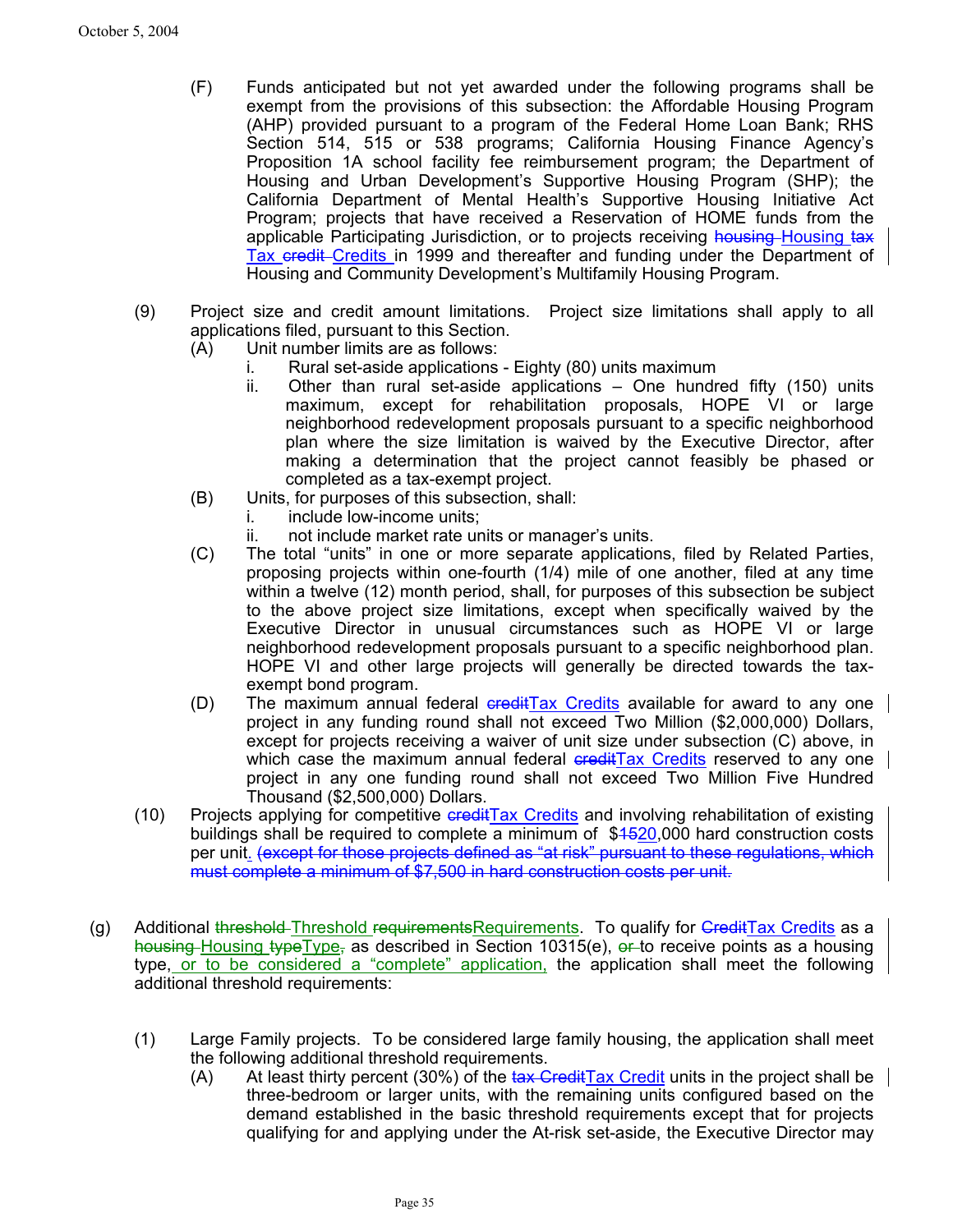(F) Funds anticipated but not yet awarded under the following programs shall be exempt from the provisions of this subsection: the Affordable Housing Program (AHP) provided pursuant to a program of the Federal Home Loan Bank; RHS Section 514, 515 or 538 programs; California Housing Finance Agency's Proposition 1A school facility fee reimbursement program; the Department of Housing and Urban Development's Supportive Housing Program (SHP); the California Department of Mental Health's Supportive Housing Initiative Act Program; projects that have received a Reservation of HOME funds from the applicable Participating Jurisdiction, or to projects receiving ~~housing~~ Housing ~~tax~~ Tax ~~credit~~ Credits in 1999 and thereafter and funding under the Department of Housing and Community Development's Multifamily Housing Program.

(9) Project size and credit amount limitations. Project size limitations shall apply to all applications filed, pursuant to this Section.

(A) Unit number limits are as follows:

i. Rural set-aside applications - Eighty (80) units maximum

ii. Other than rural set-aside applications – One hundred fifty (150) units maximum, except for rehabilitation proposals, HOPE VI or large neighborhood redevelopment proposals pursuant to a specific neighborhood plan where the size limitation is waived by the Executive Director, after making a determination that the project cannot feasibly be phased or completed as a tax-exempt project.

(B) Units, for purposes of this subsection, shall:

i. include low-income units;

ii. not include market rate units or manager's units.

(C) The total "units" in one or more separate applications, filed by Related Parties, proposing projects within one-fourth (1/4) mile of one another, filed at any time within a twelve (12) month period, shall, for purposes of this subsection be subject to the above project size limitations, except when specifically waived by the Executive Director in unusual circumstances such as HOPE VI or large neighborhood redevelopment proposals pursuant to a specific neighborhood plan. HOPE VI and other large projects will generally be directed towards the tax-exempt bond program.

(D) The maximum annual federal ~~credit~~Tax Credits available for award to any one project in any funding round shall not exceed Two Million ($2,000,000) Dollars, except for projects receiving a waiver of unit size under subsection (C) above, in which case the maximum annual federal ~~credit~~Tax Credits reserved to any one project in any one funding round shall not exceed Two Million Five Hundred Thousand ($2,500,000) Dollars.

(10) Projects applying for competitive ~~credit~~Tax Credits and involving rehabilitation of existing buildings shall be required to complete a minimum of $~~15~~20,000 hard construction costs per unit. ~~(except for those projects defined as "at risk" pursuant to these regulations, which must complete a minimum of $7,500 in hard construction costs per unit.~~

(g) Additional ~~threshold~~ Threshold ~~requirements~~Requirements. To qualify for ~~Credit~~Tax Credits as a ~~housing~~ Housing ~~type~~Type~~,~~ as described in Section 10315(e), ~~or~~ to receive points as a housing type, or to be considered a "complete" application, the application shall meet the following additional threshold requirements:

(1) Large Family projects. To be considered large family housing, the application shall meet the following additional threshold requirements.

(A) At least thirty percent (30%) of the ~~tax Credit~~Tax Credit units in the project shall be three-bedroom or larger units, with the remaining units configured based on the demand established in the basic threshold requirements except that for projects qualifying for and applying under the At-risk set-aside, the Executive Director may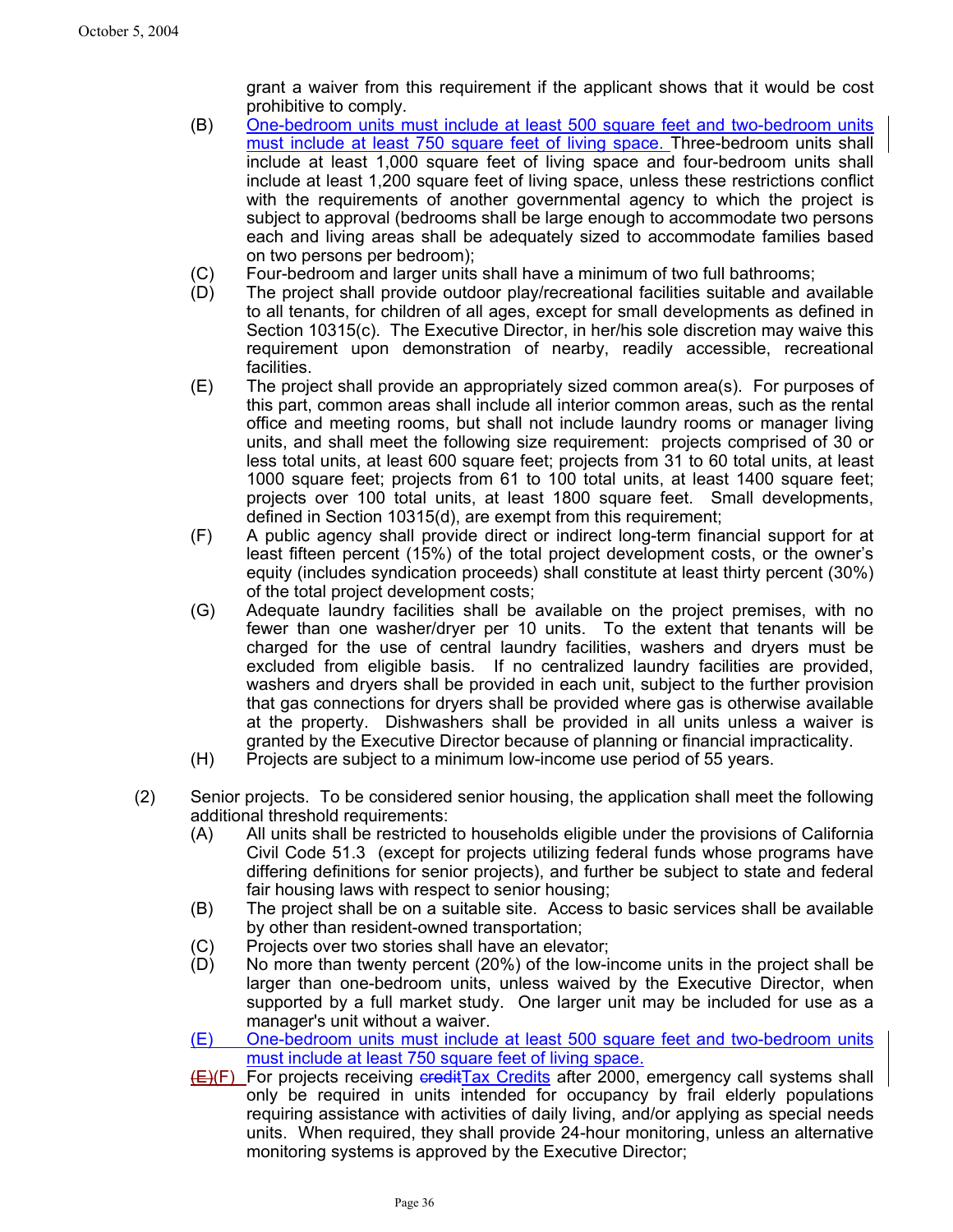grant a waiver from this requirement if the applicant shows that it would be cost prohibitive to comply.

(B) One-bedroom units must include at least 500 square feet and two-bedroom units must include at least 750 square feet of living space. Three-bedroom units shall include at least 1,000 square feet of living space and four-bedroom units shall include at least 1,200 square feet of living space, unless these restrictions conflict with the requirements of another governmental agency to which the project is subject to approval (bedrooms shall be large enough to accommodate two persons each and living areas shall be adequately sized to accommodate families based on two persons per bedroom);

(C) Four-bedroom and larger units shall have a minimum of two full bathrooms;

(D) The project shall provide outdoor play/recreational facilities suitable and available to all tenants, for children of all ages, except for small developments as defined in Section 10315(c). The Executive Director, in her/his sole discretion may waive this requirement upon demonstration of nearby, readily accessible, recreational facilities.

(E) The project shall provide an appropriately sized common area(s). For purposes of this part, common areas shall include all interior common areas, such as the rental office and meeting rooms, but shall not include laundry rooms or manager living units, and shall meet the following size requirement: projects comprised of 30 or less total units, at least 600 square feet; projects from 31 to 60 total units, at least 1000 square feet; projects from 61 to 100 total units, at least 1400 square feet; projects over 100 total units, at least 1800 square feet. Small developments, defined in Section 10315(d), are exempt from this requirement;

(F) A public agency shall provide direct or indirect long-term financial support for at least fifteen percent (15%) of the total project development costs, or the owner's equity (includes syndication proceeds) shall constitute at least thirty percent (30%) of the total project development costs;

(G) Adequate laundry facilities shall be available on the project premises, with no fewer than one washer/dryer per 10 units. To the extent that tenants will be charged for the use of central laundry facilities, washers and dryers must be excluded from eligible basis. If no centralized laundry facilities are provided, washers and dryers shall be provided in each unit, subject to the further provision that gas connections for dryers shall be provided where gas is otherwise available at the property. Dishwashers shall be provided in all units unless a waiver is granted by the Executive Director because of planning or financial impracticality.

(H) Projects are subject to a minimum low-income use period of 55 years.

(2) Senior projects. To be considered senior housing, the application shall meet the following additional threshold requirements:

(A) All units shall be restricted to households eligible under the provisions of California Civil Code 51.3 (except for projects utilizing federal funds whose programs have differing definitions for senior projects), and further be subject to state and federal fair housing laws with respect to senior housing;

(B) The project shall be on a suitable site. Access to basic services shall be available by other than resident-owned transportation;

(C) Projects over two stories shall have an elevator;

(D) No more than twenty percent (20%) of the low-income units in the project shall be larger than one-bedroom units, unless waived by the Executive Director, when supported by a full market study. One larger unit may be included for use as a manager's unit without a waiver.

(E) One-bedroom units must include at least 500 square feet and two-bedroom units must include at least 750 square feet of living space.

~~(E)~~(F) For projects receiving ~~credit~~Tax Credits after 2000, emergency call systems shall only be required in units intended for occupancy by frail elderly populations requiring assistance with activities of daily living, and/or applying as special needs units. When required, they shall provide 24-hour monitoring, unless an alternative monitoring systems is approved by the Executive Director;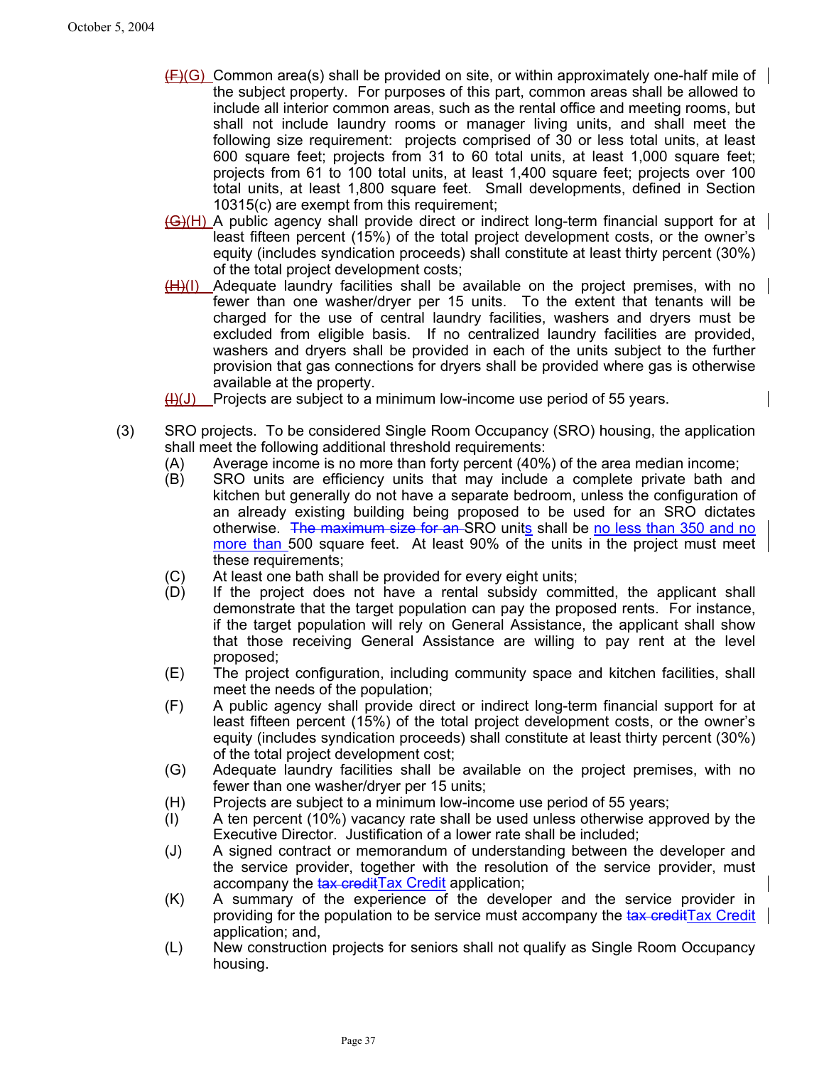~~(F)~~(G) Common area(s) shall be provided on site, or within approximately one-half mile of the subject property. For purposes of this part, common areas shall be allowed to include all interior common areas, such as the rental office and meeting rooms, but shall not include laundry rooms or manager living units, and shall meet the following size requirement: projects comprised of 30 or less total units, at least 600 square feet; projects from 31 to 60 total units, at least 1,000 square feet; projects from 61 to 100 total units, at least 1,400 square feet; projects over 100 total units, at least 1,800 square feet. Small developments, defined in Section 10315(c) are exempt from this requirement;

~~(G)~~(H) A public agency shall provide direct or indirect long-term financial support for at least fifteen percent (15%) of the total project development costs, or the owner's equity (includes syndication proceeds) shall constitute at least thirty percent (30%) of the total project development costs;

~~(H)~~(I) Adequate laundry facilities shall be available on the project premises, with no fewer than one washer/dryer per 15 units. To the extent that tenants will be charged for the use of central laundry facilities, washers and dryers must be excluded from eligible basis. If no centralized laundry facilities are provided, washers and dryers shall be provided in each of the units subject to the further provision that gas connections for dryers shall be provided where gas is otherwise available at the property.

~~(I)~~(J) Projects are subject to a minimum low-income use period of 55 years.

(3) SRO projects. To be considered Single Room Occupancy (SRO) housing, the application shall meet the following additional threshold requirements:

(A) Average income is no more than forty percent (40%) of the area median income;

(B) SRO units are efficiency units that may include a complete private bath and kitchen but generally do not have a separate bedroom, unless the configuration of an already existing building being proposed to be used for an SRO dictates otherwise. ~~The maximum size for an~~ SRO unit<u>s</u> shall be <u>no less than 350 and no more than</u> 500 square feet. At least 90% of the units in the project must meet these requirements;

(C) At least one bath shall be provided for every eight units;

(D) If the project does not have a rental subsidy committed, the applicant shall demonstrate that the target population can pay the proposed rents. For instance, if the target population will rely on General Assistance, the applicant shall show that those receiving General Assistance are willing to pay rent at the level proposed;

(E) The project configuration, including community space and kitchen facilities, shall meet the needs of the population;

(F) A public agency shall provide direct or indirect long-term financial support for at least fifteen percent (15%) of the total project development costs, or the owner's equity (includes syndication proceeds) shall constitute at least thirty percent (30%) of the total project development cost;

(G) Adequate laundry facilities shall be available on the project premises, with no fewer than one washer/dryer per 15 units;

(H) Projects are subject to a minimum low-income use period of 55 years;

(I) A ten percent (10%) vacancy rate shall be used unless otherwise approved by the Executive Director. Justification of a lower rate shall be included;

(J) A signed contract or memorandum of understanding between the developer and the service provider, together with the resolution of the service provider, must accompany the ~~tax credit~~<u>Tax Credit</u> application;

(K) A summary of the experience of the developer and the service provider in providing for the population to be service must accompany the ~~tax credit~~<u>Tax Credit</u> application; and,

(L) New construction projects for seniors shall not qualify as Single Room Occupancy housing.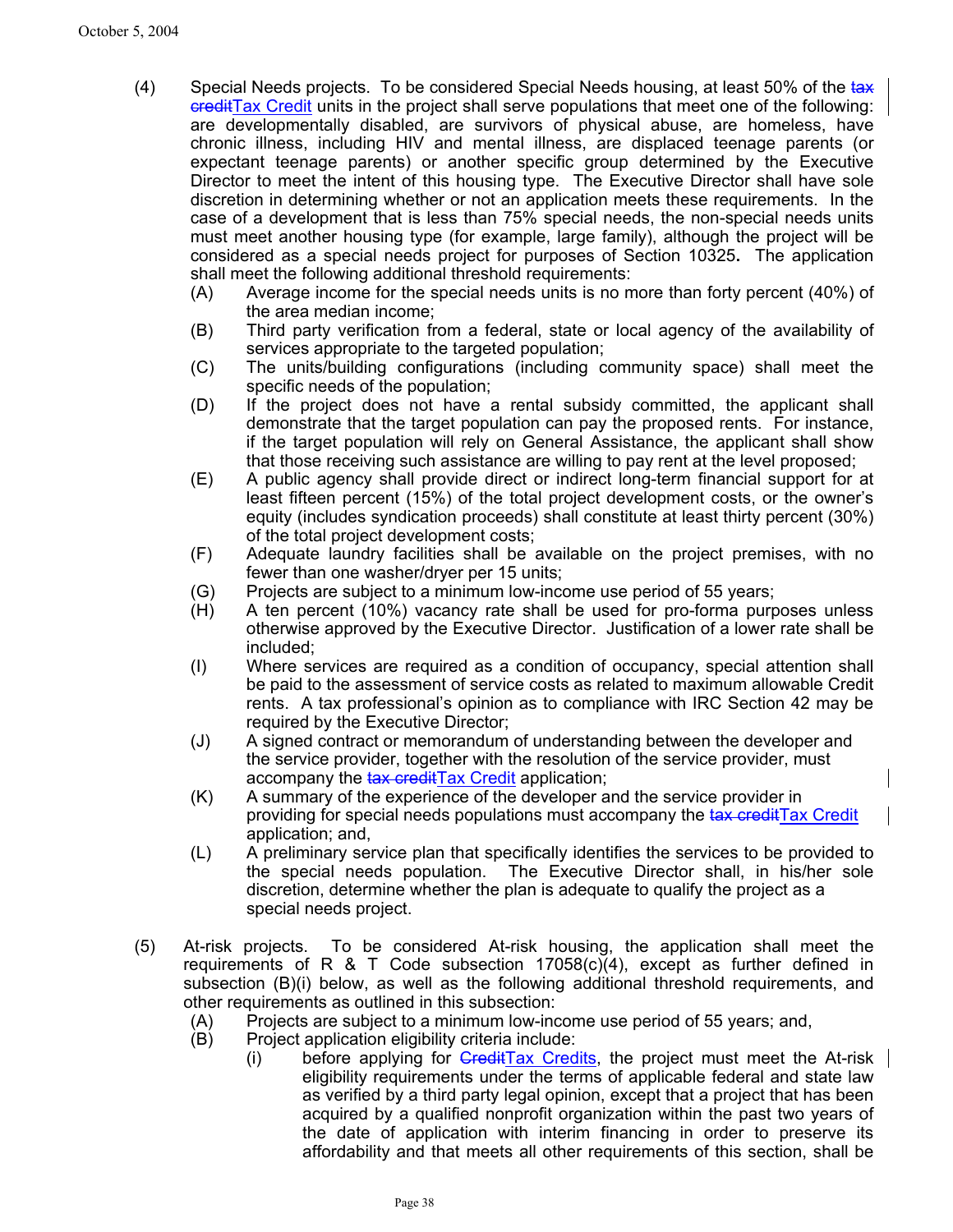(4) Special Needs projects. To be considered Special Needs housing, at least 50% of the ~~tax credit~~Tax Credit units in the project shall serve populations that meet one of the following: are developmentally disabled, are survivors of physical abuse, are homeless, have chronic illness, including HIV and mental illness, are displaced teenage parents (or expectant teenage parents) or another specific group determined by the Executive Director to meet the intent of this housing type. The Executive Director shall have sole discretion in determining whether or not an application meets these requirements. In the case of a development that is less than 75% special needs, the non-special needs units must meet another housing type (for example, large family), although the project will be considered as a special needs project for purposes of Section 10325**.** The application shall meet the following additional threshold requirements:

- (A) Average income for the special needs units is no more than forty percent (40%) of the area median income;
- (B) Third party verification from a federal, state or local agency of the availability of services appropriate to the targeted population;
- (C) The units/building configurations (including community space) shall meet the specific needs of the population;
- (D) If the project does not have a rental subsidy committed, the applicant shall demonstrate that the target population can pay the proposed rents. For instance, if the target population will rely on General Assistance, the applicant shall show that those receiving such assistance are willing to pay rent at the level proposed;
- (E) A public agency shall provide direct or indirect long-term financial support for at least fifteen percent (15%) of the total project development costs, or the owner's equity (includes syndication proceeds) shall constitute at least thirty percent (30%) of the total project development costs;
- (F) Adequate laundry facilities shall be available on the project premises, with no fewer than one washer/dryer per 15 units;
- (G) Projects are subject to a minimum low-income use period of 55 years;
- (H) A ten percent (10%) vacancy rate shall be used for pro-forma purposes unless otherwise approved by the Executive Director. Justification of a lower rate shall be included;
- (I) Where services are required as a condition of occupancy, special attention shall be paid to the assessment of service costs as related to maximum allowable Credit rents. A tax professional's opinion as to compliance with IRC Section 42 may be required by the Executive Director;
- (J) A signed contract or memorandum of understanding between the developer and the service provider, together with the resolution of the service provider, must accompany the ~~tax credit~~Tax Credit application;
- (K) A summary of the experience of the developer and the service provider in providing for special needs populations must accompany the ~~tax credit~~Tax Credit application; and,
- (L) A preliminary service plan that specifically identifies the services to be provided to the special needs population. The Executive Director shall, in his/her sole discretion, determine whether the plan is adequate to qualify the project as a special needs project.

(5) At-risk projects. To be considered At-risk housing, the application shall meet the requirements of R & T Code subsection 17058(c)(4), except as further defined in subsection (B)(i) below, as well as the following additional threshold requirements, and other requirements as outlined in this subsection:

- (A) Projects are subject to a minimum low-income use period of 55 years; and,
- (B) Project application eligibility criteria include:
  - (i) before applying for ~~Credit~~Tax Credits, the project must meet the At-risk eligibility requirements under the terms of applicable federal and state law as verified by a third party legal opinion, except that a project that has been acquired by a qualified nonprofit organization within the past two years of the date of application with interim financing in order to preserve its affordability and that meets all other requirements of this section, shall be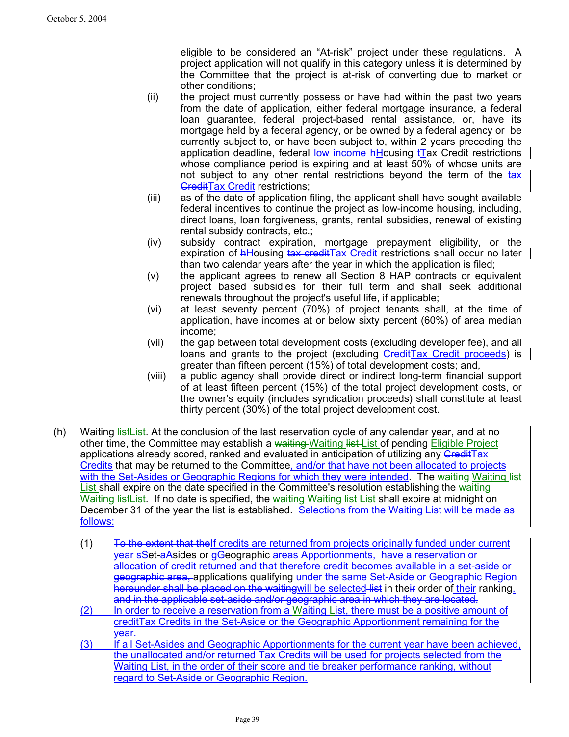eligible to be considered an "At-risk" project under these regulations. A project application will not qualify in this category unless it is determined by the Committee that the project is at-risk of converting due to market or other conditions;

(ii) the project must currently possess or have had within the past two years from the date of application, either federal mortgage insurance, a federal loan guarantee, federal project-based rental assistance, or, have its mortgage held by a federal agency, or be owned by a federal agency or be currently subject to, or have been subject to, within 2 years preceding the application deadline, federal ~~low income h~~Housing ~~t~~Tax Credit restrictions whose compliance period is expiring and at least 50% of whose units are not subject to any other rental restrictions beyond the term of the ~~tax Credit~~Tax Credit restrictions;

(iii) as of the date of application filing, the applicant shall have sought available federal incentives to continue the project as low-income housing, including, direct loans, loan forgiveness, grants, rental subsidies, renewal of existing rental subsidy contracts, etc.;

(iv) subsidy contract expiration, mortgage prepayment eligibility, or the expiration of ~~h~~Housing ~~tax credit~~Tax Credit restrictions shall occur no later than two calendar years after the year in which the application is filed;

(v) the applicant agrees to renew all Section 8 HAP contracts or equivalent project based subsidies for their full term and shall seek additional renewals throughout the project's useful life, if applicable;

(vi) at least seventy percent (70%) of project tenants shall, at the time of application, have incomes at or below sixty percent (60%) of area median income;

(vii) the gap between total development costs (excluding developer fee), and all loans and grants to the project (excluding ~~Credit~~Tax Credit proceeds) is greater than fifteen percent (15%) of total development costs; and,

(viii) a public agency shall provide direct or indirect long-term financial support of at least fifteen percent (15%) of the total project development costs, or the owner's equity (includes syndication proceeds) shall constitute at least thirty percent (30%) of the total project development cost.

(h) Waiting ~~list~~List. At the conclusion of the last reservation cycle of any calendar year, and at no other time, the Committee may establish a ~~waiting~~ Waiting ~~list~~ List of pending Eligible Project applications already scored, ranked and evaluated in anticipation of utilizing any ~~Credit~~Tax Credits that may be returned to the Committee, and/or that have not been allocated to projects with the Set-Asides or Geographic Regions for which they were intended. The ~~waiting~~ Waiting ~~list~~ List shall expire on the date specified in the Committee's resolution establishing the ~~waiting~~ Waiting ~~list~~List. If no date is specified, the ~~waiting~~ Waiting ~~list~~ List shall expire at midnight on December 31 of the year the list is established. Selections from the Waiting List will be made as follows:

(1) ~~To the extent that the~~If credits are returned from projects originally funded under current year ~~s~~Set-~~a~~Asides or ~~g~~Geographic ~~areas~~ Apportionments, ~~have a reservation or allocation of credit returned and that therefore credit becomes available in a set-aside or geographic area,~~ applications qualifying under the same Set-Aside or Geographic Region ~~hereunder shall be placed on the waiting~~will be selected ~~list~~ in the~~ir~~ order of their ranking. ~~and in the applicable set-aside and/or geographic area in which they are located.~~

(2) In order to receive a reservation from a Waiting List, there must be a positive amount of ~~credit~~Tax Credits in the Set-Aside or the Geographic Apportionment remaining for the year.

(3) If all Set-Asides and Geographic Apportionments for the current year have been achieved, the unallocated and/or returned Tax Credits will be used for projects selected from the Waiting List, in the order of their score and tie breaker performance ranking, without regard to Set-Aside or Geographic Region.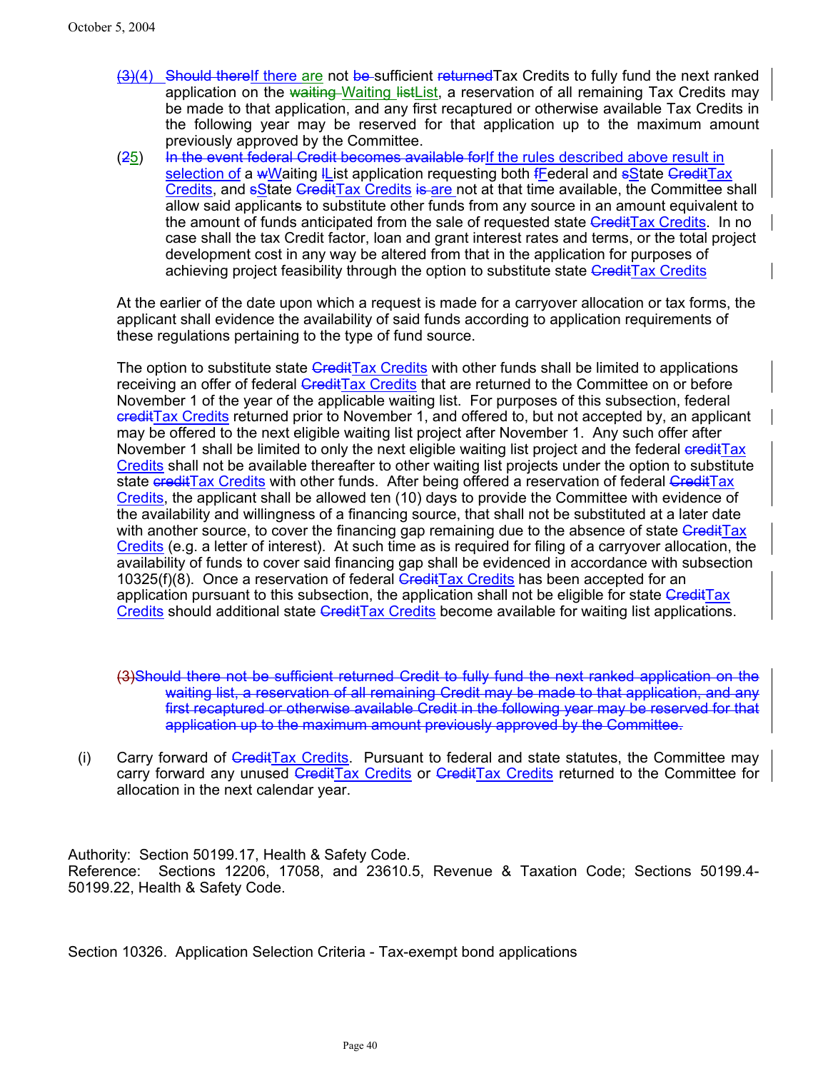(3)(4) ~~Should there~~If there are not ~~be~~ sufficient ~~returned~~Tax Credits to fully fund the next ranked application on the ~~waiting~~ Waiting ~~list~~List, a reservation of all remaining Tax Credits may be made to that application, and any first recaptured or otherwise available Tax Credits in the following year may be reserved for that application up to the maximum amount previously approved by the Committee.

(25) ~~In the event federal Credit becomes available for~~If the rules described above result in selection of a ~~w~~Waiting ~~l~~List application requesting both ~~f~~Federal and ~~s~~State ~~Credit~~Tax Credits, and ~~s~~State ~~Credit~~Tax Credits ~~is~~ are not at that time available, the Committee shall allow said applicants to substitute other funds from any source in an amount equivalent to the amount of funds anticipated from the sale of requested state ~~Credit~~Tax Credits. In no case shall the tax Credit factor, loan and grant interest rates and terms, or the total project development cost in any way be altered from that in the application for purposes of achieving project feasibility through the option to substitute state ~~Credit~~Tax Credits

At the earlier of the date upon which a request is made for a carryover allocation or tax forms, the applicant shall evidence the availability of said funds according to application requirements of these regulations pertaining to the type of fund source.

The option to substitute state ~~Credit~~Tax Credits with other funds shall be limited to applications receiving an offer of federal ~~Credit~~Tax Credits that are returned to the Committee on or before November 1 of the year of the applicable waiting list. For purposes of this subsection, federal ~~credit~~Tax Credits returned prior to November 1, and offered to, but not accepted by, an applicant may be offered to the next eligible waiting list project after November 1. Any such offer after November 1 shall be limited to only the next eligible waiting list project and the federal ~~credit~~Tax Credits shall not be available thereafter to other waiting list projects under the option to substitute state ~~credit~~Tax Credits with other funds. After being offered a reservation of federal ~~Credit~~Tax Credits, the applicant shall be allowed ten (10) days to provide the Committee with evidence of the availability and willingness of a financing source, that shall not be substituted at a later date with another source, to cover the financing gap remaining due to the absence of state ~~Credit~~Tax Credits (e.g. a letter of interest). At such time as is required for filing of a carryover allocation, the availability of funds to cover said financing gap shall be evidenced in accordance with subsection 10325(f)(8). Once a reservation of federal ~~Credit~~Tax Credits has been accepted for an application pursuant to this subsection, the application shall not be eligible for state ~~Credit~~Tax Credits should additional state ~~Credit~~Tax Credits become available for waiting list applications.

~~(3)Should there not be sufficient returned Credit to fully fund the next ranked application on the waiting list, a reservation of all remaining Credit may be made to that application, and any first recaptured or otherwise available Credit in the following year may be reserved for that application up to the maximum amount previously approved by the Committee.~~

(i) Carry forward of ~~Credit~~Tax Credits. Pursuant to federal and state statutes, the Committee may carry forward any unused ~~Credit~~Tax Credits or ~~Credit~~Tax Credits returned to the Committee for allocation in the next calendar year.

Authority: Section 50199.17, Health & Safety Code.
Reference: Sections 12206, 17058, and 23610.5, Revenue & Taxation Code; Sections 50199.4-50199.22, Health & Safety Code.

Section 10326. Application Selection Criteria - Tax-exempt bond applications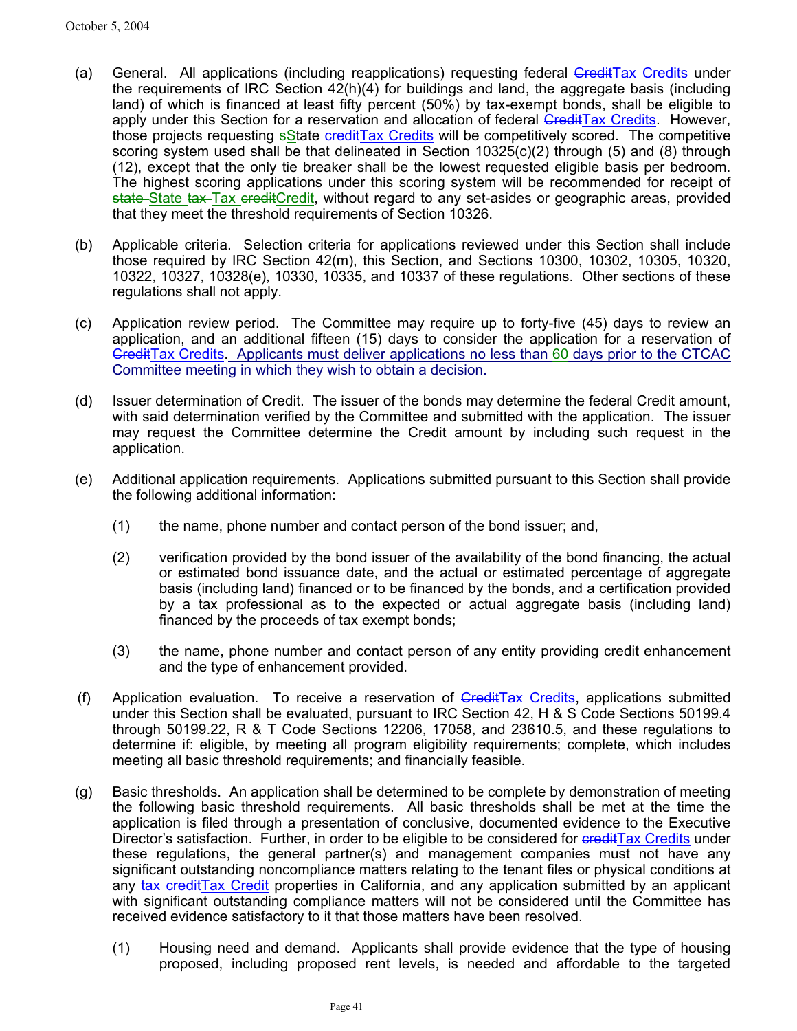(a) General. All applications (including reapplications) requesting federal ~~Credit~~Tax Credits under the requirements of IRC Section 42(h)(4) for buildings and land, the aggregate basis (including land) of which is financed at least fifty percent (50%) by tax-exempt bonds, shall be eligible to apply under this Section for a reservation and allocation of federal ~~Credit~~Tax Credits. However, those projects requesting ~~s~~State ~~credit~~Tax Credits will be competitively scored. The competitive scoring system used shall be that delineated in Section 10325(c)(2) through (5) and (8) through (12), except that the only tie breaker shall be the lowest requested eligible basis per bedroom. The highest scoring applications under this scoring system will be recommended for receipt of ~~state~~ State ~~tax~~ Tax ~~credit~~Credit, without regard to any set-asides or geographic areas, provided that they meet the threshold requirements of Section 10326.

(b) Applicable criteria. Selection criteria for applications reviewed under this Section shall include those required by IRC Section 42(m), this Section, and Sections 10300, 10302, 10305, 10320, 10322, 10327, 10328(e), 10330, 10335, and 10337 of these regulations. Other sections of these regulations shall not apply.

(c) Application review period. The Committee may require up to forty-five (45) days to review an application, and an additional fifteen (15) days to consider the application for a reservation of ~~Credit~~Tax Credits. Applicants must deliver applications no less than 60 days prior to the CTCAC Committee meeting in which they wish to obtain a decision.

(d) Issuer determination of Credit. The issuer of the bonds may determine the federal Credit amount, with said determination verified by the Committee and submitted with the application. The issuer may request the Committee determine the Credit amount by including such request in the application.

(e) Additional application requirements. Applications submitted pursuant to this Section shall provide the following additional information:

(1) the name, phone number and contact person of the bond issuer; and,

(2) verification provided by the bond issuer of the availability of the bond financing, the actual or estimated bond issuance date, and the actual or estimated percentage of aggregate basis (including land) financed or to be financed by the bonds, and a certification provided by a tax professional as to the expected or actual aggregate basis (including land) financed by the proceeds of tax exempt bonds;

(3) the name, phone number and contact person of any entity providing credit enhancement and the type of enhancement provided.

(f) Application evaluation. To receive a reservation of ~~Credit~~Tax Credits, applications submitted under this Section shall be evaluated, pursuant to IRC Section 42, H & S Code Sections 50199.4 through 50199.22, R & T Code Sections 12206, 17058, and 23610.5, and these regulations to determine if: eligible, by meeting all program eligibility requirements; complete, which includes meeting all basic threshold requirements; and financially feasible.

(g) Basic thresholds. An application shall be determined to be complete by demonstration of meeting the following basic threshold requirements. All basic thresholds shall be met at the time the application is filed through a presentation of conclusive, documented evidence to the Executive Director's satisfaction. Further, in order to be eligible to be considered for ~~credit~~Tax Credits under these regulations, the general partner(s) and management companies must not have any significant outstanding noncompliance matters relating to the tenant files or physical conditions at any ~~tax credit~~Tax Credit properties in California, and any application submitted by an applicant with significant outstanding compliance matters will not be considered until the Committee has received evidence satisfactory to it that those matters have been resolved.

(1) Housing need and demand. Applicants shall provide evidence that the type of housing proposed, including proposed rent levels, is needed and affordable to the targeted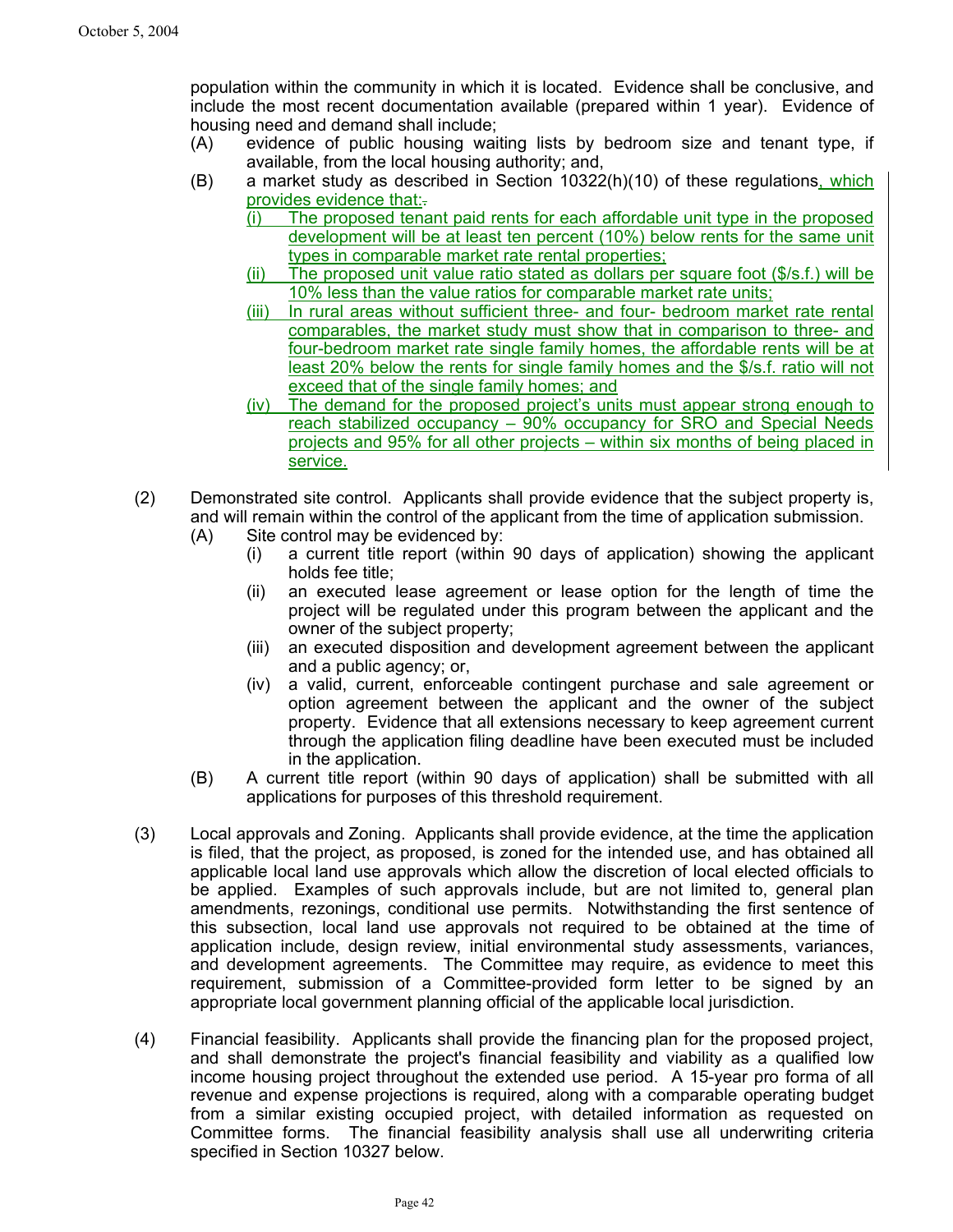population within the community in which it is located. Evidence shall be conclusive, and include the most recent documentation available (prepared within 1 year). Evidence of housing need and demand shall include;

(A) evidence of public housing waiting lists by bedroom size and tenant type, if available, from the local housing authority; and,

(B) a market study as described in Section 10322(h)(10) of these regulations, which provides evidence that:

  (i) The proposed tenant paid rents for each affordable unit type in the proposed development will be at least ten percent (10%) below rents for the same unit types in comparable market rate rental properties;

  (ii) The proposed unit value ratio stated as dollars per square foot ($/s.f.) will be 10% less than the value ratios for comparable market rate units;

  (iii) In rural areas without sufficient three- and four- bedroom market rate rental comparables, the market study must show that in comparison to three- and four-bedroom market rate single family homes, the affordable rents will be at least 20% below the rents for single family homes and the $/s.f. ratio will not exceed that of the single family homes; and

  (iv) The demand for the proposed project's units must appear strong enough to reach stabilized occupancy – 90% occupancy for SRO and Special Needs projects and 95% for all other projects – within six months of being placed in service.

(2) Demonstrated site control. Applicants shall provide evidence that the subject property is, and will remain within the control of the applicant from the time of application submission.

(A) Site control may be evidenced by:

  (i) a current title report (within 90 days of application) showing the applicant holds fee title;

  (ii) an executed lease agreement or lease option for the length of time the project will be regulated under this program between the applicant and the owner of the subject property;

  (iii) an executed disposition and development agreement between the applicant and a public agency; or,

  (iv) a valid, current, enforceable contingent purchase and sale agreement or option agreement between the applicant and the owner of the subject property. Evidence that all extensions necessary to keep agreement current through the application filing deadline have been executed must be included in the application.

(B) A current title report (within 90 days of application) shall be submitted with all applications for purposes of this threshold requirement.

(3) Local approvals and Zoning. Applicants shall provide evidence, at the time the application is filed, that the project, as proposed, is zoned for the intended use, and has obtained all applicable local land use approvals which allow the discretion of local elected officials to be applied. Examples of such approvals include, but are not limited to, general plan amendments, rezonings, conditional use permits. Notwithstanding the first sentence of this subsection, local land use approvals not required to be obtained at the time of application include, design review, initial environmental study assessments, variances, and development agreements. The Committee may require, as evidence to meet this requirement, submission of a Committee-provided form letter to be signed by an appropriate local government planning official of the applicable local jurisdiction.

(4) Financial feasibility. Applicants shall provide the financing plan for the proposed project, and shall demonstrate the project's financial feasibility and viability as a qualified low income housing project throughout the extended use period. A 15-year pro forma of all revenue and expense projections is required, along with a comparable operating budget from a similar existing occupied project, with detailed information as requested on Committee forms. The financial feasibility analysis shall use all underwriting criteria specified in Section 10327 below.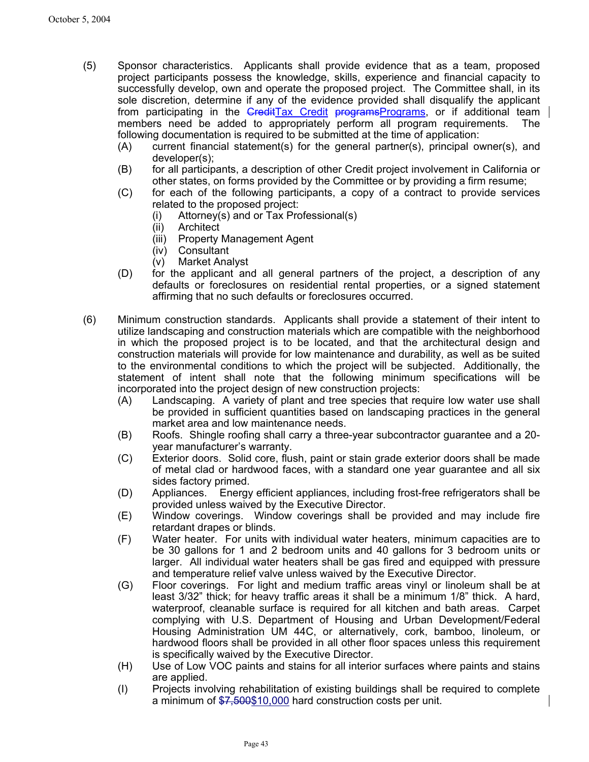(5) Sponsor characteristics. Applicants shall provide evidence that as a team, proposed project participants possess the knowledge, skills, experience and financial capacity to successfully develop, own and operate the proposed project. The Committee shall, in its sole discretion, determine if any of the evidence provided shall disqualify the applicant from participating in the ~~Credit~~Tax Credit ~~programs~~Programs, or if additional team members need be added to appropriately perform all program requirements. The following documentation is required to be submitted at the time of application:

- (A) current financial statement(s) for the general partner(s), principal owner(s), and developer(s);
- (B) for all participants, a description of other Credit project involvement in California or other states, on forms provided by the Committee or by providing a firm resume;
- (C) for each of the following participants, a copy of a contract to provide services related to the proposed project:
  - (i) Attorney(s) and or Tax Professional(s)
  - (ii) Architect
  - (iii) Property Management Agent
  - (iv) Consultant
  - (v) Market Analyst
- (D) for the applicant and all general partners of the project, a description of any defaults or foreclosures on residential rental properties, or a signed statement affirming that no such defaults or foreclosures occurred.

(6) Minimum construction standards. Applicants shall provide a statement of their intent to utilize landscaping and construction materials which are compatible with the neighborhood in which the proposed project is to be located, and that the architectural design and construction materials will provide for low maintenance and durability, as well as be suited to the environmental conditions to which the project will be subjected. Additionally, the statement of intent shall note that the following minimum specifications will be incorporated into the project design of new construction projects:

- (A) Landscaping. A variety of plant and tree species that require low water use shall be provided in sufficient quantities based on landscaping practices in the general market area and low maintenance needs.
- (B) Roofs. Shingle roofing shall carry a three-year subcontractor guarantee and a 20-year manufacturer's warranty.
- (C) Exterior doors. Solid core, flush, paint or stain grade exterior doors shall be made of metal clad or hardwood faces, with a standard one year guarantee and all six sides factory primed.
- (D) Appliances. Energy efficient appliances, including frost-free refrigerators shall be provided unless waived by the Executive Director.
- (E) Window coverings. Window coverings shall be provided and may include fire retardant drapes or blinds.
- (F) Water heater. For units with individual water heaters, minimum capacities are to be 30 gallons for 1 and 2 bedroom units and 40 gallons for 3 bedroom units or larger. All individual water heaters shall be gas fired and equipped with pressure and temperature relief valve unless waived by the Executive Director.
- (G) Floor coverings. For light and medium traffic areas vinyl or linoleum shall be at least 3/32" thick; for heavy traffic areas it shall be a minimum 1/8" thick. A hard, waterproof, cleanable surface is required for all kitchen and bath areas. Carpet complying with U.S. Department of Housing and Urban Development/Federal Housing Administration UM 44C, or alternatively, cork, bamboo, linoleum, or hardwood floors shall be provided in all other floor spaces unless this requirement is specifically waived by the Executive Director.
- (H) Use of Low VOC paints and stains for all interior surfaces where paints and stains are applied.
- (I) Projects involving rehabilitation of existing buildings shall be required to complete a minimum of ~~$7,500~~$10,000 hard construction costs per unit.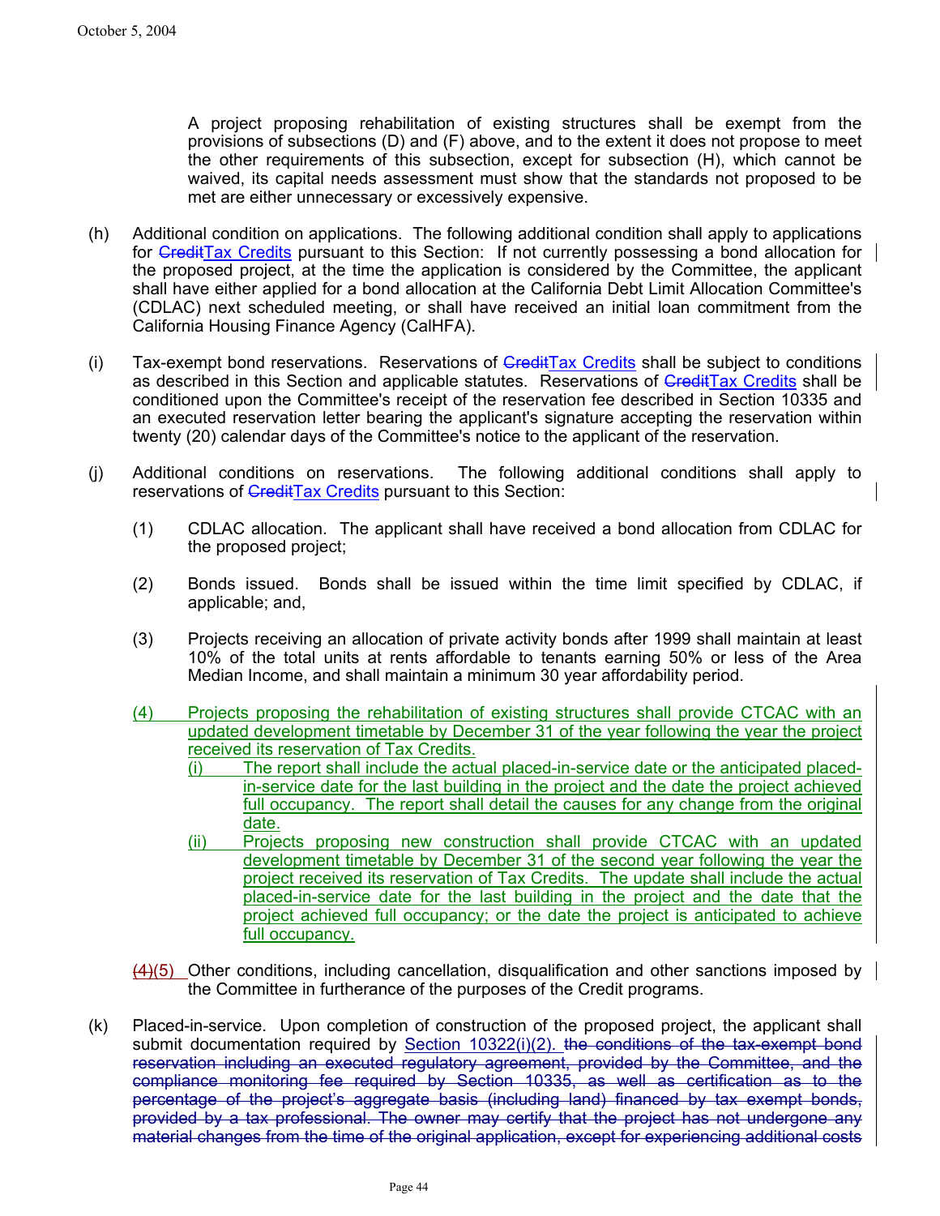A project proposing rehabilitation of existing structures shall be exempt from the provisions of subsections (D) and (F) above, and to the extent it does not propose to meet the other requirements of this subsection, except for subsection (H), which cannot be waived, its capital needs assessment must show that the standards not proposed to be met are either unnecessary or excessively expensive.

(h) Additional condition on applications. The following additional condition shall apply to applications for ~~Credit~~Tax Credits pursuant to this Section: If not currently possessing a bond allocation for the proposed project, at the time the application is considered by the Committee, the applicant shall have either applied for a bond allocation at the California Debt Limit Allocation Committee's (CDLAC) next scheduled meeting, or shall have received an initial loan commitment from the California Housing Finance Agency (CalHFA).

(i) Tax-exempt bond reservations. Reservations of ~~Credit~~Tax Credits shall be subject to conditions as described in this Section and applicable statutes. Reservations of ~~Credit~~Tax Credits shall be conditioned upon the Committee's receipt of the reservation fee described in Section 10335 and an executed reservation letter bearing the applicant's signature accepting the reservation within twenty (20) calendar days of the Committee's notice to the applicant of the reservation.

(j) Additional conditions on reservations. The following additional conditions shall apply to reservations of ~~Credit~~Tax Credits pursuant to this Section:

(1) CDLAC allocation. The applicant shall have received a bond allocation from CDLAC for the proposed project;

(2) Bonds issued. Bonds shall be issued within the time limit specified by CDLAC, if applicable; and,

(3) Projects receiving an allocation of private activity bonds after 1999 shall maintain at least 10% of the total units at rents affordable to tenants earning 50% or less of the Area Median Income, and shall maintain a minimum 30 year affordability period.

(4) Projects proposing the rehabilitation of existing structures shall provide CTCAC with an updated development timetable by December 31 of the year following the year the project received its reservation of Tax Credits.

(i) The report shall include the actual placed-in-service date or the anticipated placed-in-service date for the last building in the project and the date the project achieved full occupancy. The report shall detail the causes for any change from the original date.

(ii) Projects proposing new construction shall provide CTCAC with an updated development timetable by December 31 of the second year following the year the project received its reservation of Tax Credits. The update shall include the actual placed-in-service date for the last building in the project and the date that the project achieved full occupancy; or the date the project is anticipated to achieve full occupancy.

~~(4)~~(5) Other conditions, including cancellation, disqualification and other sanctions imposed by the Committee in furtherance of the purposes of the Credit programs.

(k) Placed-in-service. Upon completion of construction of the proposed project, the applicant shall submit documentation required by Section 10322(i)(2). ~~the conditions of the tax-exempt bond reservation including an executed regulatory agreement, provided by the Committee, and the compliance monitoring fee required by Section 10335, as well as certification as to the percentage of the project's aggregate basis (including land) financed by tax exempt bonds, provided by a tax professional. The owner may certify that the project has not undergone any material changes from the time of the original application, except for experiencing additional costs~~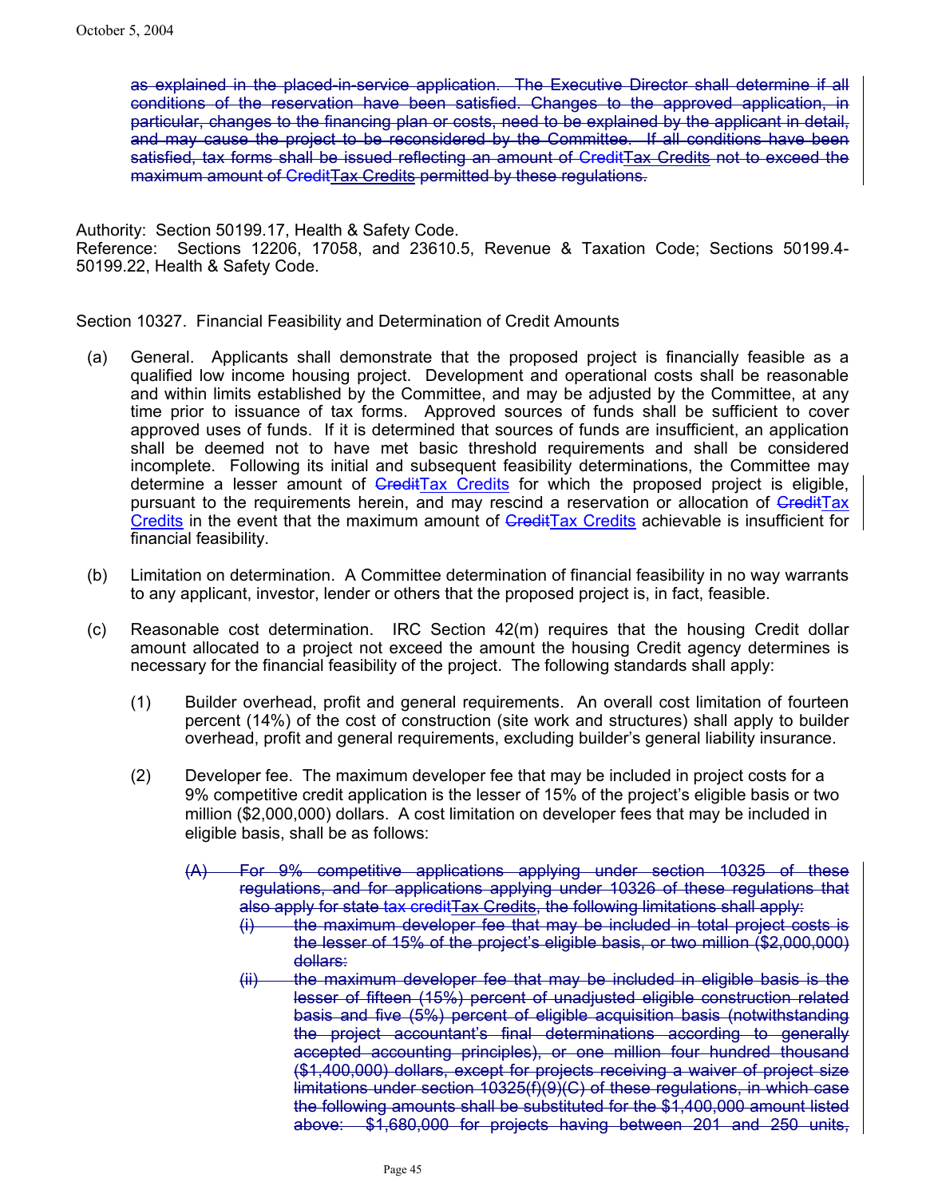~~as explained in the placed-in-service application. The Executive Director shall determine if all conditions of the reservation have been satisfied. Changes to the approved application, in particular, changes to the financing plan or costs, need to be explained by the applicant in detail, and may cause the project to be reconsidered by the Committee. If all conditions have been satisfied, tax forms shall be issued reflecting an amount of ~~~~Credit~~<ins>Tax Credits</ins> ~~not to exceed the maximum amount of~~ ~~Credit~~<ins>Tax Credits</ins> ~~permitted by these regulations.~~

Authority: Section 50199.17, Health & Safety Code.
Reference: Sections 12206, 17058, and 23610.5, Revenue & Taxation Code; Sections 50199.4-50199.22, Health & Safety Code.

Section 10327. Financial Feasibility and Determination of Credit Amounts

(a) General. Applicants shall demonstrate that the proposed project is financially feasible as a qualified low income housing project. Development and operational costs shall be reasonable and within limits established by the Committee, and may be adjusted by the Committee, at any time prior to issuance of tax forms. Approved sources of funds shall be sufficient to cover approved uses of funds. If it is determined that sources of funds are insufficient, an application shall be deemed not to have met basic threshold requirements and shall be considered incomplete. Following its initial and subsequent feasibility determinations, the Committee may determine a lesser amount of ~~Credit~~<ins>Tax Credits</ins> for which the proposed project is eligible, pursuant to the requirements herein, and may rescind a reservation or allocation of ~~Credit~~<ins>Tax Credits</ins> in the event that the maximum amount of ~~Credit~~<ins>Tax Credits</ins> achievable is insufficient for financial feasibility.

(b) Limitation on determination. A Committee determination of financial feasibility in no way warrants to any applicant, investor, lender or others that the proposed project is, in fact, feasible.

(c) Reasonable cost determination. IRC Section 42(m) requires that the housing Credit dollar amount allocated to a project not exceed the amount the housing Credit agency determines is necessary for the financial feasibility of the project. The following standards shall apply:

(1) Builder overhead, profit and general requirements. An overall cost limitation of fourteen percent (14%) of the cost of construction (site work and structures) shall apply to builder overhead, profit and general requirements, excluding builder's general liability insurance.

(2) Developer fee. The maximum developer fee that may be included in project costs for a 9% competitive credit application is the lesser of 15% of the project's eligible basis or two million ($2,000,000) dollars. A cost limitation on developer fees that may be included in eligible basis, shall be as follows:

~~(A) For 9% competitive applications applying under section 10325 of these regulations, and for applications applying under 10326 of these regulations that also apply for state tax credit~~<ins>Tax Credits</ins>~~, the following limitations shall apply:~~

~~(i) the maximum developer fee that may be included in total project costs is the lesser of 15% of the project's eligible basis, or two million ($2,000,000) dollars:~~

~~(ii) the maximum developer fee that may be included in eligible basis is the lesser of fifteen (15%) percent of unadjusted eligible construction related basis and five (5%) percent of eligible acquisition basis (notwithstanding the project accountant's final determinations according to generally accepted accounting principles), or one million four hundred thousand ($1,400,000) dollars, except for projects receiving a waiver of project size limitations under section 10325(f)(9)(C) of these regulations, in which case the following amounts shall be substituted for the $1,400,000 amount listed above: $1,680,000 for projects having between 201 and 250 units,~~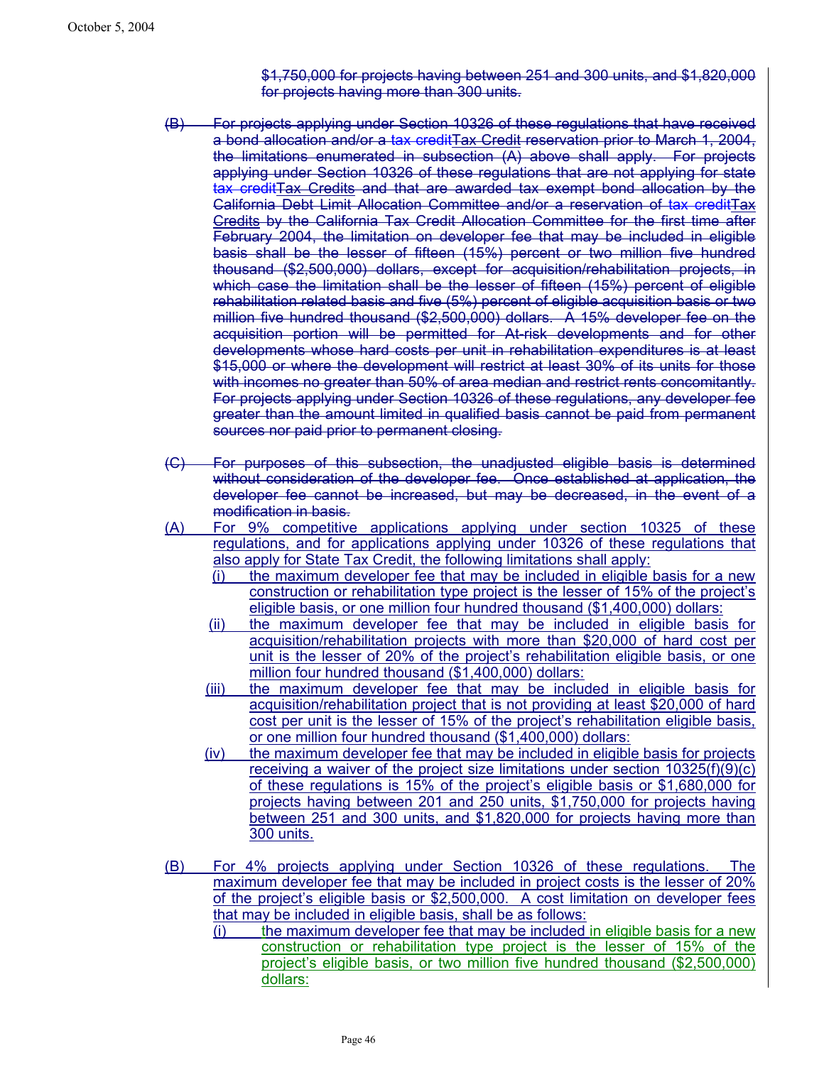~~$1,750,000 for projects having between 251 and 300 units, and $1,820,000 for projects having more than 300 units.~~

~~(B) For projects applying under Section 10326 of these regulations that have received a bond allocation and/or a tax credit~~Tax Credit ~~reservation prior to March 1, 2004, the limitations enumerated in subsection (A) above shall apply. For projects applying under Section 10326 of these regulations that are not applying for state tax credit~~Tax Credits ~~and that are awarded tax exempt bond allocation by the California Debt Limit Allocation Committee and/or a reservation of tax credit~~Tax Credits ~~by the California Tax Credit Allocation Committee for the first time after February 2004, the limitation on developer fee that may be included in eligible basis shall be the lesser of fifteen (15%) percent or two million five hundred thousand ($2,500,000) dollars, except for acquisition/rehabilitation projects, in which case the limitation shall be the lesser of fifteen (15%) percent of eligible rehabilitation related basis and five (5%) percent of eligible acquisition basis or two million five hundred thousand ($2,500,000) dollars. A 15% developer fee on the acquisition portion will be permitted for At-risk developments and for other developments whose hard costs per unit in rehabilitation expenditures is at least $15,000 or where the development will restrict at least 30% of its units for those with incomes no greater than 50% of area median and restrict rents concomitantly. For projects applying under Section 10326 of these regulations, any developer fee greater than the amount limited in qualified basis cannot be paid from permanent sources nor paid prior to permanent closing.~~

~~(C) For purposes of this subsection, the unadjusted eligible basis is determined without consideration of the developer fee. Once established at application, the developer fee cannot be increased, but may be decreased, in the event of a modification in basis.~~

(A) For 9% competitive applications applying under section 10325 of these regulations, and for applications applying under 10326 of these regulations that also apply for State Tax Credit, the following limitations shall apply:

- (i) the maximum developer fee that may be included in eligible basis for a new construction or rehabilitation type project is the lesser of 15% of the project's eligible basis, or one million four hundred thousand ($1,400,000) dollars:
- (ii) the maximum developer fee that may be included in eligible basis for acquisition/rehabilitation projects with more than $20,000 of hard cost per unit is the lesser of 20% of the project's rehabilitation eligible basis, or one million four hundred thousand ($1,400,000) dollars:
- (iii) the maximum developer fee that may be included in eligible basis for acquisition/rehabilitation project that is not providing at least $20,000 of hard cost per unit is the lesser of 15% of the project's rehabilitation eligible basis, or one million four hundred thousand ($1,400,000) dollars:
- (iv) the maximum developer fee that may be included in eligible basis for projects receiving a waiver of the project size limitations under section 10325(f)(9)(c) of these regulations is 15% of the project's eligible basis or $1,680,000 for projects having between 201 and 250 units, $1,750,000 for projects having between 251 and 300 units, and $1,820,000 for projects having more than 300 units.

(B) For 4% projects applying under Section 10326 of these regulations. The maximum developer fee that may be included in project costs is the lesser of 20% of the project's eligible basis or $2,500,000. A cost limitation on developer fees that may be included in eligible basis, shall be as follows:

- (i) the maximum developer fee that may be included in eligible basis for a new construction or rehabilitation type project is the lesser of 15% of the project's eligible basis, or two million five hundred thousand ($2,500,000) dollars: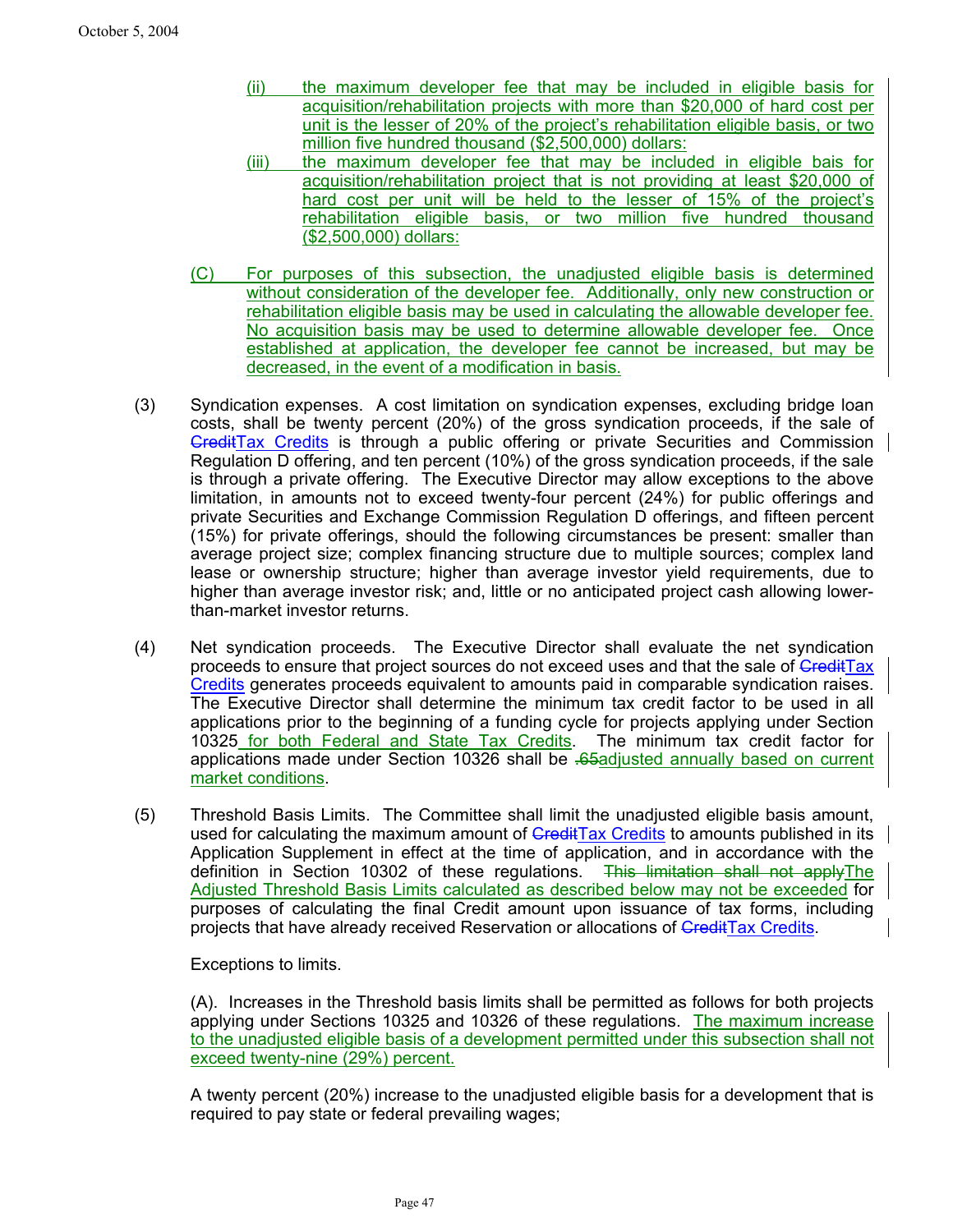(ii) the maximum developer fee that may be included in eligible basis for acquisition/rehabilitation projects with more than $20,000 of hard cost per unit is the lesser of 20% of the project's rehabilitation eligible basis, or two million five hundred thousand ($2,500,000) dollars:

(iii) the maximum developer fee that may be included in eligible bais for acquisition/rehabilitation project that is not providing at least $20,000 of hard cost per unit will be held to the lesser of 15% of the project's rehabilitation eligible basis, or two million five hundred thousand ($2,500,000) dollars:

(C) For purposes of this subsection, the unadjusted eligible basis is determined without consideration of the developer fee. Additionally, only new construction or rehabilitation eligible basis may be used in calculating the allowable developer fee. No acquisition basis may be used to determine allowable developer fee. Once established at application, the developer fee cannot be increased, but may be decreased, in the event of a modification in basis.

(3) Syndication expenses. A cost limitation on syndication expenses, excluding bridge loan costs, shall be twenty percent (20%) of the gross syndication proceeds, if the sale of ~~Credit~~Tax Credits is through a public offering or private Securities and Commission Regulation D offering, and ten percent (10%) of the gross syndication proceeds, if the sale is through a private offering. The Executive Director may allow exceptions to the above limitation, in amounts not to exceed twenty-four percent (24%) for public offerings and private Securities and Exchange Commission Regulation D offerings, and fifteen percent (15%) for private offerings, should the following circumstances be present: smaller than average project size; complex financing structure due to multiple sources; complex land lease or ownership structure; higher than average investor yield requirements, due to higher than average investor risk; and, little or no anticipated project cash allowing lower-than-market investor returns.

(4) Net syndication proceeds. The Executive Director shall evaluate the net syndication proceeds to ensure that project sources do not exceed uses and that the sale of ~~Credit~~Tax Credits generates proceeds equivalent to amounts paid in comparable syndication raises. The Executive Director shall determine the minimum tax credit factor to be used in all applications prior to the beginning of a funding cycle for projects applying under Section 10325 for both Federal and State Tax Credits. The minimum tax credit factor for applications made under Section 10326 shall be ~~.65~~adjusted annually based on current market conditions.

(5) Threshold Basis Limits. The Committee shall limit the unadjusted eligible basis amount, used for calculating the maximum amount of ~~Credit~~Tax Credits to amounts published in its Application Supplement in effect at the time of application, and in accordance with the definition in Section 10302 of these regulations. ~~This limitation shall not apply~~The Adjusted Threshold Basis Limits calculated as described below may not be exceeded for purposes of calculating the final Credit amount upon issuance of tax forms, including projects that have already received Reservation or allocations of ~~Credit~~Tax Credits.

Exceptions to limits.

(A). Increases in the Threshold basis limits shall be permitted as follows for both projects applying under Sections 10325 and 10326 of these regulations. The maximum increase to the unadjusted eligible basis of a development permitted under this subsection shall not exceed twenty-nine (29%) percent.

A twenty percent (20%) increase to the unadjusted eligible basis for a development that is required to pay state or federal prevailing wages;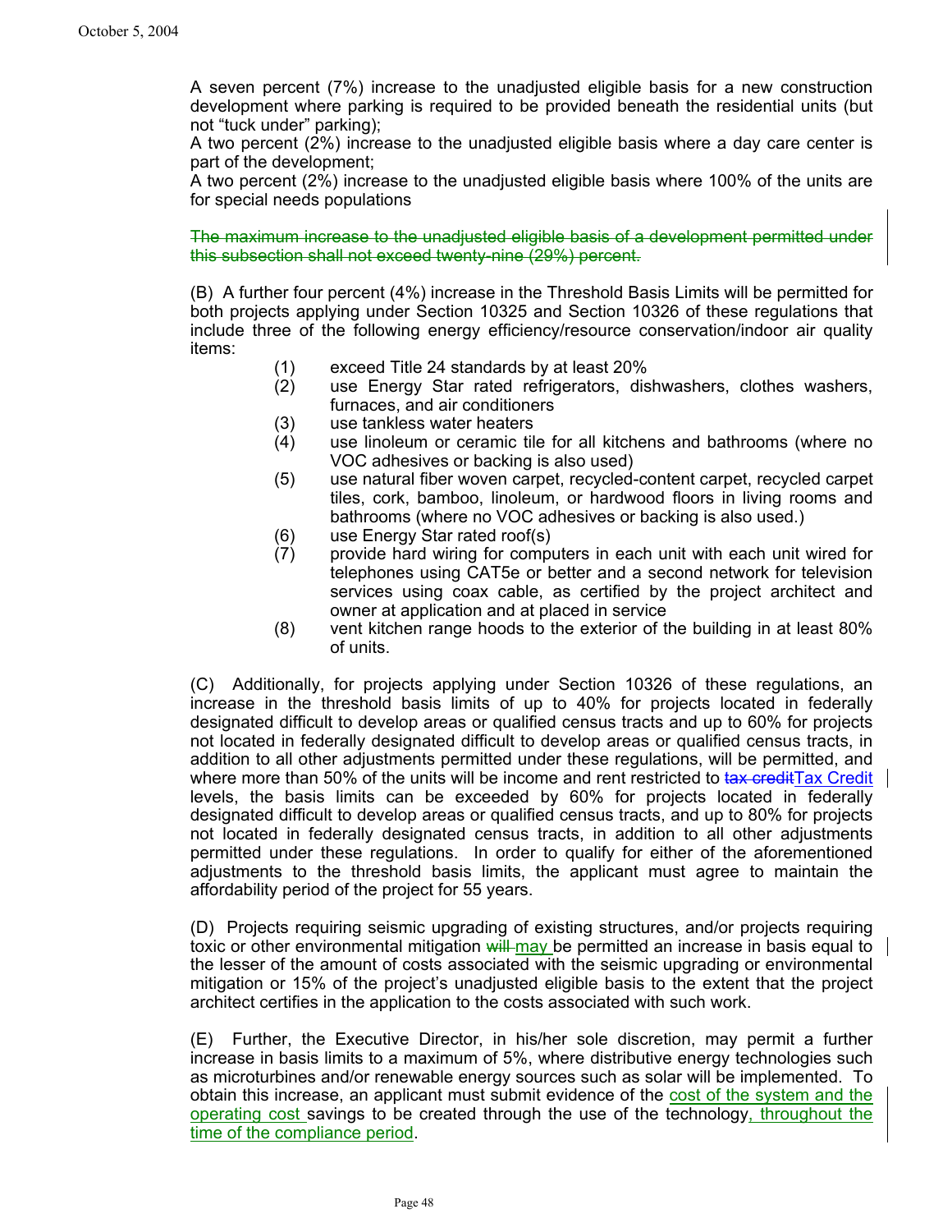A seven percent (7%) increase to the unadjusted eligible basis for a new construction development where parking is required to be provided beneath the residential units (but not "tuck under" parking);
A two percent (2%) increase to the unadjusted eligible basis where a day care center is part of the development;
A two percent (2%) increase to the unadjusted eligible basis where 100% of the units are for special needs populations

~~The maximum increase to the unadjusted eligible basis of a development permitted under this subsection shall not exceed twenty-nine (29%) percent.~~

(B) A further four percent (4%) increase in the Threshold Basis Limits will be permitted for both projects applying under Section 10325 and Section 10326 of these regulations that include three of the following energy efficiency/resource conservation/indoor air quality items:

(1) exceed Title 24 standards by at least 20%
(2) use Energy Star rated refrigerators, dishwashers, clothes washers, furnaces, and air conditioners
(3) use tankless water heaters
(4) use linoleum or ceramic tile for all kitchens and bathrooms (where no VOC adhesives or backing is also used)
(5) use natural fiber woven carpet, recycled-content carpet, recycled carpet tiles, cork, bamboo, linoleum, or hardwood floors in living rooms and bathrooms (where no VOC adhesives or backing is also used.)
(6) use Energy Star rated roof(s)
(7) provide hard wiring for computers in each unit with each unit wired for telephones using CAT5e or better and a second network for television services using coax cable, as certified by the project architect and owner at application and at placed in service
(8) vent kitchen range hoods to the exterior of the building in at least 80% of units.

(C) Additionally, for projects applying under Section 10326 of these regulations, an increase in the threshold basis limits of up to 40% for projects located in federally designated difficult to develop areas or qualified census tracts and up to 60% for projects not located in federally designated difficult to develop areas or qualified census tracts, in addition to all other adjustments permitted under these regulations, will be permitted, and where more than 50% of the units will be income and rent restricted to ~~tax credit~~Tax Credit levels, the basis limits can be exceeded by 60% for projects located in federally designated difficult to develop areas or qualified census tracts, and up to 80% for projects not located in federally designated census tracts, in addition to all other adjustments permitted under these regulations. In order to qualify for either of the aforementioned adjustments to the threshold basis limits, the applicant must agree to maintain the affordability period of the project for 55 years.

(D) Projects requiring seismic upgrading of existing structures, and/or projects requiring toxic or other environmental mitigation ~~will~~ may be permitted an increase in basis equal to the lesser of the amount of costs associated with the seismic upgrading or environmental mitigation or 15% of the project's unadjusted eligible basis to the extent that the project architect certifies in the application to the costs associated with such work.

(E) Further, the Executive Director, in his/her sole discretion, may permit a further increase in basis limits to a maximum of 5%, where distributive energy technologies such as microturbines and/or renewable energy sources such as solar will be implemented. To obtain this increase, an applicant must submit evidence of the cost of the system and the operating cost savings to be created through the use of the technology, throughout the time of the compliance period.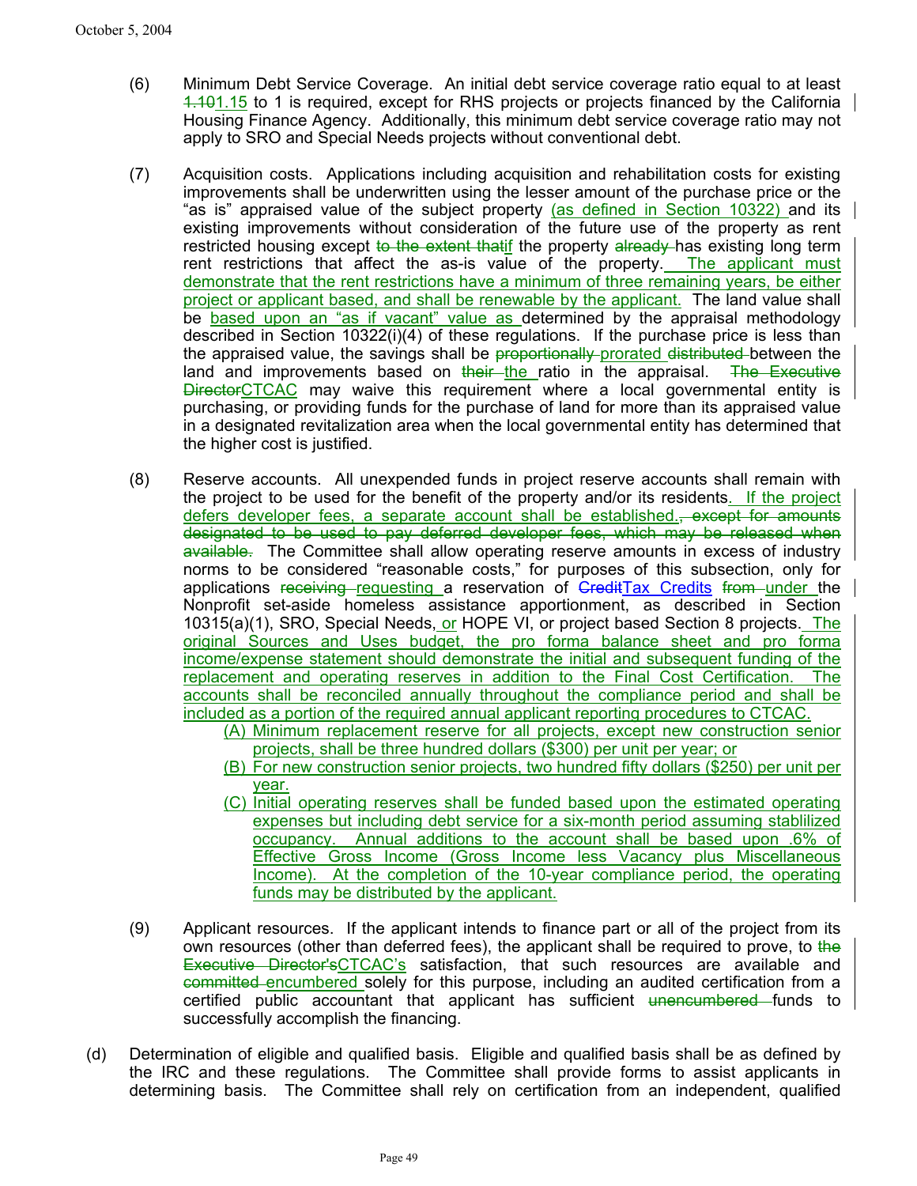(6) Minimum Debt Service Coverage. An initial debt service coverage ratio equal to at least ~~1.10~~1.15 to 1 is required, except for RHS projects or projects financed by the California Housing Finance Agency. Additionally, this minimum debt service coverage ratio may not apply to SRO and Special Needs projects without conventional debt.

(7) Acquisition costs. Applications including acquisition and rehabilitation costs for existing improvements shall be underwritten using the lesser amount of the purchase price or the "as is" appraised value of the subject property (as defined in Section 10322) and its existing improvements without consideration of the future use of the property as rent restricted housing except ~~to the extent that~~if the property ~~already~~ has existing long term rent restrictions that affect the as-is value of the property. The applicant must demonstrate that the rent restrictions have a minimum of three remaining years, be either project or applicant based, and shall be renewable by the applicant. The land value shall be based upon an "as if vacant" value as determined by the appraisal methodology described in Section 10322(i)(4) of these regulations. If the purchase price is less than the appraised value, the savings shall be ~~proportionally~~ prorated ~~distributed~~ between the land and improvements based on ~~their~~ the ratio in the appraisal. ~~The Executive Director~~CTCAC may waive this requirement where a local governmental entity is purchasing, or providing funds for the purchase of land for more than its appraised value in a designated revitalization area when the local governmental entity has determined that the higher cost is justified.

(8) Reserve accounts. All unexpended funds in project reserve accounts shall remain with the project to be used for the benefit of the property and/or its residents. If the project defers developer fees, a separate account shall be established.~~, except for amounts designated to be used to pay deferred developer fees, which may be released when available.~~ The Committee shall allow operating reserve amounts in excess of industry norms to be considered "reasonable costs," for purposes of this subsection, only for applications ~~receiving~~ requesting a reservation of ~~Credit~~Tax Credits ~~from~~ under the Nonprofit set-aside homeless assistance apportionment, as described in Section 10315(a)(1), SRO, Special Needs, or HOPE VI, or project based Section 8 projects. The original Sources and Uses budget, the pro forma balance sheet and pro forma income/expense statement should demonstrate the initial and subsequent funding of the replacement and operating reserves in addition to the Final Cost Certification. The accounts shall be reconciled annually throughout the compliance period and shall be included as a portion of the required annual applicant reporting procedures to CTCAC.

   (A) Minimum replacement reserve for all projects, except new construction senior projects, shall be three hundred dollars ($300) per unit per year; or

   (B) For new construction senior projects, two hundred fifty dollars ($250) per unit per year.

   (C) Initial operating reserves shall be funded based upon the estimated operating expenses but including debt service for a six-month period assuming stablilized occupancy. Annual additions to the account shall be based upon .6% of Effective Gross Income (Gross Income less Vacancy plus Miscellaneous Income). At the completion of the 10-year compliance period, the operating funds may be distributed by the applicant.

(9) Applicant resources. If the applicant intends to finance part or all of the project from its own resources (other than deferred fees), the applicant shall be required to prove, to ~~the Executive Director's~~CTCAC's satisfaction, that such resources are available and ~~committed~~ encumbered solely for this purpose, including an audited certification from a certified public accountant that applicant has sufficient ~~unencumbered~~ funds to successfully accomplish the financing.

(d) Determination of eligible and qualified basis. Eligible and qualified basis shall be as defined by the IRC and these regulations. The Committee shall provide forms to assist applicants in determining basis. The Committee shall rely on certification from an independent, qualified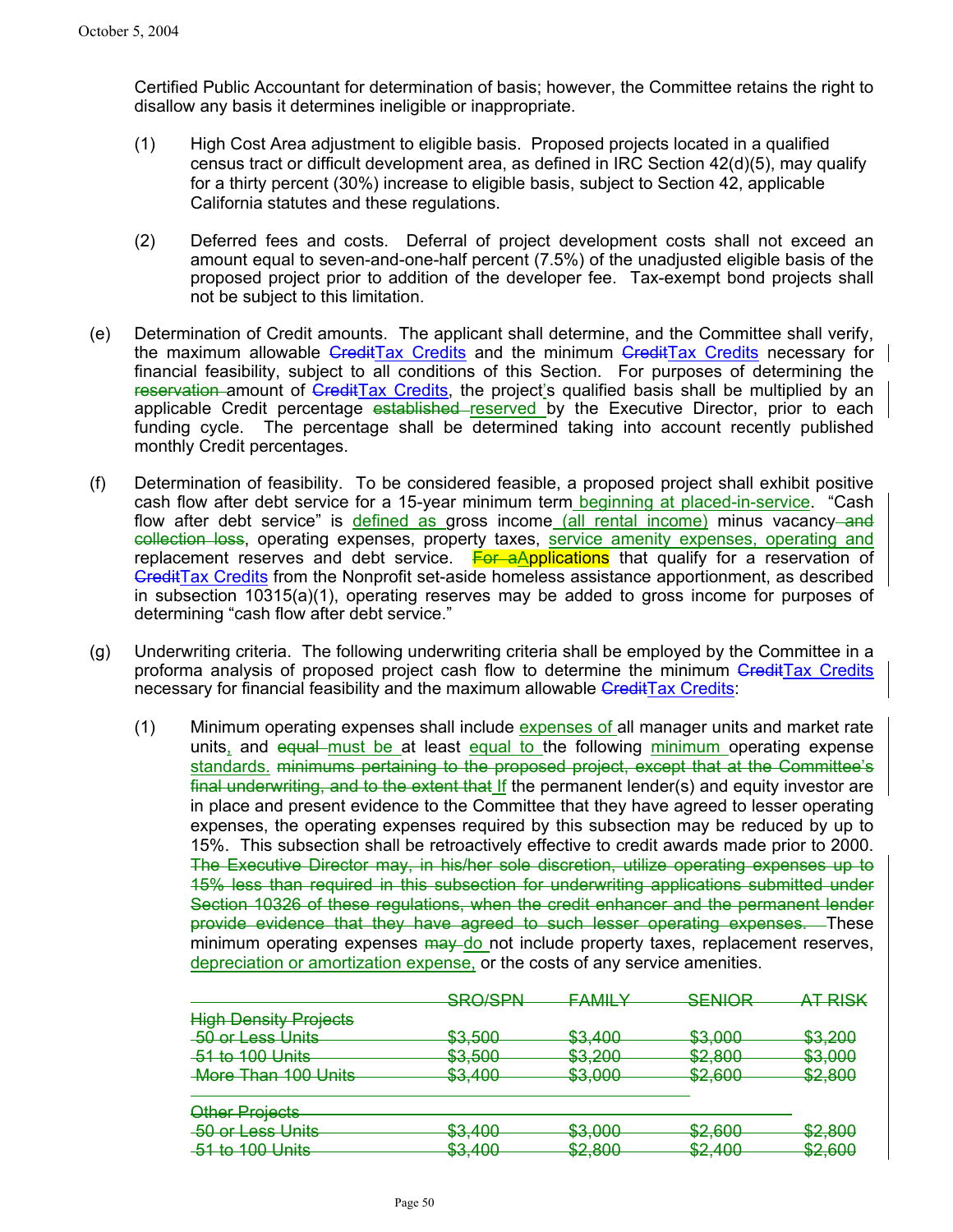Certified Public Accountant for determination of basis; however, the Committee retains the right to disallow any basis it determines ineligible or inappropriate.

(1) High Cost Area adjustment to eligible basis. Proposed projects located in a qualified census tract or difficult development area, as defined in IRC Section 42(d)(5), may qualify for a thirty percent (30%) increase to eligible basis, subject to Section 42, applicable California statutes and these regulations.

(2) Deferred fees and costs. Deferral of project development costs shall not exceed an amount equal to seven-and-one-half percent (7.5%) of the unadjusted eligible basis of the proposed project prior to addition of the developer fee. Tax-exempt bond projects shall not be subject to this limitation.

(e) Determination of Credit amounts. The applicant shall determine, and the Committee shall verify, the maximum allowable ~~Credit~~<u>Tax Credits</u> and the minimum ~~Credit~~<u>Tax Credits</u> necessary for financial feasibility, subject to all conditions of this Section. For purposes of determining the ~~reservation~~ amount of ~~Credit~~<u>Tax Credits</u>, the project<u>'</u>s qualified basis shall be multiplied by an applicable Credit percentage ~~established~~ <u>reserved</u> by the Executive Director, prior to each funding cycle. The percentage shall be determined taking into account recently published monthly Credit percentages.

(f) Determination of feasibility. To be considered feasible, a proposed project shall exhibit positive cash flow after debt service for a 15-year minimum term<u> beginning at placed-in-service</u>. "Cash flow after debt service" is <u>defined as</u> gross income<u> (all rental income)</u> minus vacancy ~~and collection loss~~, operating expenses, property taxes, <u>service amenity expenses, operating and</u> replacement reserves and debt service. ~~For a~~<u>A</u>pplications that qualify for a reservation of ~~Credit~~<u>Tax Credits</u> from the Nonprofit set-aside homeless assistance apportionment, as described in subsection 10315(a)(1), operating reserves may be added to gross income for purposes of determining "cash flow after debt service."

(g) Underwriting criteria. The following underwriting criteria shall be employed by the Committee in a proforma analysis of proposed project cash flow to determine the minimum ~~Credit~~<u>Tax Credits</u> necessary for financial feasibility and the maximum allowable ~~Credit~~<u>Tax Credits</u>:

(1) Minimum operating expenses shall include <u>expenses of</u> all manager units and market rate units<u>,</u> and ~~equal~~ <u>must be</u> at least <u>equal to</u> the following <u>minimum</u> operating expense <u>standards.</u> ~~minimums pertaining to the proposed project, except that at the Committee's final underwriting, and to the extent that~~ <u>If</u> the permanent lender(s) and equity investor are in place and present evidence to the Committee that they have agreed to lesser operating expenses, the operating expenses required by this subsection may be reduced by up to 15%. This subsection shall be retroactively effective to credit awards made prior to 2000. ~~The Executive Director may, in his/her sole discretion, utilize operating expenses up to 15% less than required in this subsection for underwriting applications submitted under Section 10326 of these regulations, when the credit enhancer and the permanent lender provide evidence that they have agreed to such lesser operating expenses.~~ These minimum operating expenses ~~may~~ <u>do</u> not include property taxes, replacement reserves, <u>depreciation or amortization expense,</u> or the costs of any service amenities.

| | ~~SRO/SPN~~ | ~~FAMILY~~ | ~~SENIOR~~ | ~~AT RISK~~ |
|---|---|---|---|---|
| ~~High Density Projects~~ | | | | |
| ~~50 or Less Units~~ | ~~$3,500~~ | ~~$3,400~~ | ~~$3,000~~ | ~~$3,200~~ |
| ~~51 to 100 Units~~ | ~~$3,500~~ | ~~$3,200~~ | ~~$2,800~~ | ~~$3,000~~ |
| ~~More Than 100 Units~~ | ~~$3,400~~ | ~~$3,000~~ | ~~$2,600~~ | ~~$2,800~~ |
| ~~Other Projects~~ | | | | |
| ~~50 or Less Units~~ | ~~$3,400~~ | ~~$3,000~~ | ~~$2,600~~ | ~~$2,800~~ |
| ~~51 to 100 Units~~ | ~~$3,400~~ | ~~$2,800~~ | ~~$2,400~~ | ~~$2,600~~ |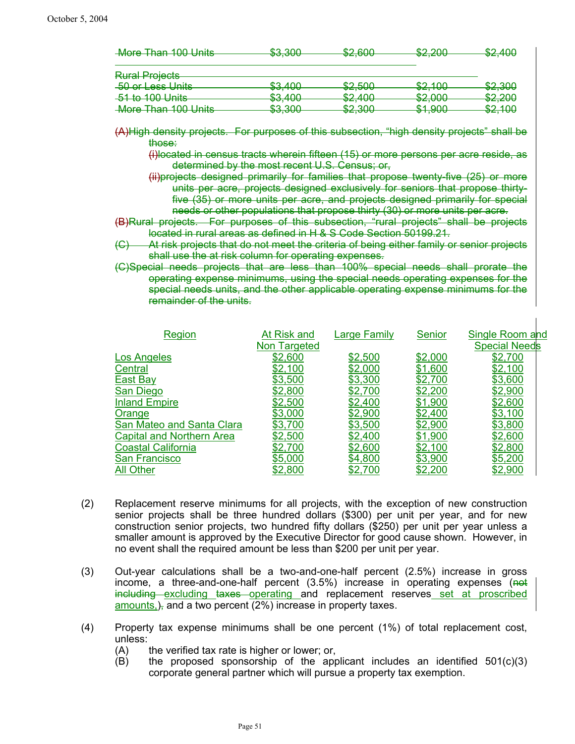~~More Than 100 Units $3,300 $2,600 $2,200 $2,400~~

~~Rural Projects~~

| | | | | |
|---|---|---|---|---|
| ~~50 or Less Units~~ | ~~$3,400~~ | ~~$2,500~~ | ~~$2,100~~ | ~~$2,300~~ |
| ~~51 to 100 Units~~ | ~~$3,400~~ | ~~$2,400~~ | ~~$2,000~~ | ~~$2,200~~ |
| ~~More Than 100 Units~~ | ~~$3,300~~ | ~~$2,300~~ | ~~$1,900~~ | ~~$2,100~~ |

~~(A)High density projects. For purposes of this subsection, "high density projects" shall be those:~~

~~(i)located in census tracts wherein fifteen (15) or more persons per acre reside, as determined by the most recent U.S. Census; or,~~

~~(ii)projects designed primarily for families that propose twenty-five (25) or more units per acre, projects designed exclusively for seniors that propose thirty-five (35) or more units per acre, and projects designed primarily for special needs or other populations that propose thirty (30) or more units per acre.~~

~~(B)Rural projects. For purposes of this subsection, "rural projects" shall be projects located in rural areas as defined in H & S Code Section 50199.21.~~

~~(C) At risk projects that do not meet the criteria of being either family or senior projects shall use the at risk column for operating expenses.~~

~~(C)Special needs projects that are less than 100% special needs shall prorate the operating expense minimums, using the special needs operating expenses for the special needs units, and the other applicable operating expense minimums for the remainder of the units.~~

| Region | At Risk and Non Targeted | Large Family | Senior | Single Room and Special Needs |
|---|---|---|---|---|
| Los Angeles | $2,600 | $2,500 | $2,000 | $2,700 |
| Central | $2,100 | $2,000 | $1,600 | $2,100 |
| East Bay | $3,500 | $3,300 | $2,700 | $3,600 |
| San Diego | $2,800 | $2,700 | $2,200 | $2,900 |
| Inland Empire | $2,500 | $2,400 | $1,900 | $2,600 |
| Orange | $3,000 | $2,900 | $2,400 | $3,100 |
| San Mateo and Santa Clara | $3,700 | $3,500 | $2,900 | $3,800 |
| Capital and Northern Area | $2,500 | $2,400 | $1,900 | $2,600 |
| Coastal California | $2,700 | $2,600 | $2,100 | $2,800 |
| San Francisco | $5,000 | $4,800 | $3,900 | $5,200 |
| All Other | $2,800 | $2,700 | $2,200 | $2,900 |

(2) Replacement reserve minimums for all projects, with the exception of new construction senior projects shall be three hundred dollars ($300) per unit per year, and for new construction senior projects, two hundred fifty dollars ($250) per unit per year unless a smaller amount is approved by the Executive Director for good cause shown. However, in no event shall the required amount be less than $200 per unit per year.

(3) Out-year calculations shall be a two-and-one-half percent (2.5%) increase in gross income, a three-and-one-half percent (3.5%) increase in operating expenses (~~not including~~ excluding ~~taxes~~ operating and replacement reserves set at proscribed amounts,)~~,~~ and a two percent (2%) increase in property taxes.

(4) Property tax expense minimums shall be one percent (1%) of total replacement cost, unless:

(A) the verified tax rate is higher or lower; or,

(B) the proposed sponsorship of the applicant includes an identified 501(c)(3) corporate general partner which will pursue a property tax exemption.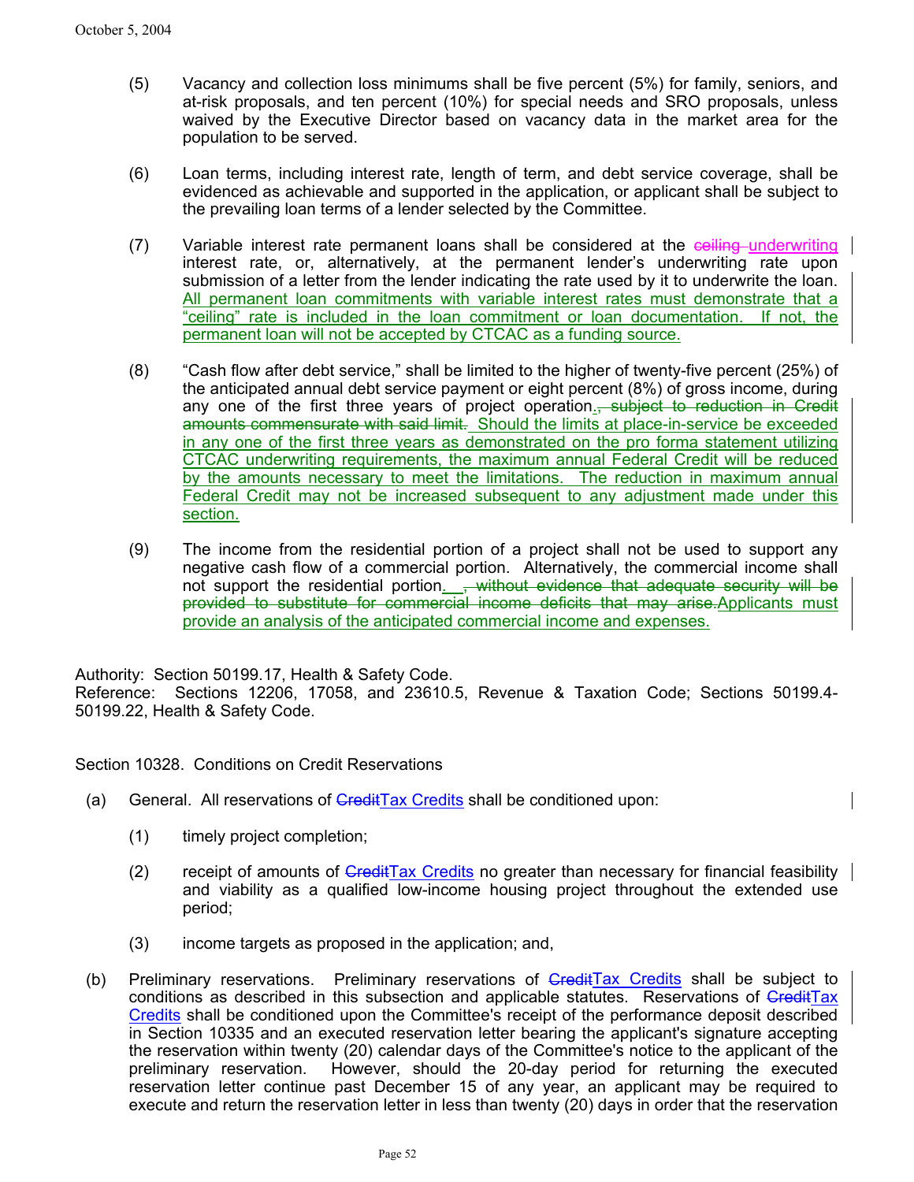(5) Vacancy and collection loss minimums shall be five percent (5%) for family, seniors, and at-risk proposals, and ten percent (10%) for special needs and SRO proposals, unless waived by the Executive Director based on vacancy data in the market area for the population to be served.

(6) Loan terms, including interest rate, length of term, and debt service coverage, shall be evidenced as achievable and supported in the application, or applicant shall be subject to the prevailing loan terms of a lender selected by the Committee.

(7) Variable interest rate permanent loans shall be considered at the ~~ceiling~~ underwriting interest rate, or, alternatively, at the permanent lender's underwriting rate upon submission of a letter from the lender indicating the rate used by it to underwrite the loan. All permanent loan commitments with variable interest rates must demonstrate that a "ceiling" rate is included in the loan commitment or loan documentation. If not, the permanent loan will not be accepted by CTCAC as a funding source.

(8) "Cash flow after debt service," shall be limited to the higher of twenty-five percent (25%) of the anticipated annual debt service payment or eight percent (8%) of gross income, during any one of the first three years of project operation.~~, subject to reduction in Credit amounts commensurate with said limit.~~ Should the limits at place-in-service be exceeded in any one of the first three years as demonstrated on the pro forma statement utilizing CTCAC underwriting requirements, the maximum annual Federal Credit will be reduced by the amounts necessary to meet the limitations. The reduction in maximum annual Federal Credit may not be increased subsequent to any adjustment made under this section.

(9) The income from the residential portion of a project shall not be used to support any negative cash flow of a commercial portion. Alternatively, the commercial income shall not support the residential portion. ~~, without evidence that adequate security will be provided to substitute for commercial income deficits that may arise.~~Applicants must provide an analysis of the anticipated commercial income and expenses.

Authority: Section 50199.17, Health & Safety Code.
Reference: Sections 12206, 17058, and 23610.5, Revenue & Taxation Code; Sections 50199.4-50199.22, Health & Safety Code.

Section 10328. Conditions on Credit Reservations

(a) General. All reservations of ~~Credit~~Tax Credits shall be conditioned upon:

(1) timely project completion;

(2) receipt of amounts of ~~Credit~~Tax Credits no greater than necessary for financial feasibility and viability as a qualified low-income housing project throughout the extended use period;

(3) income targets as proposed in the application; and,

(b) Preliminary reservations. Preliminary reservations of ~~Credit~~Tax Credits shall be subject to conditions as described in this subsection and applicable statutes. Reservations of ~~Credit~~Tax Credits shall be conditioned upon the Committee's receipt of the performance deposit described in Section 10335 and an executed reservation letter bearing the applicant's signature accepting the reservation within twenty (20) calendar days of the Committee's notice to the applicant of the preliminary reservation. However, should the 20-day period for returning the executed reservation letter continue past December 15 of any year, an applicant may be required to execute and return the reservation letter in less than twenty (20) days in order that the reservation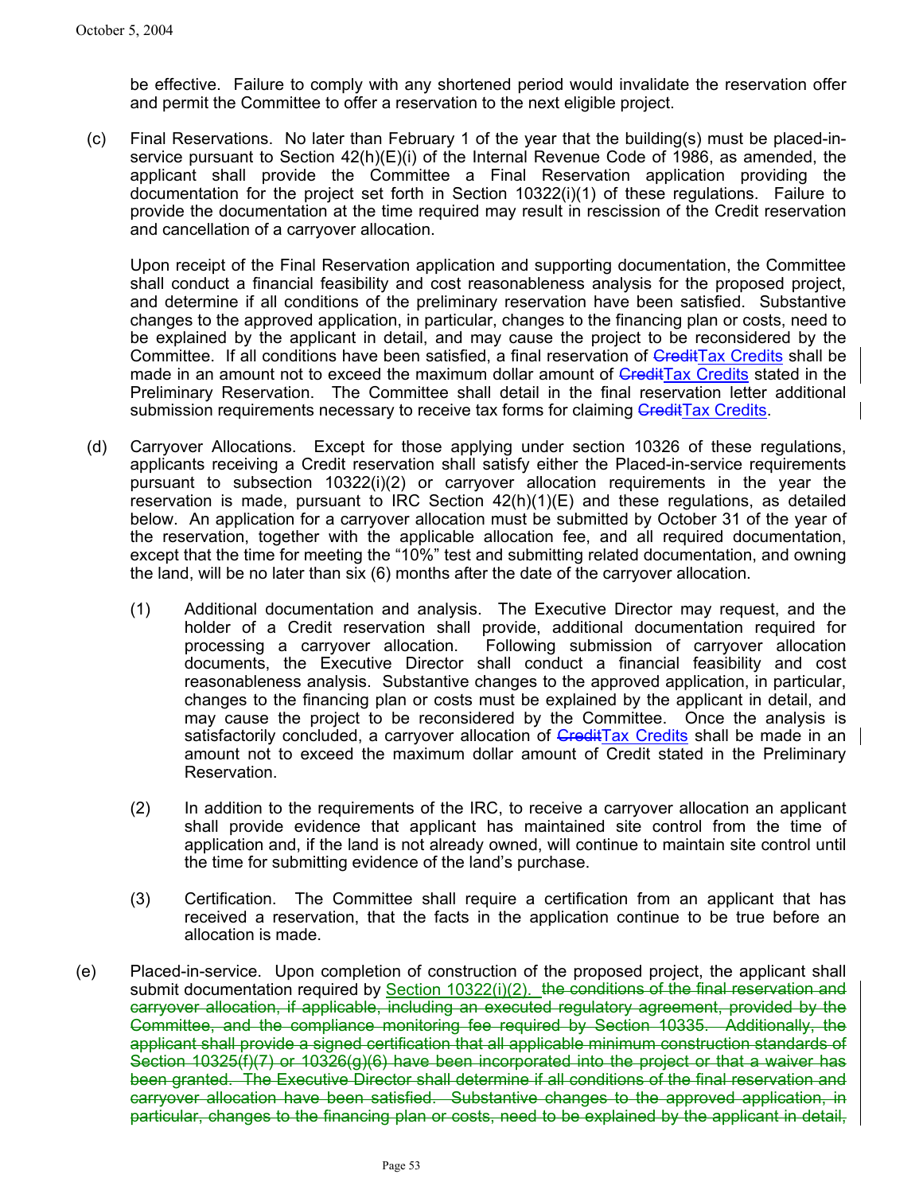be effective. Failure to comply with any shortened period would invalidate the reservation offer and permit the Committee to offer a reservation to the next eligible project.

(c) Final Reservations. No later than February 1 of the year that the building(s) must be placed-in-service pursuant to Section 42(h)(E)(i) of the Internal Revenue Code of 1986, as amended, the applicant shall provide the Committee a Final Reservation application providing the documentation for the project set forth in Section 10322(i)(1) of these regulations. Failure to provide the documentation at the time required may result in rescission of the Credit reservation and cancellation of a carryover allocation.

Upon receipt of the Final Reservation application and supporting documentation, the Committee shall conduct a financial feasibility and cost reasonableness analysis for the proposed project, and determine if all conditions of the preliminary reservation have been satisfied. Substantive changes to the approved application, in particular, changes to the financing plan or costs, need to be explained by the applicant in detail, and may cause the project to be reconsidered by the Committee. If all conditions have been satisfied, a final reservation of ~~Credit~~Tax Credits shall be made in an amount not to exceed the maximum dollar amount of ~~Credit~~Tax Credits stated in the Preliminary Reservation. The Committee shall detail in the final reservation letter additional submission requirements necessary to receive tax forms for claiming ~~Credit~~Tax Credits.

(d) Carryover Allocations. Except for those applying under section 10326 of these regulations, applicants receiving a Credit reservation shall satisfy either the Placed-in-service requirements pursuant to subsection 10322(i)(2) or carryover allocation requirements in the year the reservation is made, pursuant to IRC Section 42(h)(1)(E) and these regulations, as detailed below. An application for a carryover allocation must be submitted by October 31 of the year of the reservation, together with the applicable allocation fee, and all required documentation, except that the time for meeting the "10%" test and submitting related documentation, and owning the land, will be no later than six (6) months after the date of the carryover allocation.

(1) Additional documentation and analysis. The Executive Director may request, and the holder of a Credit reservation shall provide, additional documentation required for processing a carryover allocation. Following submission of carryover allocation documents, the Executive Director shall conduct a financial feasibility and cost reasonableness analysis. Substantive changes to the approved application, in particular, changes to the financing plan or costs must be explained by the applicant in detail, and may cause the project to be reconsidered by the Committee. Once the analysis is satisfactorily concluded, a carryover allocation of ~~Credit~~Tax Credits shall be made in an amount not to exceed the maximum dollar amount of Credit stated in the Preliminary Reservation.

(2) In addition to the requirements of the IRC, to receive a carryover allocation an applicant shall provide evidence that applicant has maintained site control from the time of application and, if the land is not already owned, will continue to maintain site control until the time for submitting evidence of the land's purchase.

(3) Certification. The Committee shall require a certification from an applicant that has received a reservation, that the facts in the application continue to be true before an allocation is made.

(e) Placed-in-service. Upon completion of construction of the proposed project, the applicant shall submit documentation required by Section 10322(i)(2). ~~the conditions of the final reservation and carryover allocation, if applicable, including an executed regulatory agreement, provided by the Committee, and the compliance monitoring fee required by Section 10335. Additionally, the applicant shall provide a signed certification that all applicable minimum construction standards of Section 10325(f)(7) or 10326(g)(6) have been incorporated into the project or that a waiver has been granted. The Executive Director shall determine if all conditions of the final reservation and carryover allocation have been satisfied. Substantive changes to the approved application, in particular, changes to the financing plan or costs, need to be explained by the applicant in detail,~~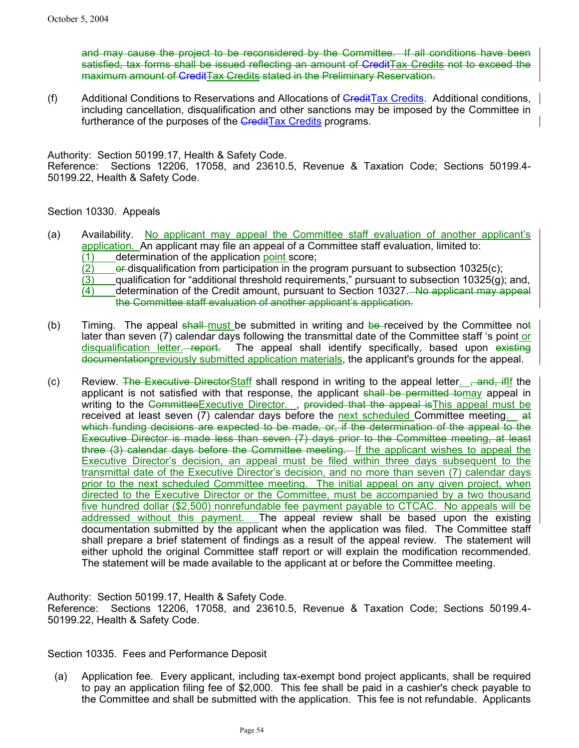and may cause the project to be reconsidered by the Committee. If all conditions have been satisfied, tax forms shall be issued reflecting an amount of CreditTax Credits not to exceed the maximum amount of CreditTax Credits stated in the Preliminary Reservation.

(f) Additional Conditions to Reservations and Allocations of CreditTax Credits. Additional conditions, including cancellation, disqualification and other sanctions may be imposed by the Committee in furtherance of the purposes of the CreditTax Credits programs.

Authority: Section 50199.17, Health & Safety Code.
Reference: Sections 12206, 17058, and 23610.5, Revenue & Taxation Code; Sections 50199.4-50199.22, Health & Safety Code.

Section 10330. Appeals

(a) Availability. No applicant may appeal the Committee staff evaluation of another applicant's application. An applicant may file an appeal of a Committee staff evaluation, limited to:
(1) determination of the application point score;
(2) or disqualification from participation in the program pursuant to subsection 10325(c);
(3) qualification for "additional threshold requirements," pursuant to subsection 10325(g); and,
(4) determination of the Credit amount, pursuant to Section 10327. No applicant may appeal the Committee staff evaluation of another applicant's application.

(b) Timing. The appeal shall must be submitted in writing and be received by the Committee not later than seven (7) calendar days following the transmittal date of the Committee staff 's point or disqualification letter. report. The appeal shall identify specifically, based upon existing documentationpreviously submitted application materials, the applicant's grounds for the appeal.

(c) Review. The Executive DirectorStaff shall respond in writing to the appeal letter. , and, ifIf the applicant is not satisfied with that response, the applicant shall be permitted tomay appeal in writing to the CommitteeExecutive Director. , provided that the appeal isThis appeal must be received at least seven (7) calendar days before the next scheduled Committee meeting. at which funding decisions are expected to be made, or, if the determination of the appeal to the Executive Director is made less than seven (7) days prior to the Committee meeting, at least three (3) calendar days before the Committee meeting. If the applicant wishes to appeal the Executive Director's decision, an appeal must be filed within three days subsequent to the transmittal date of the Executive Director's decision, and no more than seven (7) calendar days prior to the next scheduled Committee meeting. The initial appeal on any given project, when directed to the Executive Director or the Committee, must be accompanied by a two thousand five hundred dollar ($2,500) nonrefundable fee payment payable to CTCAC. No appeals will be addressed without this payment. The appeal review shall be based upon the existing documentation submitted by the applicant when the application was filed. The Committee staff shall prepare a brief statement of findings as a result of the appeal review. The statement will either uphold the original Committee staff report or will explain the modification recommended. The statement will be made available to the applicant at or before the Committee meeting.

Authority: Section 50199.17, Health & Safety Code.
Reference: Sections 12206, 17058, and 23610.5, Revenue & Taxation Code; Sections 50199.4-50199.22, Health & Safety Code.

Section 10335. Fees and Performance Deposit

(a) Application fee. Every applicant, including tax-exempt bond project applicants, shall be required to pay an application filing fee of $2,000. This fee shall be paid in a cashier's check payable to the Committee and shall be submitted with the application. This fee is not refundable. Applicants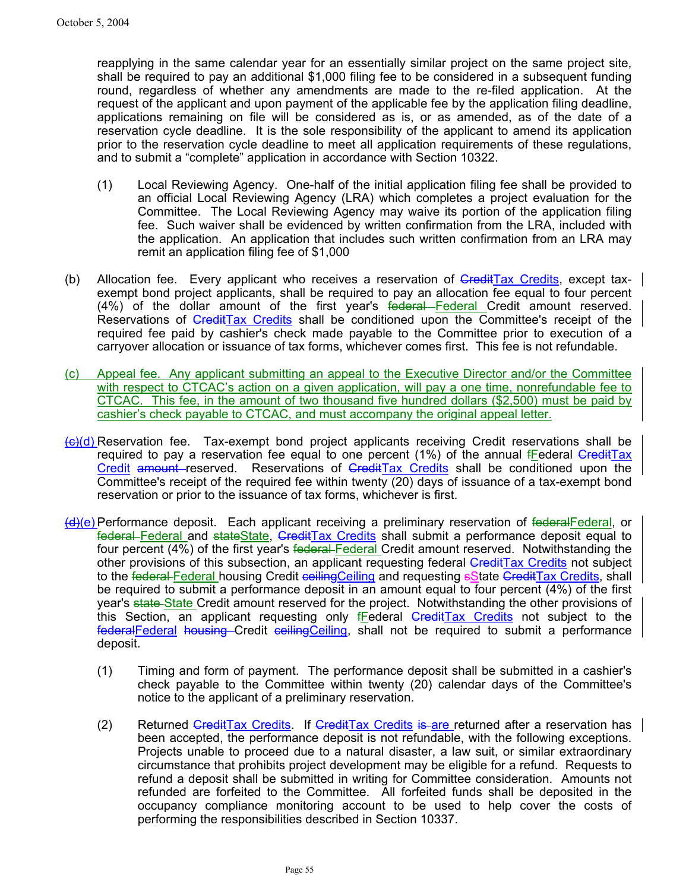reapplying in the same calendar year for an essentially similar project on the same project site, shall be required to pay an additional $1,000 filing fee to be considered in a subsequent funding round, regardless of whether any amendments are made to the re-filed application. At the request of the applicant and upon payment of the applicable fee by the application filing deadline, applications remaining on file will be considered as is, or as amended, as of the date of a reservation cycle deadline. It is the sole responsibility of the applicant to amend its application prior to the reservation cycle deadline to meet all application requirements of these regulations, and to submit a "complete" application in accordance with Section 10322.

(1) Local Reviewing Agency. One-half of the initial application filing fee shall be provided to an official Local Reviewing Agency (LRA) which completes a project evaluation for the Committee. The Local Reviewing Agency may waive its portion of the application filing fee. Such waiver shall be evidenced by written confirmation from the LRA, included with the application. An application that includes such written confirmation from an LRA may remit an application filing fee of $1,000

(b) Allocation fee. Every applicant who receives a reservation of ~~Credit~~Tax Credits, except tax-exempt bond project applicants, shall be required to pay an allocation fee equal to four percent (4%) of the dollar amount of the first year's ~~federal~~ Federal Credit amount reserved. Reservations of ~~Credit~~Tax Credits shall be conditioned upon the Committee's receipt of the required fee paid by cashier's check made payable to the Committee prior to execution of a carryover allocation or issuance of tax forms, whichever comes first. This fee is not refundable.

(c) Appeal fee. Any applicant submitting an appeal to the Executive Director and/or the Committee with respect to CTCAC's action on a given application, will pay a one time, nonrefundable fee to CTCAC. This fee, in the amount of two thousand five hundred dollars ($2,500) must be paid by cashier's check payable to CTCAC, and must accompany the original appeal letter.

~~(c)~~(d) Reservation fee. Tax-exempt bond project applicants receiving Credit reservations shall be required to pay a reservation fee equal to one percent (1%) of the annual ~~f~~Federal ~~Credit~~Tax Credit ~~amount~~ reserved. Reservations of ~~Credit~~Tax Credits shall be conditioned upon the Committee's receipt of the required fee within twenty (20) days of issuance of a tax-exempt bond reservation or prior to the issuance of tax forms, whichever is first.

~~(d)~~(e) Performance deposit. Each applicant receiving a preliminary reservation of ~~federal~~Federal, or ~~federal~~ Federal and ~~state~~State, ~~Credit~~Tax Credits shall submit a performance deposit equal to four percent (4%) of the first year's ~~federal~~ Federal Credit amount reserved. Notwithstanding the other provisions of this subsection, an applicant requesting federal ~~Credit~~Tax Credits not subject to the ~~federal~~ Federal housing Credit ~~ceiling~~Ceiling and requesting ~~s~~State ~~Credit~~Tax Credits, shall be required to submit a performance deposit in an amount equal to four percent (4%) of the first year's ~~state~~ State Credit amount reserved for the project. Notwithstanding the other provisions of this Section, an applicant requesting only ~~f~~Federal ~~Credit~~Tax Credits not subject to the ~~federal~~Federal ~~housing~~ Credit ~~ceiling~~Ceiling, shall not be required to submit a performance deposit.

(1) Timing and form of payment. The performance deposit shall be submitted in a cashier's check payable to the Committee within twenty (20) calendar days of the Committee's notice to the applicant of a preliminary reservation.

(2) Returned ~~Credit~~Tax Credits. If ~~Credit~~Tax Credits ~~is~~ are returned after a reservation has been accepted, the performance deposit is not refundable, with the following exceptions. Projects unable to proceed due to a natural disaster, a law suit, or similar extraordinary circumstance that prohibits project development may be eligible for a refund. Requests to refund a deposit shall be submitted in writing for Committee consideration. Amounts not refunded are forfeited to the Committee. All forfeited funds shall be deposited in the occupancy compliance monitoring account to be used to help cover the costs of performing the responsibilities described in Section 10337.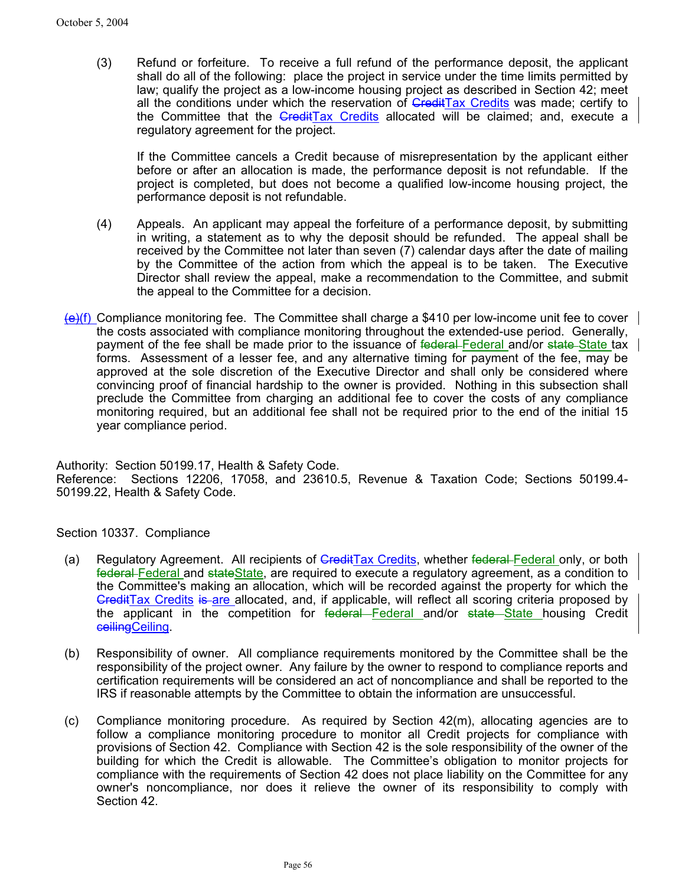(3) Refund or forfeiture. To receive a full refund of the performance deposit, the applicant shall do all of the following: place the project in service under the time limits permitted by law; qualify the project as a low-income housing project as described in Section 42; meet all the conditions under which the reservation of ~~Credit~~Tax Credits was made; certify to the Committee that the ~~Credit~~Tax Credits allocated will be claimed; and, execute a regulatory agreement for the project.

If the Committee cancels a Credit because of misrepresentation by the applicant either before or after an allocation is made, the performance deposit is not refundable. If the project is completed, but does not become a qualified low-income housing project, the performance deposit is not refundable.

(4) Appeals. An applicant may appeal the forfeiture of a performance deposit, by submitting in writing, a statement as to why the deposit should be refunded. The appeal shall be received by the Committee not later than seven (7) calendar days after the date of mailing by the Committee of the action from which the appeal is to be taken. The Executive Director shall review the appeal, make a recommendation to the Committee, and submit the appeal to the Committee for a decision.

~~(e)~~(f) Compliance monitoring fee. The Committee shall charge a $410 per low-income unit fee to cover the costs associated with compliance monitoring throughout the extended-use period. Generally, payment of the fee shall be made prior to the issuance of ~~federal~~ Federal and/or ~~state~~ State tax forms. Assessment of a lesser fee, and any alternative timing for payment of the fee, may be approved at the sole discretion of the Executive Director and shall only be considered where convincing proof of financial hardship to the owner is provided. Nothing in this subsection shall preclude the Committee from charging an additional fee to cover the costs of any compliance monitoring required, but an additional fee shall not be required prior to the end of the initial 15 year compliance period.

Authority: Section 50199.17, Health & Safety Code.
Reference: Sections 12206, 17058, and 23610.5, Revenue & Taxation Code; Sections 50199.4-50199.22, Health & Safety Code.

Section 10337. Compliance

(a) Regulatory Agreement. All recipients of ~~Credit~~Tax Credits, whether ~~federal~~ Federal only, or both ~~federal~~ Federal and ~~state~~State, are required to execute a regulatory agreement, as a condition to the Committee's making an allocation, which will be recorded against the property for which the ~~Credit~~Tax Credits ~~is~~ are allocated, and, if applicable, will reflect all scoring criteria proposed by the applicant in the competition for ~~federal~~ Federal and/or ~~state~~ State housing Credit ~~ceiling~~Ceiling.

(b) Responsibility of owner. All compliance requirements monitored by the Committee shall be the responsibility of the project owner. Any failure by the owner to respond to compliance reports and certification requirements will be considered an act of noncompliance and shall be reported to the IRS if reasonable attempts by the Committee to obtain the information are unsuccessful.

(c) Compliance monitoring procedure. As required by Section 42(m), allocating agencies are to follow a compliance monitoring procedure to monitor all Credit projects for compliance with provisions of Section 42. Compliance with Section 42 is the sole responsibility of the owner of the building for which the Credit is allowable. The Committee's obligation to monitor projects for compliance with the requirements of Section 42 does not place liability on the Committee for any owner's noncompliance, nor does it relieve the owner of its responsibility to comply with Section 42.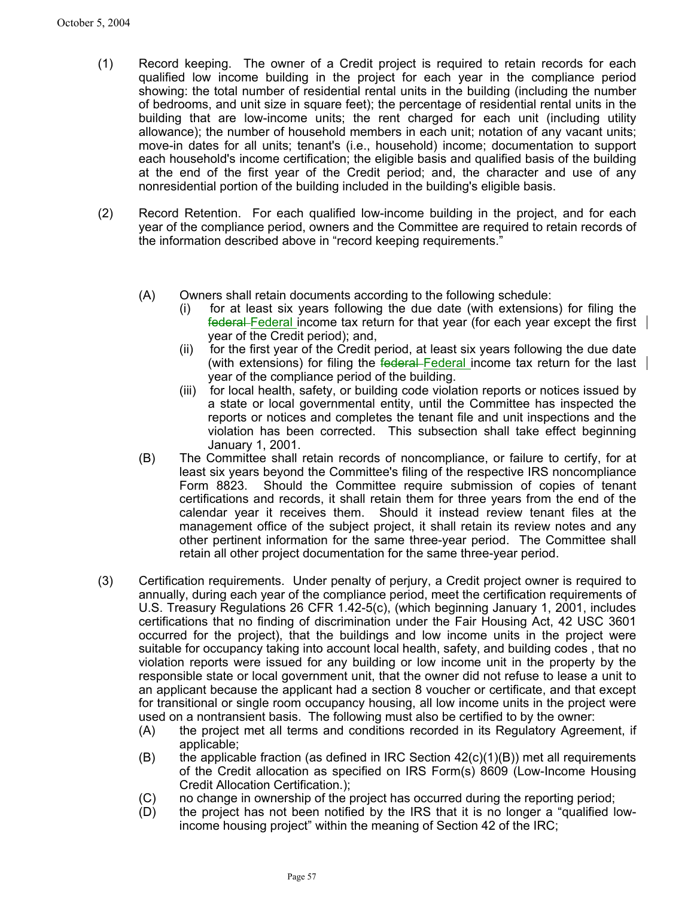(1) Record keeping. The owner of a Credit project is required to retain records for each qualified low income building in the project for each year in the compliance period showing: the total number of residential rental units in the building (including the number of bedrooms, and unit size in square feet); the percentage of residential rental units in the building that are low-income units; the rent charged for each unit (including utility allowance); the number of household members in each unit; notation of any vacant units; move-in dates for all units; tenant's (i.e., household) income; documentation to support each household's income certification; the eligible basis and qualified basis of the building at the end of the first year of the Credit period; and, the character and use of any nonresidential portion of the building included in the building's eligible basis.

(2) Record Retention. For each qualified low-income building in the project, and for each year of the compliance period, owners and the Committee are required to retain records of the information described above in "record keeping requirements."

(A) Owners shall retain documents according to the following schedule:

(i) for at least six years following the due date (with extensions) for filing the ~~federal~~ Federal income tax return for that year (for each year except the first year of the Credit period); and,

(ii) for the first year of the Credit period, at least six years following the due date (with extensions) for filing the ~~federal~~ Federal income tax return for the last year of the compliance period of the building.

(iii) for local health, safety, or building code violation reports or notices issued by a state or local governmental entity, until the Committee has inspected the reports or notices and completes the tenant file and unit inspections and the violation has been corrected. This subsection shall take effect beginning January 1, 2001.

(B) The Committee shall retain records of noncompliance, or failure to certify, for at least six years beyond the Committee's filing of the respective IRS noncompliance Form 8823. Should the Committee require submission of copies of tenant certifications and records, it shall retain them for three years from the end of the calendar year it receives them. Should it instead review tenant files at the management office of the subject project, it shall retain its review notes and any other pertinent information for the same three-year period. The Committee shall retain all other project documentation for the same three-year period.

(3) Certification requirements. Under penalty of perjury, a Credit project owner is required to annually, during each year of the compliance period, meet the certification requirements of U.S. Treasury Regulations 26 CFR 1.42-5(c), (which beginning January 1, 2001, includes certifications that no finding of discrimination under the Fair Housing Act, 42 USC 3601 occurred for the project), that the buildings and low income units in the project were suitable for occupancy taking into account local health, safety, and building codes , that no violation reports were issued for any building or low income unit in the property by the responsible state or local government unit, that the owner did not refuse to lease a unit to an applicant because the applicant had a section 8 voucher or certificate, and that except for transitional or single room occupancy housing, all low income units in the project were used on a nontransient basis. The following must also be certified to by the owner:

(A) the project met all terms and conditions recorded in its Regulatory Agreement, if applicable;

(B) the applicable fraction (as defined in IRC Section 42(c)(1)(B)) met all requirements of the Credit allocation as specified on IRS Form(s) 8609 (Low-Income Housing Credit Allocation Certification.);

(C) no change in ownership of the project has occurred during the reporting period;

(D) the project has not been notified by the IRS that it is no longer a "qualified low-income housing project" within the meaning of Section 42 of the IRC;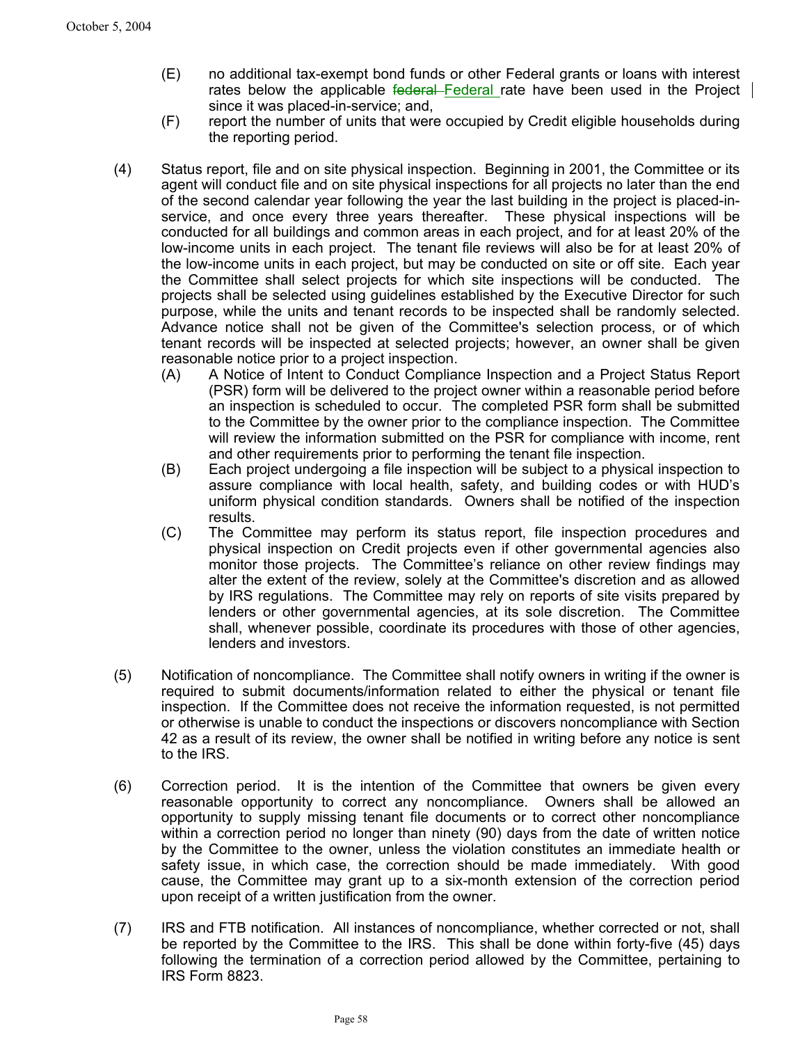(E) no additional tax-exempt bond funds or other Federal grants or loans with interest rates below the applicable ~~federal~~ Federal rate have been used in the Project since it was placed-in-service; and,

(F) report the number of units that were occupied by Credit eligible households during the reporting period.

(4) Status report, file and on site physical inspection. Beginning in 2001, the Committee or its agent will conduct file and on site physical inspections for all projects no later than the end of the second calendar year following the year the last building in the project is placed-in-service, and once every three years thereafter. These physical inspections will be conducted for all buildings and common areas in each project, and for at least 20% of the low-income units in each project. The tenant file reviews will also be for at least 20% of the low-income units in each project, but may be conducted on site or off site. Each year the Committee shall select projects for which site inspections will be conducted. The projects shall be selected using guidelines established by the Executive Director for such purpose, while the units and tenant records to be inspected shall be randomly selected. Advance notice shall not be given of the Committee's selection process, or of which tenant records will be inspected at selected projects; however, an owner shall be given reasonable notice prior to a project inspection.

(A) A Notice of Intent to Conduct Compliance Inspection and a Project Status Report (PSR) form will be delivered to the project owner within a reasonable period before an inspection is scheduled to occur. The completed PSR form shall be submitted to the Committee by the owner prior to the compliance inspection. The Committee will review the information submitted on the PSR for compliance with income, rent and other requirements prior to performing the tenant file inspection.

(B) Each project undergoing a file inspection will be subject to a physical inspection to assure compliance with local health, safety, and building codes or with HUD's uniform physical condition standards. Owners shall be notified of the inspection results.

(C) The Committee may perform its status report, file inspection procedures and physical inspection on Credit projects even if other governmental agencies also monitor those projects. The Committee's reliance on other review findings may alter the extent of the review, solely at the Committee's discretion and as allowed by IRS regulations. The Committee may rely on reports of site visits prepared by lenders or other governmental agencies, at its sole discretion. The Committee shall, whenever possible, coordinate its procedures with those of other agencies, lenders and investors.

(5) Notification of noncompliance. The Committee shall notify owners in writing if the owner is required to submit documents/information related to either the physical or tenant file inspection. If the Committee does not receive the information requested, is not permitted or otherwise is unable to conduct the inspections or discovers noncompliance with Section 42 as a result of its review, the owner shall be notified in writing before any notice is sent to the IRS.

(6) Correction period. It is the intention of the Committee that owners be given every reasonable opportunity to correct any noncompliance. Owners shall be allowed an opportunity to supply missing tenant file documents or to correct other noncompliance within a correction period no longer than ninety (90) days from the date of written notice by the Committee to the owner, unless the violation constitutes an immediate health or safety issue, in which case, the correction should be made immediately. With good cause, the Committee may grant up to a six-month extension of the correction period upon receipt of a written justification from the owner.

(7) IRS and FTB notification. All instances of noncompliance, whether corrected or not, shall be reported by the Committee to the IRS. This shall be done within forty-five (45) days following the termination of a correction period allowed by the Committee, pertaining to IRS Form 8823.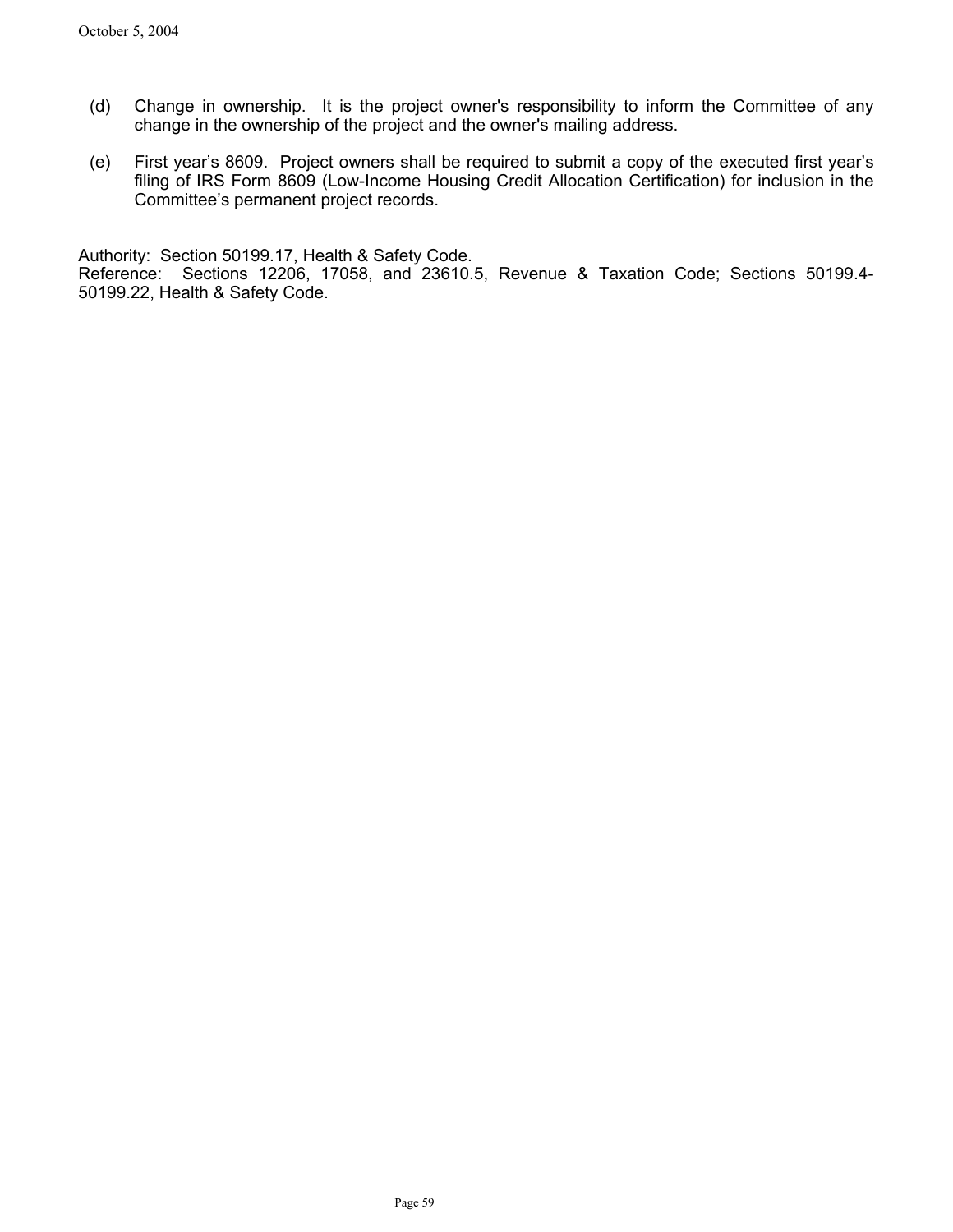(d) Change in ownership. It is the project owner's responsibility to inform the Committee of any change in the ownership of the project and the owner's mailing address.

(e) First year’s 8609. Project owners shall be required to submit a copy of the executed first year’s filing of IRS Form 8609 (Low-Income Housing Credit Allocation Certification) for inclusion in the Committee’s permanent project records.

Authority: Section 50199.17, Health & Safety Code.
Reference: Sections 12206, 17058, and 23610.5, Revenue & Taxation Code; Sections 50199.4-50199.22, Health & Safety Code.